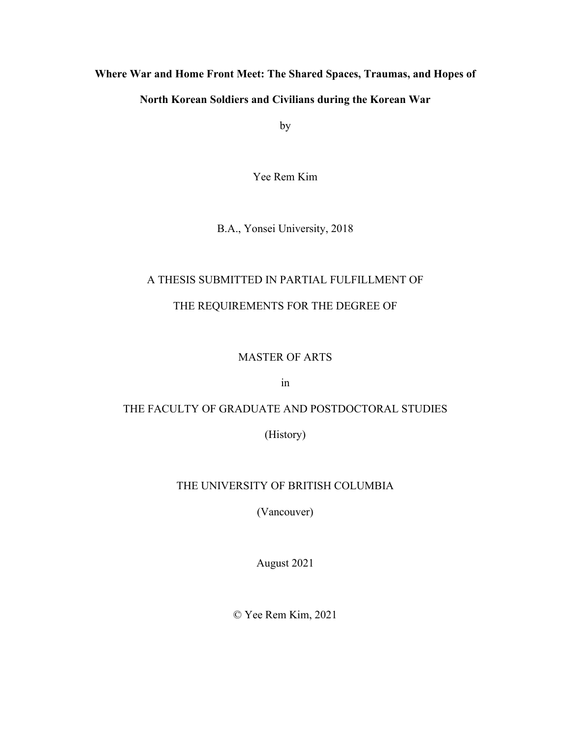# Where War and Home Front Meet: The Shared Spaces, Traumas, and Hopes of North Korean Soldiers and Civilians during the Korean War

by

Yee Rem Kim

B.A., Yonsei University, 2018

A THESIS SUBMITTED IN PARTIAL FULFILLMENT OF

THE REQUIREMENTS FOR THE DEGREE OF

MASTER OF ARTS

in

THE FACULTY OF GRADUATE AND POSTDOCTORAL STUDIES

(History)

THE UNIVERSITY OF BRITISH COLUMBIA

(Vancouver)

August 2021

© Yee Rem Kim, 2021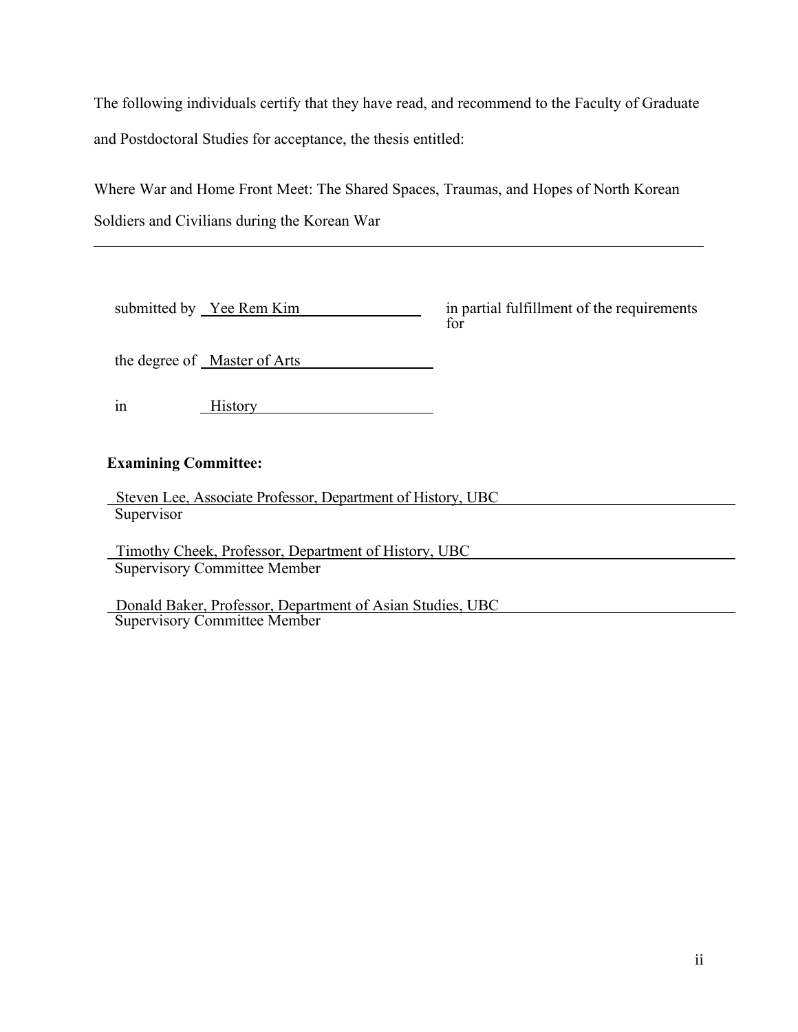The following individuals certify that they have read, and recommend to the Faculty of Graduate and Postdoctoral Studies for acceptance, the thesis entitled:

Where War and Home Front Meet: The Shared Spaces, Traumas, and Hopes of North Korean Soldiers and Civilians during the Korean War

submitted by Yee Rem Kim in partial fulfillment of the requirements for

the degree of Master of Arts

in History

**Examining Committee:**

Steven Lee, Associate Professor, Department of History, UBC
Supervisor

Timothy Cheek, Professor, Department of History, UBC
Supervisory Committee Member

Donald Baker, Professor, Department of Asian Studies, UBC
Supervisory Committee Member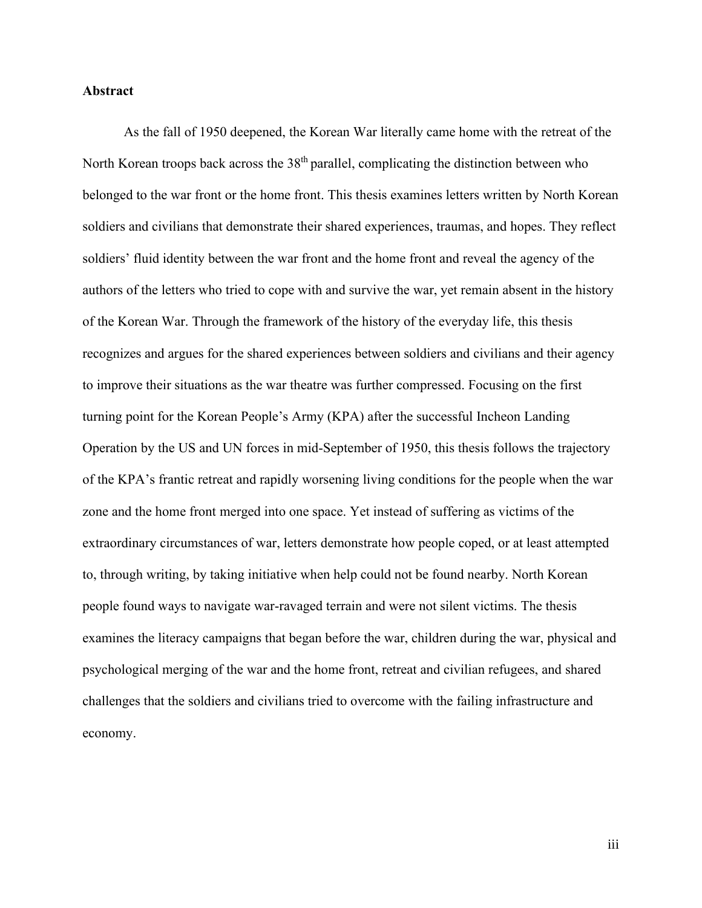**Abstract**

As the fall of 1950 deepened, the Korean War literally came home with the retreat of the North Korean troops back across the 38th parallel, complicating the distinction between who belonged to the war front or the home front. This thesis examines letters written by North Korean soldiers and civilians that demonstrate their shared experiences, traumas, and hopes. They reflect soldiers' fluid identity between the war front and the home front and reveal the agency of the authors of the letters who tried to cope with and survive the war, yet remain absent in the history of the Korean War. Through the framework of the history of the everyday life, this thesis recognizes and argues for the shared experiences between soldiers and civilians and their agency to improve their situations as the war theatre was further compressed. Focusing on the first turning point for the Korean People's Army (KPA) after the successful Incheon Landing Operation by the US and UN forces in mid-September of 1950, this thesis follows the trajectory of the KPA's frantic retreat and rapidly worsening living conditions for the people when the war zone and the home front merged into one space. Yet instead of suffering as victims of the extraordinary circumstances of war, letters demonstrate how people coped, or at least attempted to, through writing, by taking initiative when help could not be found nearby. North Korean people found ways to navigate war-ravaged terrain and were not silent victims. The thesis examines the literacy campaigns that began before the war, children during the war, physical and psychological merging of the war and the home front, retreat and civilian refugees, and shared challenges that the soldiers and civilians tried to overcome with the failing infrastructure and economy.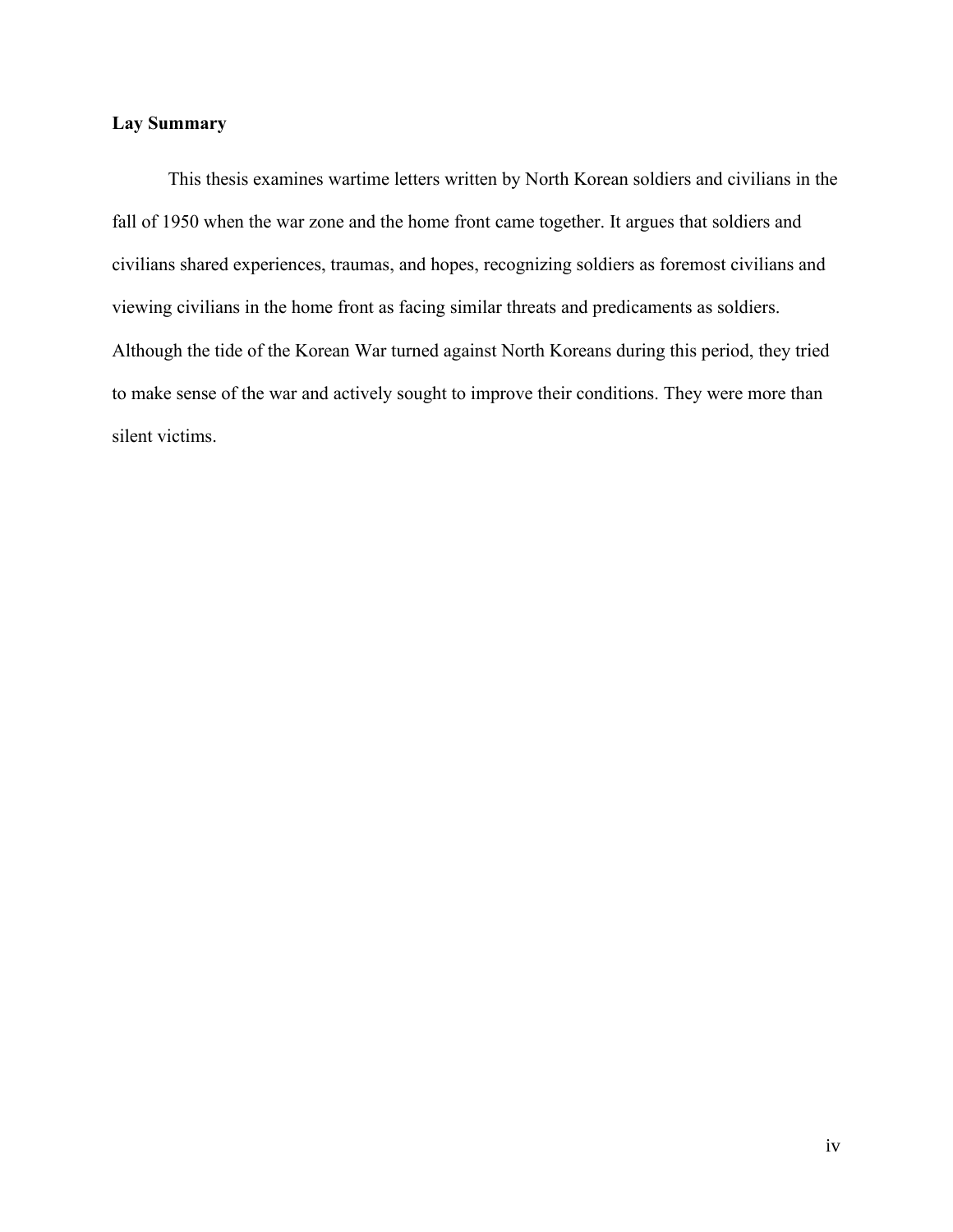## Lay Summary

This thesis examines wartime letters written by North Korean soldiers and civilians in the fall of 1950 when the war zone and the home front came together. It argues that soldiers and civilians shared experiences, traumas, and hopes, recognizing soldiers as foremost civilians and viewing civilians in the home front as facing similar threats and predicaments as soldiers. Although the tide of the Korean War turned against North Koreans during this period, they tried to make sense of the war and actively sought to improve their conditions. They were more than silent victims.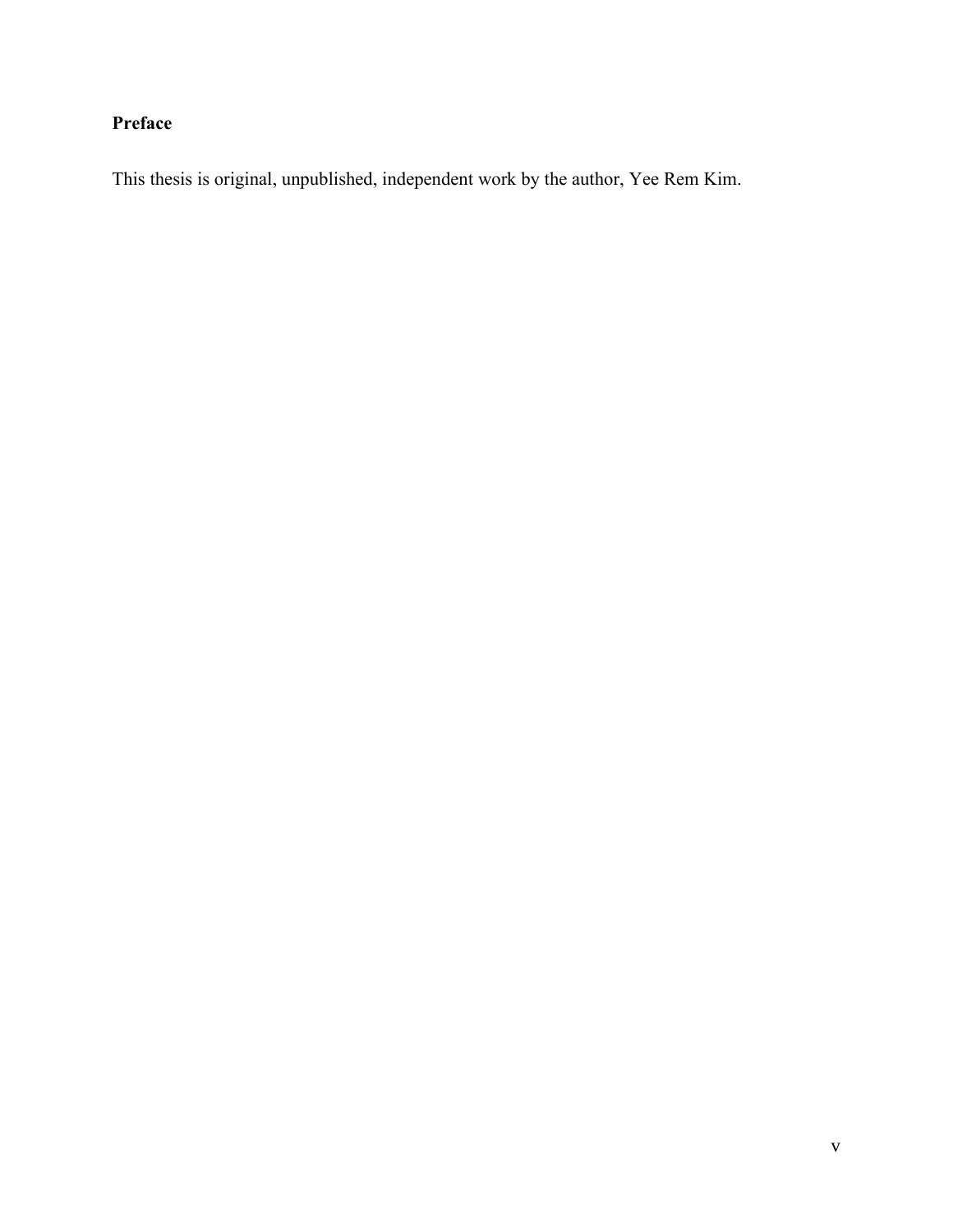## Preface

This thesis is original, unpublished, independent work by the author, Yee Rem Kim.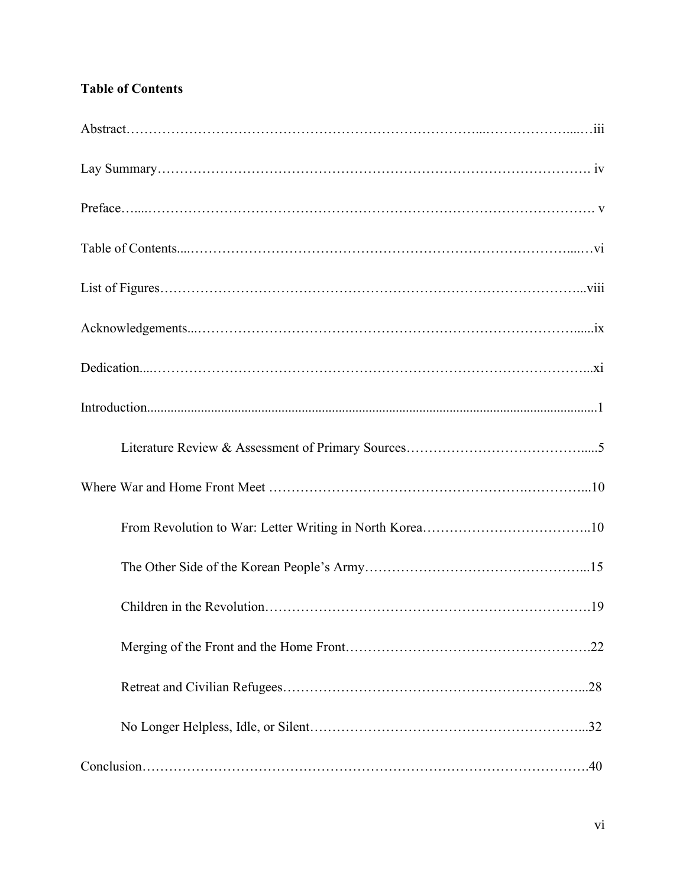**Table of Contents**

Abstract……………………………………………………………………...………………....…iii

Lay Summary………………………………………………………………………………………. iv

Preface…....……………………………………………………………………………………. v

Table of Contents....……………………………………………………………………….....…vi

List of Figures…………………………………………………………………………………...viii

Acknowledgements...……………………………………………………………………….......ix

Dedication....…………………………………………………………………………………...xi

Introduction.......................................................................................................................................1

    Literature Review & Assessment of Primary Sources………………………………….....5

Where War and Home Front Meet ……………………………………………….…………...10

    From Revolution to War: Letter Writing in North Korea………………………………..10

    The Other Side of the Korean People's Army………………………………………….....15

    Children in the Revolution……………………………………………………………….19

    Merging of the Front and the Home Front……………………………………………….22

    Retreat and Civilian Refugees………………………………………………………….....28

    No Longer Helpless, Idle, or Silent…………………………………………………….....32

Conclusion…………………………………………………………………………………….40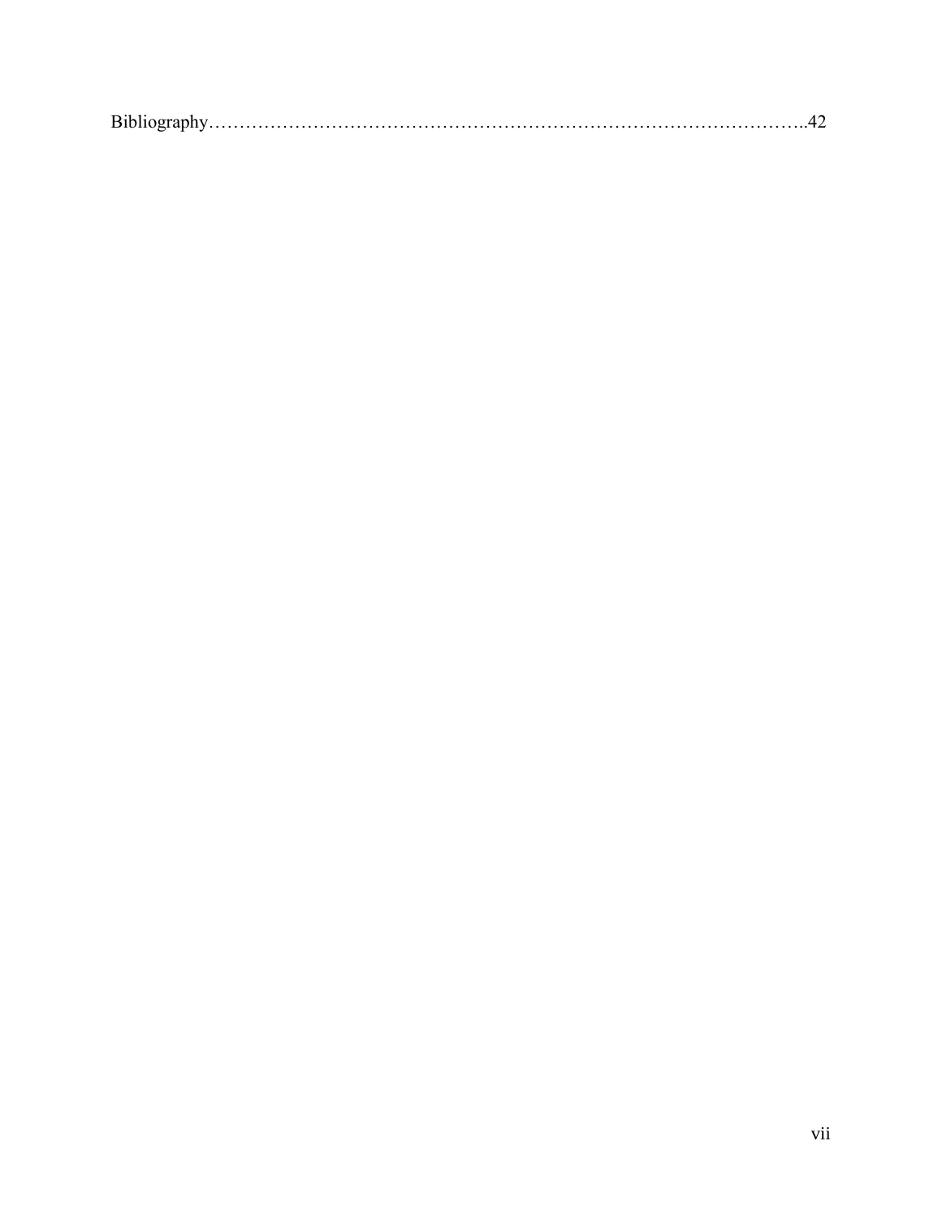Bibliography……………………………………………………………………………..42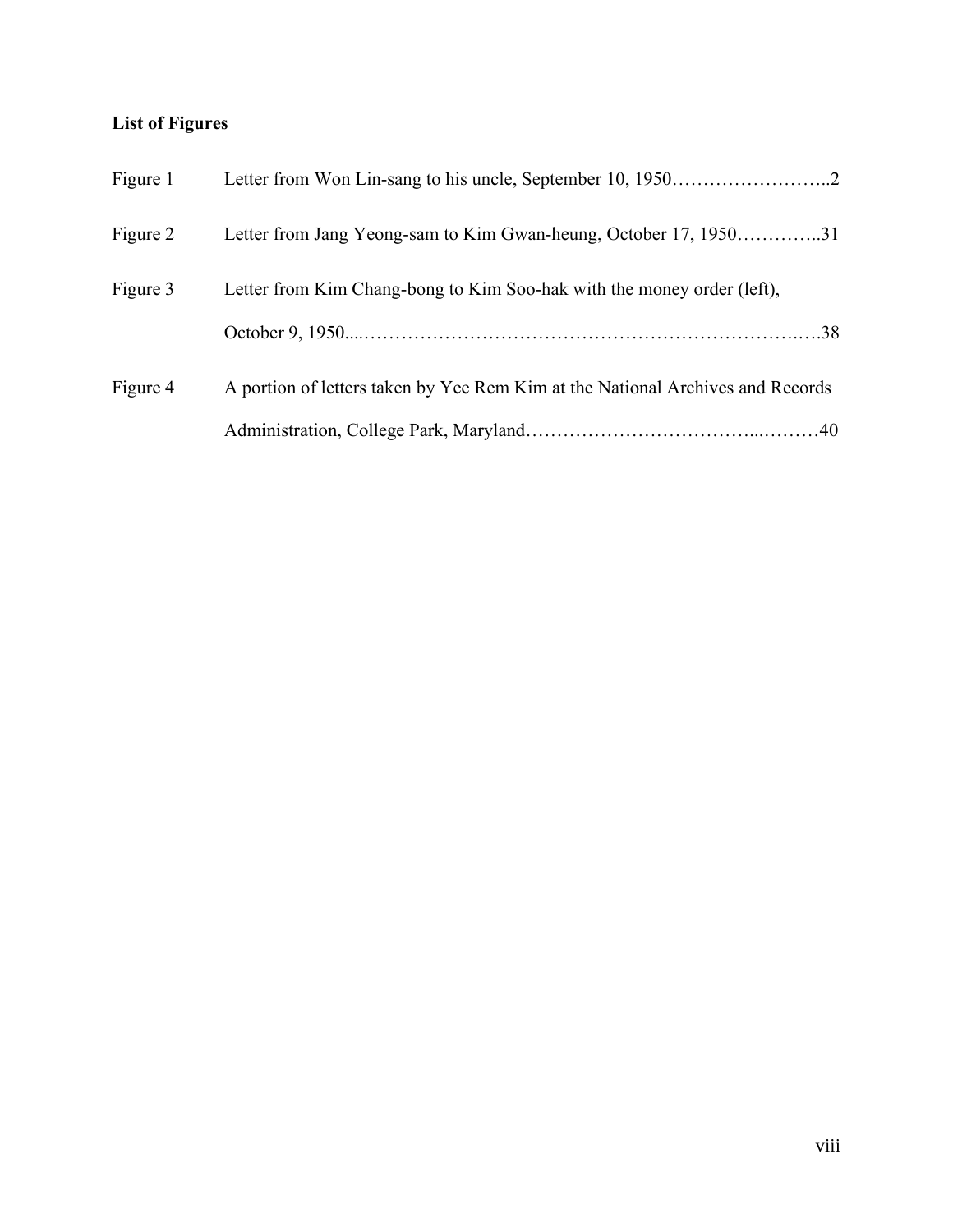**List of Figures**

| | | |
|---|---|---|
| Figure 1 | Letter from Won Lin-sang to his uncle, September 10, 1950 | 2 |
| Figure 2 | Letter from Jang Yeong-sam to Kim Gwan-heung, October 17, 1950 | 31 |
| Figure 3 | Letter from Kim Chang-bong to Kim Soo-hak with the money order (left), October 9, 1950 | 38 |
| Figure 4 | A portion of letters taken by Yee Rem Kim at the National Archives and Records Administration, College Park, Maryland | 40 |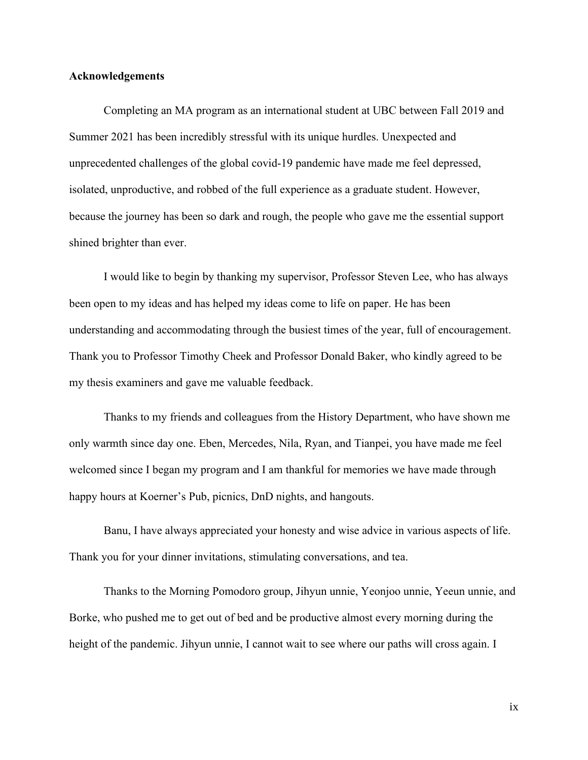**Acknowledgements**

Completing an MA program as an international student at UBC between Fall 2019 and Summer 2021 has been incredibly stressful with its unique hurdles. Unexpected and unprecedented challenges of the global covid-19 pandemic have made me feel depressed, isolated, unproductive, and robbed of the full experience as a graduate student. However, because the journey has been so dark and rough, the people who gave me the essential support shined brighter than ever.

I would like to begin by thanking my supervisor, Professor Steven Lee, who has always been open to my ideas and has helped my ideas come to life on paper. He has been understanding and accommodating through the busiest times of the year, full of encouragement. Thank you to Professor Timothy Cheek and Professor Donald Baker, who kindly agreed to be my thesis examiners and gave me valuable feedback.

Thanks to my friends and colleagues from the History Department, who have shown me only warmth since day one. Eben, Mercedes, Nila, Ryan, and Tianpei, you have made me feel welcomed since I began my program and I am thankful for memories we have made through happy hours at Koerner's Pub, picnics, DnD nights, and hangouts.

Banu, I have always appreciated your honesty and wise advice in various aspects of life. Thank you for your dinner invitations, stimulating conversations, and tea.

Thanks to the Morning Pomodoro group, Jihyun unnie, Yeonjoo unnie, Yeeun unnie, and Borke, who pushed me to get out of bed and be productive almost every morning during the height of the pandemic. Jihyun unnie, I cannot wait to see where our paths will cross again. I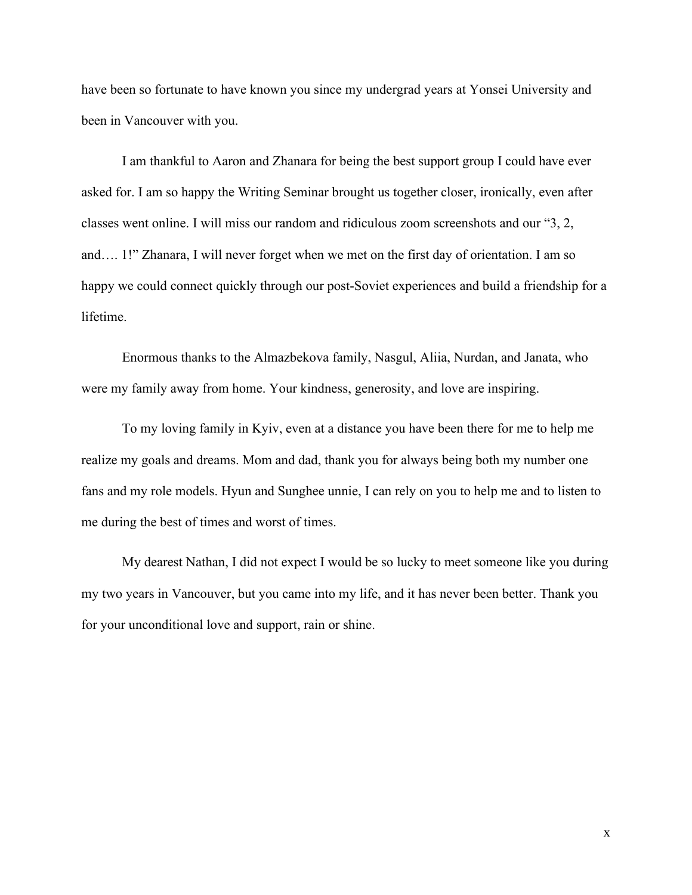have been so fortunate to have known you since my undergrad years at Yonsei University and been in Vancouver with you.

I am thankful to Aaron and Zhanara for being the best support group I could have ever asked for. I am so happy the Writing Seminar brought us together closer, ironically, even after classes went online. I will miss our random and ridiculous zoom screenshots and our "3, 2, and…. 1!" Zhanara, I will never forget when we met on the first day of orientation. I am so happy we could connect quickly through our post-Soviet experiences and build a friendship for a lifetime.

Enormous thanks to the Almazbekova family, Nasgul, Aliia, Nurdan, and Janata, who were my family away from home. Your kindness, generosity, and love are inspiring.

To my loving family in Kyiv, even at a distance you have been there for me to help me realize my goals and dreams. Mom and dad, thank you for always being both my number one fans and my role models. Hyun and Sunghee unnie, I can rely on you to help me and to listen to me during the best of times and worst of times.

My dearest Nathan, I did not expect I would be so lucky to meet someone like you during my two years in Vancouver, but you came into my life, and it has never been better. Thank you for your unconditional love and support, rain or shine.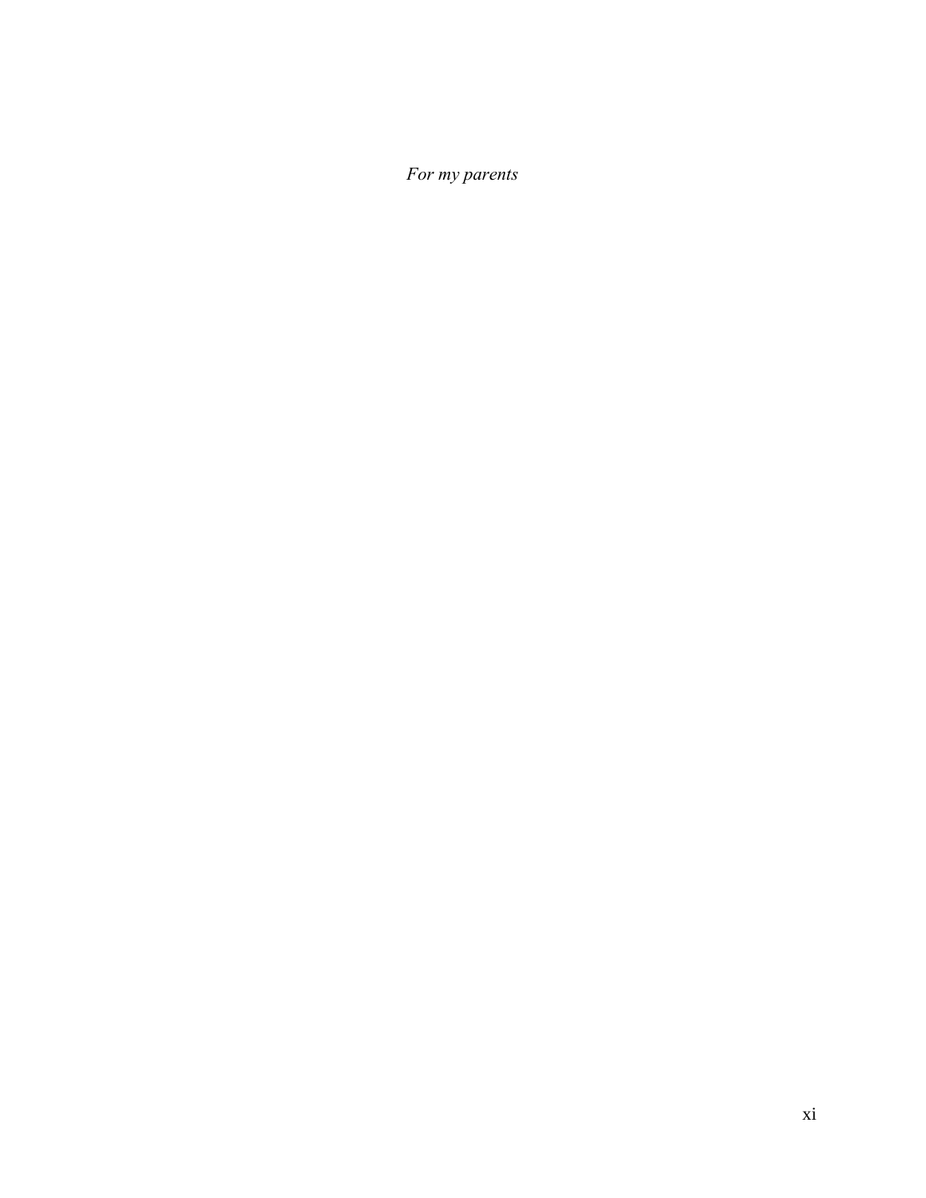*For my parents*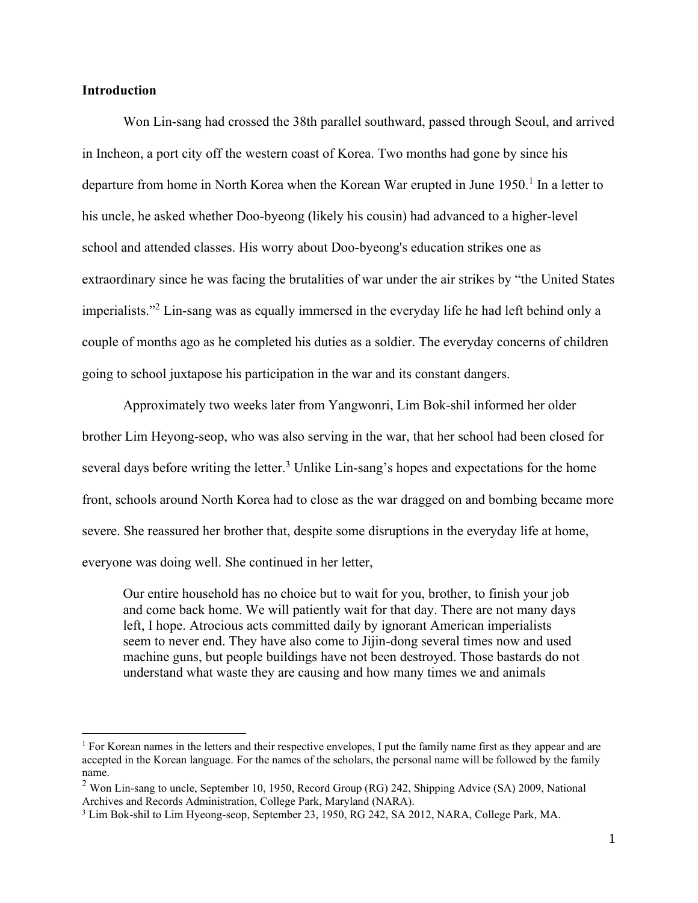**Introduction**

Won Lin-sang had crossed the 38th parallel southward, passed through Seoul, and arrived in Incheon, a port city off the western coast of Korea. Two months had gone by since his departure from home in North Korea when the Korean War erupted in June 1950.[1] In a letter to his uncle, he asked whether Doo-byeong (likely his cousin) had advanced to a higher-level school and attended classes. His worry about Doo-byeong's education strikes one as extraordinary since he was facing the brutalities of war under the air strikes by "the United States imperialists."[2] Lin-sang was as equally immersed in the everyday life he had left behind only a couple of months ago as he completed his duties as a soldier. The everyday concerns of children going to school juxtapose his participation in the war and its constant dangers.

Approximately two weeks later from Yangwonri, Lim Bok-shil informed her older brother Lim Heyong-seop, who was also serving in the war, that her school had been closed for several days before writing the letter.[3] Unlike Lin-sang's hopes and expectations for the home front, schools around North Korea had to close as the war dragged on and bombing became more severe. She reassured her brother that, despite some disruptions in the everyday life at home, everyone was doing well. She continued in her letter,

> Our entire household has no choice but to wait for you, brother, to finish your job and come back home. We will patiently wait for that day. There are not many days left, I hope. Atrocious acts committed daily by ignorant American imperialists seem to never end. They have also come to Jijin-dong several times now and used machine guns, but people buildings have not been destroyed. Those bastards do not understand what waste they are causing and how many times we and animals

---

[1] For Korean names in the letters and their respective envelopes, I put the family name first as they appear and are accepted in the Korean language. For the names of the scholars, the personal name will be followed by the family name.

[2] Won Lin-sang to uncle, September 10, 1950, Record Group (RG) 242, Shipping Advice (SA) 2009, National Archives and Records Administration, College Park, Maryland (NARA).

[3] Lim Bok-shil to Lim Hyeong-seop, September 23, 1950, RG 242, SA 2012, NARA, College Park, MA.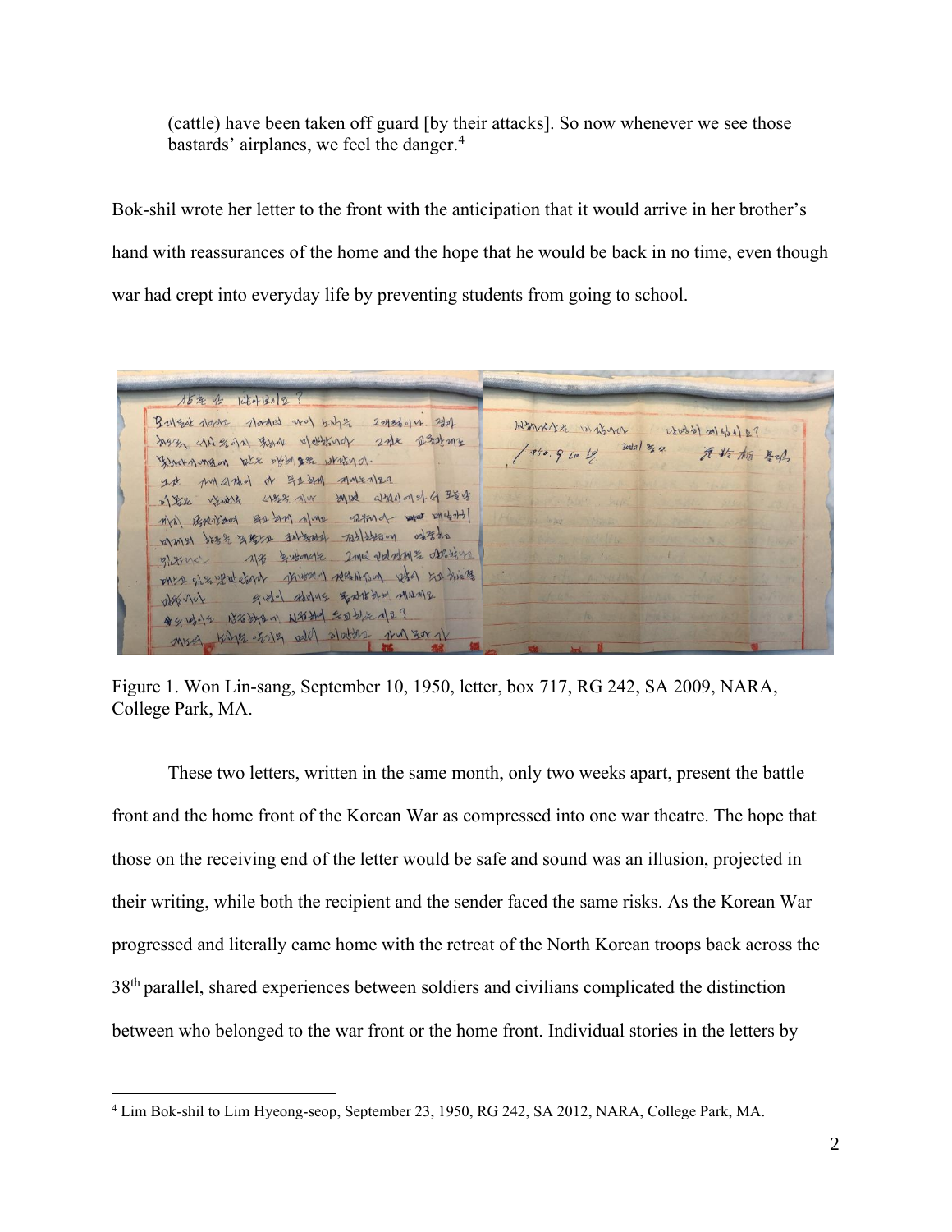(cattle) have been taken off guard [by their attacks]. So now whenever we see those bastards' airplanes, we feel the danger.[4]

Bok-shil wrote her letter to the front with the anticipation that it would arrive in her brother's hand with reassurances of the home and the hope that he would be back in no time, even though war had crept into everyday life by preventing students from going to school.

Figure 1. Won Lin-sang, September 10, 1950, letter, box 717, RG 242, SA 2009, NARA, College Park, MA.

These two letters, written in the same month, only two weeks apart, present the battle front and the home front of the Korean War as compressed into one war theatre. The hope that those on the receiving end of the letter would be safe and sound was an illusion, projected in their writing, while both the recipient and the sender faced the same risks. As the Korean War progressed and literally came home with the retreat of the North Korean troops back across the 38th parallel, shared experiences between soldiers and civilians complicated the distinction between who belonged to the war front or the home front. Individual stories in the letters by

[4] Lim Bok-shil to Lim Hyeong-seop, September 23, 1950, RG 242, SA 2012, NARA, College Park, MA.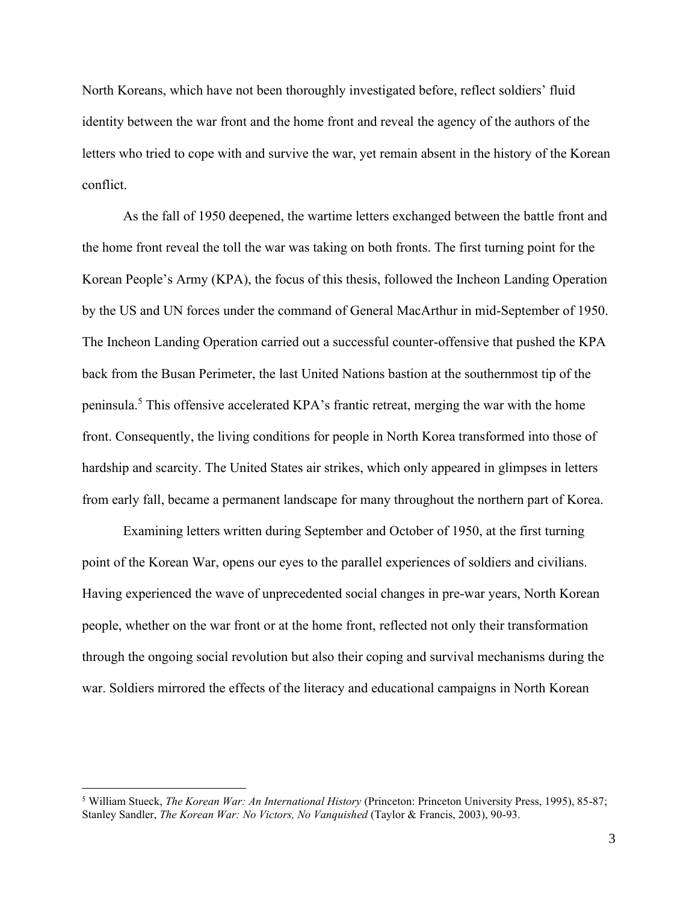North Koreans, which have not been thoroughly investigated before, reflect soldiers' fluid identity between the war front and the home front and reveal the agency of the authors of the letters who tried to cope with and survive the war, yet remain absent in the history of the Korean conflict.

As the fall of 1950 deepened, the wartime letters exchanged between the battle front and the home front reveal the toll the war was taking on both fronts. The first turning point for the Korean People's Army (KPA), the focus of this thesis, followed the Incheon Landing Operation by the US and UN forces under the command of General MacArthur in mid-September of 1950. The Incheon Landing Operation carried out a successful counter-offensive that pushed the KPA back from the Busan Perimeter, the last United Nations bastion at the southernmost tip of the peninsula.[5] This offensive accelerated KPA's frantic retreat, merging the war with the home front. Consequently, the living conditions for people in North Korea transformed into those of hardship and scarcity. The United States air strikes, which only appeared in glimpses in letters from early fall, became a permanent landscape for many throughout the northern part of Korea.

Examining letters written during September and October of 1950, at the first turning point of the Korean War, opens our eyes to the parallel experiences of soldiers and civilians. Having experienced the wave of unprecedented social changes in pre-war years, North Korean people, whether on the war front or at the home front, reflected not only their transformation through the ongoing social revolution but also their coping and survival mechanisms during the war. Soldiers mirrored the effects of the literacy and educational campaigns in North Korean

---

[5] William Stueck, *The Korean War: An International History* (Princeton: Princeton University Press, 1995), 85-87; Stanley Sandler, *The Korean War: No Victors, No Vanquished* (Taylor & Francis, 2003), 90-93.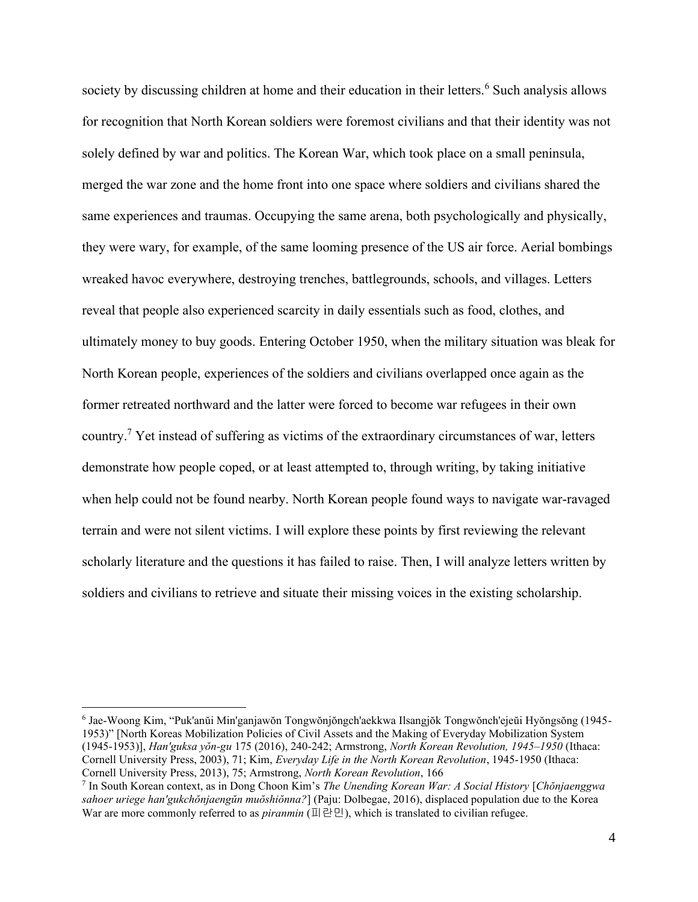society by discussing children at home and their education in their letters.[6] Such analysis allows for recognition that North Korean soldiers were foremost civilians and that their identity was not solely defined by war and politics. The Korean War, which took place on a small peninsula, merged the war zone and the home front into one space where soldiers and civilians shared the same experiences and traumas. Occupying the same arena, both psychologically and physically, they were wary, for example, of the same looming presence of the US air force. Aerial bombings wreaked havoc everywhere, destroying trenches, battlegrounds, schools, and villages. Letters reveal that people also experienced scarcity in daily essentials such as food, clothes, and ultimately money to buy goods. Entering October 1950, when the military situation was bleak for North Korean people, experiences of the soldiers and civilians overlapped once again as the former retreated northward and the latter were forced to become war refugees in their own country.[7] Yet instead of suffering as victims of the extraordinary circumstances of war, letters demonstrate how people coped, or at least attempted to, through writing, by taking initiative when help could not be found nearby. North Korean people found ways to navigate war-ravaged terrain and were not silent victims. I will explore these points by first reviewing the relevant scholarly literature and the questions it has failed to raise. Then, I will analyze letters written by soldiers and civilians to retrieve and situate their missing voices in the existing scholarship.

---

[6] Jae-Woong Kim, "Puk'anŭi Min'ganjawŏn Tongwŏnjŏngch'aekkwa Ilsangjŏk Tongwŏnch'ejeŭi Hyŏngsŏng (1945-1953)" [North Koreas Mobilization Policies of Civil Assets and the Making of Everyday Mobilization System (1945-1953)], *Han'guksa yŏn-gu* 175 (2016), 240-242; Armstrong, *North Korean Revolution, 1945–1950* (Ithaca: Cornell University Press, 2003), 71; Kim, *Everyday Life in the North Korean Revolution*, 1945-1950 (Ithaca: Cornell University Press, 2013), 75; Armstrong, *North Korean Revolution*, 166

[7] In South Korean context, as in Dong Choon Kim's *The Unending Korean War: A Social History* [*Chŏnjaenggwa sahoer uriege han'gukchŏnjaengŭn muŏshiŏnna?*] (Paju: Dolbegae, 2016), displaced population due to the Korea War are more commonly referred to as *piranmin* (피란민), which is translated to civilian refugee.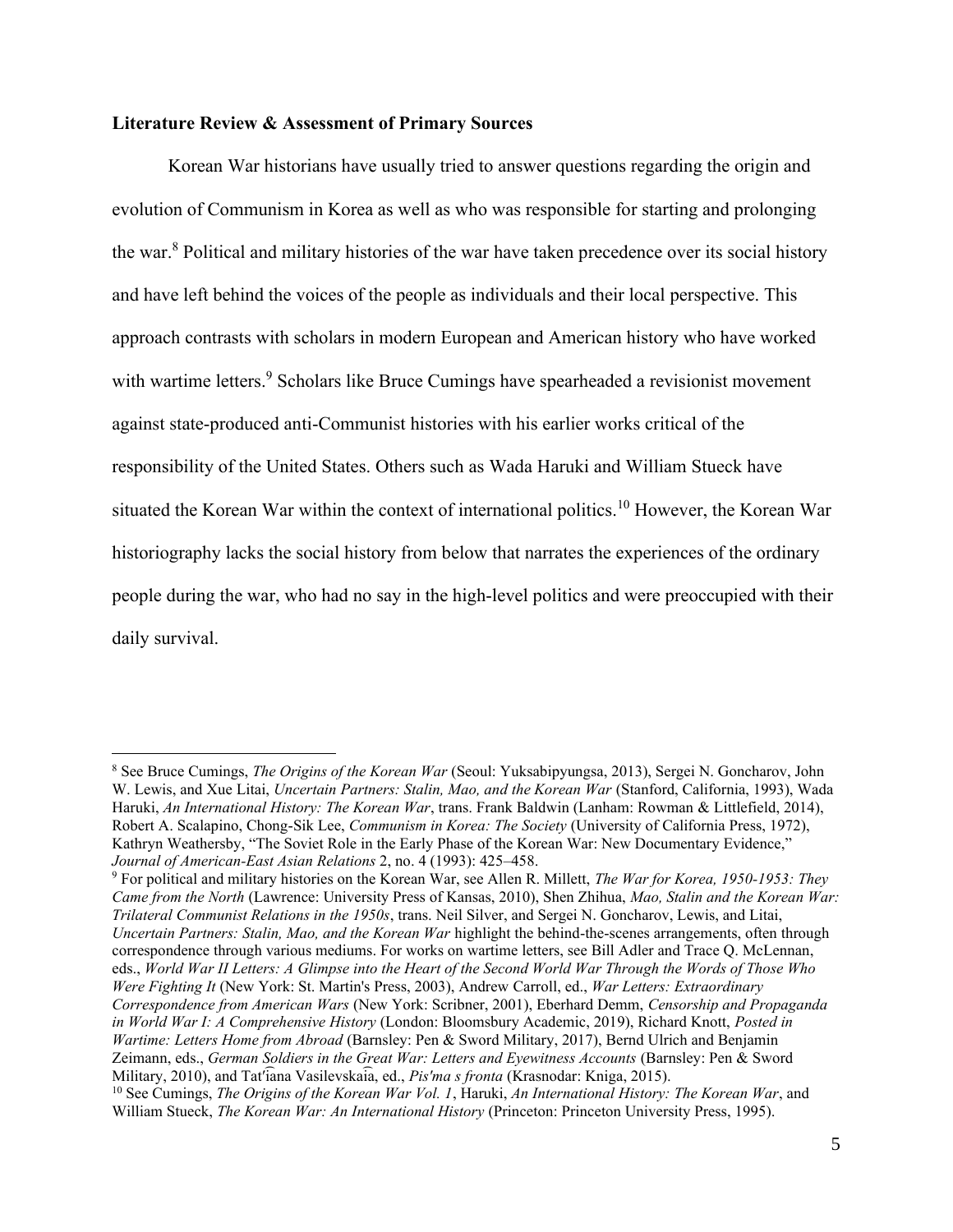**Literature Review & Assessment of Primary Sources**

Korean War historians have usually tried to answer questions regarding the origin and evolution of Communism in Korea as well as who was responsible for starting and prolonging the war.[8] Political and military histories of the war have taken precedence over its social history and have left behind the voices of the people as individuals and their local perspective. This approach contrasts with scholars in modern European and American history who have worked with wartime letters.[9] Scholars like Bruce Cumings have spearheaded a revisionist movement against state-produced anti-Communist histories with his earlier works critical of the responsibility of the United States. Others such as Wada Haruki and William Stueck have situated the Korean War within the context of international politics.[10] However, the Korean War historiography lacks the social history from below that narrates the experiences of the ordinary people during the war, who had no say in the high-level politics and were preoccupied with their daily survival.

---

[8] See Bruce Cumings, *The Origins of the Korean War* (Seoul: Yuksabipyungsa, 2013), Sergei N. Goncharov, John W. Lewis, and Xue Litai, *Uncertain Partners: Stalin, Mao, and the Korean War* (Stanford, California, 1993), Wada Haruki, *An International History: The Korean War*, trans. Frank Baldwin (Lanham: Rowman & Littlefield, 2014), Robert A. Scalapino, Chong-Sik Lee, *Communism in Korea: The Society* (University of California Press, 1972), Kathryn Weathersby, "The Soviet Role in the Early Phase of the Korean War: New Documentary Evidence," *Journal of American-East Asian Relations* 2, no. 4 (1993): 425–458.

[9] For political and military histories on the Korean War, see Allen R. Millett, *The War for Korea, 1950-1953: They Came from the North* (Lawrence: University Press of Kansas, 2010), Shen Zhihua, *Mao, Stalin and the Korean War: Trilateral Communist Relations in the 1950s*, trans. Neil Silver, and Sergei N. Goncharov, Lewis, and Litai, *Uncertain Partners: Stalin, Mao, and the Korean War* highlight the behind-the-scenes arrangements, often through correspondence through various mediums. For works on wartime letters, see Bill Adler and Trace Q. McLennan, eds., *World War II Letters: A Glimpse into the Heart of the Second World War Through the Words of Those Who Were Fighting It* (New York: St. Martin's Press, 2003), Andrew Carroll, ed., *War Letters: Extraordinary Correspondence from American Wars* (New York: Scribner, 2001), Eberhard Demm, *Censorship and Propaganda in World War I: A Comprehensive History* (London: Bloomsbury Academic, 2019), Richard Knott, *Posted in Wartime: Letters Home from Abroad* (Barnsley: Pen & Sword Military, 2017), Bernd Ulrich and Benjamin Zeimann, eds., *German Soldiers in the Great War: Letters and Eyewitness Accounts* (Barnsley: Pen & Sword Military, 2010), and Tat′i͡ana Vasilevskai͡a, ed., *Pis′ma s fronta* (Krasnodar: Kniga, 2015).

[10] See Cumings, *The Origins of the Korean War Vol. 1*, Haruki, *An International History: The Korean War*, and William Stueck, *The Korean War: An International History* (Princeton: Princeton University Press, 1995).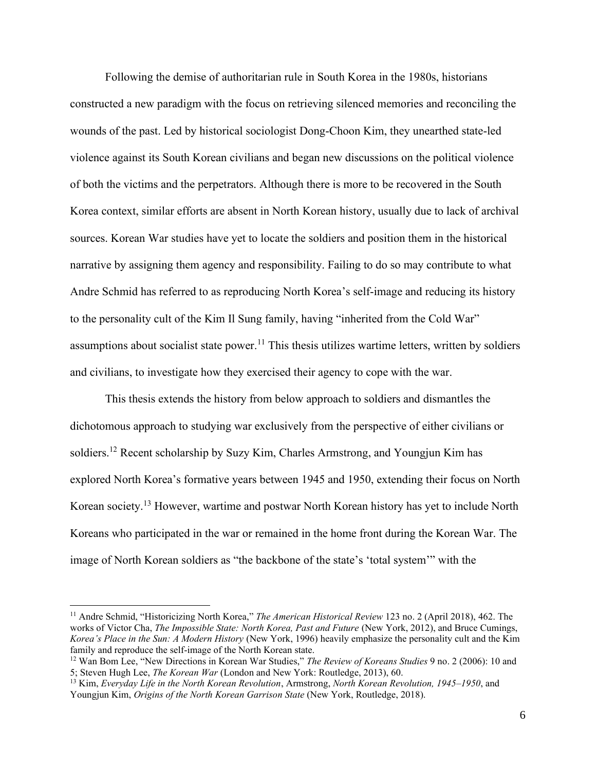Following the demise of authoritarian rule in South Korea in the 1980s, historians constructed a new paradigm with the focus on retrieving silenced memories and reconciling the wounds of the past. Led by historical sociologist Dong-Choon Kim, they unearthed state-led violence against its South Korean civilians and began new discussions on the political violence of both the victims and the perpetrators. Although there is more to be recovered in the South Korea context, similar efforts are absent in North Korean history, usually due to lack of archival sources. Korean War studies have yet to locate the soldiers and position them in the historical narrative by assigning them agency and responsibility. Failing to do so may contribute to what Andre Schmid has referred to as reproducing North Korea's self-image and reducing its history to the personality cult of the Kim Il Sung family, having "inherited from the Cold War" assumptions about socialist state power.[11] This thesis utilizes wartime letters, written by soldiers and civilians, to investigate how they exercised their agency to cope with the war.

This thesis extends the history from below approach to soldiers and dismantles the dichotomous approach to studying war exclusively from the perspective of either civilians or soldiers.[12] Recent scholarship by Suzy Kim, Charles Armstrong, and Youngjun Kim has explored North Korea's formative years between 1945 and 1950, extending their focus on North Korean society.[13] However, wartime and postwar North Korean history has yet to include North Koreans who participated in the war or remained in the home front during the Korean War. The image of North Korean soldiers as "the backbone of the state's 'total system'" with the

---

[11] Andre Schmid, "Historicizing North Korea," *The American Historical Review* 123 no. 2 (April 2018), 462. The works of Victor Cha, *The Impossible State: North Korea, Past and Future* (New York, 2012), and Bruce Cumings, *Korea's Place in the Sun: A Modern History* (New York, 1996) heavily emphasize the personality cult and the Kim family and reproduce the self-image of the North Korean state.

[12] Wan Bom Lee, "New Directions in Korean War Studies," *The Review of Koreans Studies* 9 no. 2 (2006): 10 and 5; Steven Hugh Lee, *The Korean War* (London and New York: Routledge, 2013), 60.

[13] Kim, *Everyday Life in the North Korean Revolution*, Armstrong, *North Korean Revolution, 1945–1950*, and Youngjun Kim, *Origins of the North Korean Garrison State* (New York, Routledge, 2018).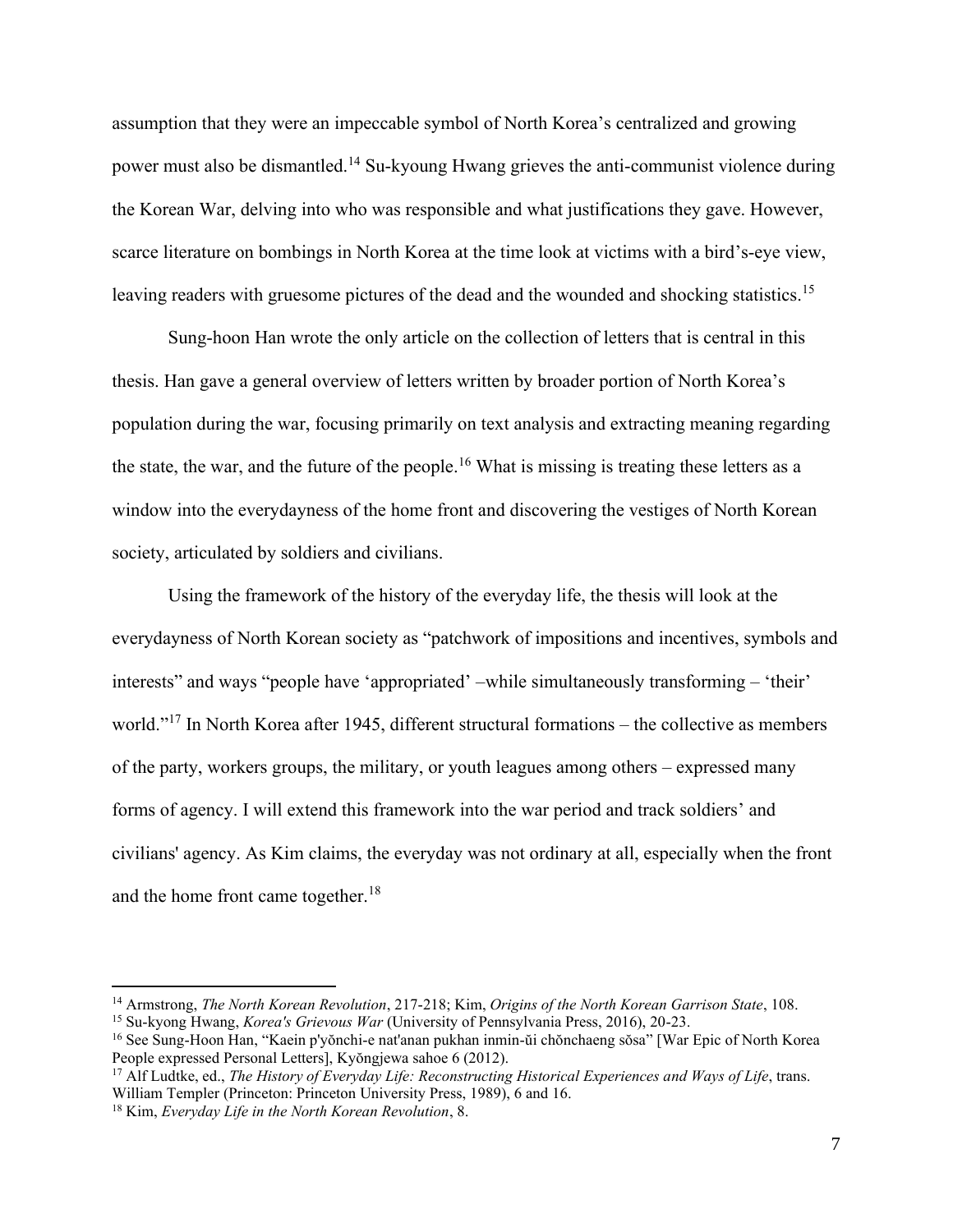assumption that they were an impeccable symbol of North Korea's centralized and growing power must also be dismantled.[14] Su-kyoung Hwang grieves the anti-communist violence during the Korean War, delving into who was responsible and what justifications they gave. However, scarce literature on bombings in North Korea at the time look at victims with a bird's-eye view, leaving readers with gruesome pictures of the dead and the wounded and shocking statistics.[15]

Sung-hoon Han wrote the only article on the collection of letters that is central in this thesis. Han gave a general overview of letters written by broader portion of North Korea's population during the war, focusing primarily on text analysis and extracting meaning regarding the state, the war, and the future of the people.[16] What is missing is treating these letters as a window into the everydayness of the home front and discovering the vestiges of North Korean society, articulated by soldiers and civilians.

Using the framework of the history of the everyday life, the thesis will look at the everydayness of North Korean society as "patchwork of impositions and incentives, symbols and interests" and ways "people have 'appropriated' –while simultaneously transforming – 'their' world."[17] In North Korea after 1945, different structural formations – the collective as members of the party, workers groups, the military, or youth leagues among others – expressed many forms of agency. I will extend this framework into the war period and track soldiers' and civilians' agency. As Kim claims, the everyday was not ordinary at all, especially when the front and the home front came together.[18]

---

[14] Armstrong, *The North Korean Revolution*, 217-218; Kim, *Origins of the North Korean Garrison State*, 108.

[15] Su-kyong Hwang, *Korea's Grievous War* (University of Pennsylvania Press, 2016), 20-23.

[16] See Sung-Hoon Han, "Kaein p'yŏnchi-e nat'anan pukhan inmin-ŭi chŏnchaeng sŏsa" [War Epic of North Korea People expressed Personal Letters], Kyŏngjewa sahoe 6 (2012).

[17] Alf Ludtke, ed., *The History of Everyday Life: Reconstructing Historical Experiences and Ways of Life*, trans. William Templer (Princeton: Princeton University Press, 1989), 6 and 16.

[18] Kim, *Everyday Life in the North Korean Revolution*, 8.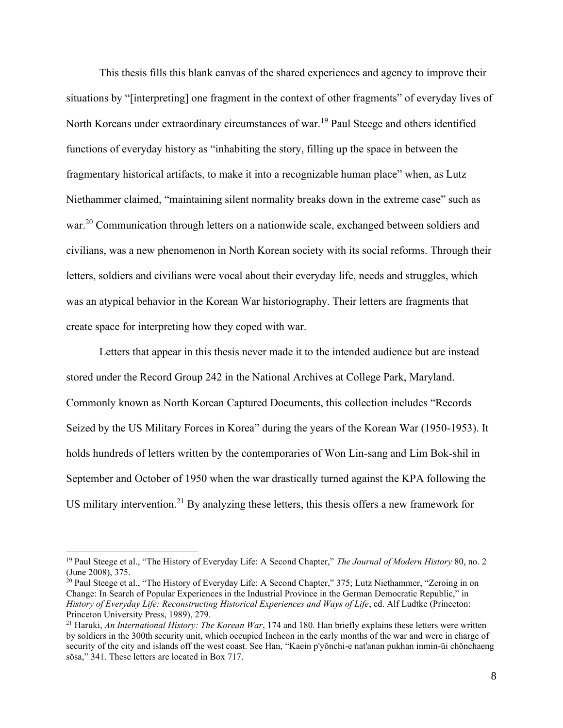This thesis fills this blank canvas of the shared experiences and agency to improve their situations by "[interpreting] one fragment in the context of other fragments" of everyday lives of North Koreans under extraordinary circumstances of war.[19] Paul Steege and others identified functions of everyday history as "inhabiting the story, filling up the space in between the fragmentary historical artifacts, to make it into a recognizable human place" when, as Lutz Niethammer claimed, "maintaining silent normality breaks down in the extreme case" such as war.[20] Communication through letters on a nationwide scale, exchanged between soldiers and civilians, was a new phenomenon in North Korean society with its social reforms. Through their letters, soldiers and civilians were vocal about their everyday life, needs and struggles, which was an atypical behavior in the Korean War historiography. Their letters are fragments that create space for interpreting how they coped with war.

Letters that appear in this thesis never made it to the intended audience but are instead stored under the Record Group 242 in the National Archives at College Park, Maryland. Commonly known as North Korean Captured Documents, this collection includes "Records Seized by the US Military Forces in Korea" during the years of the Korean War (1950-1953). It holds hundreds of letters written by the contemporaries of Won Lin-sang and Lim Bok-shil in September and October of 1950 when the war drastically turned against the KPA following the US military intervention.[21] By analyzing these letters, this thesis offers a new framework for

---

[19] Paul Steege et al., "The History of Everyday Life: A Second Chapter," *The Journal of Modern History* 80, no. 2 (June 2008), 375.

[20] Paul Steege et al., "The History of Everyday Life: A Second Chapter," 375; Lutz Niethammer, "Zeroing in on Change: In Search of Popular Experiences in the Industrial Province in the German Democratic Republic," in *History of Everyday Life: Reconstructing Historical Experiences and Ways of Life*, ed. Alf Ludtke (Princeton: Princeton University Press, 1989), 279.

[21] Haruki, *An International History: The Korean War*, 174 and 180. Han briefly explains these letters were written by soldiers in the 300th security unit, which occupied Incheon in the early months of the war and were in charge of security of the city and islands off the west coast. See Han, "Kaein p'yŏnchi-e nat'anan pukhan inmin-ŭi chŏnchaeng sŏsa," 341. These letters are located in Box 717.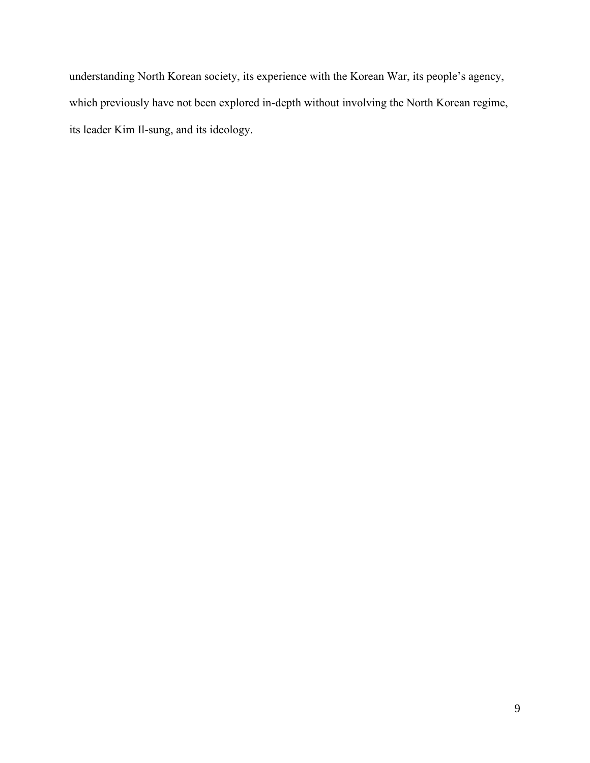understanding North Korean society, its experience with the Korean War, its people's agency, which previously have not been explored in-depth without involving the North Korean regime, its leader Kim Il-sung, and its ideology.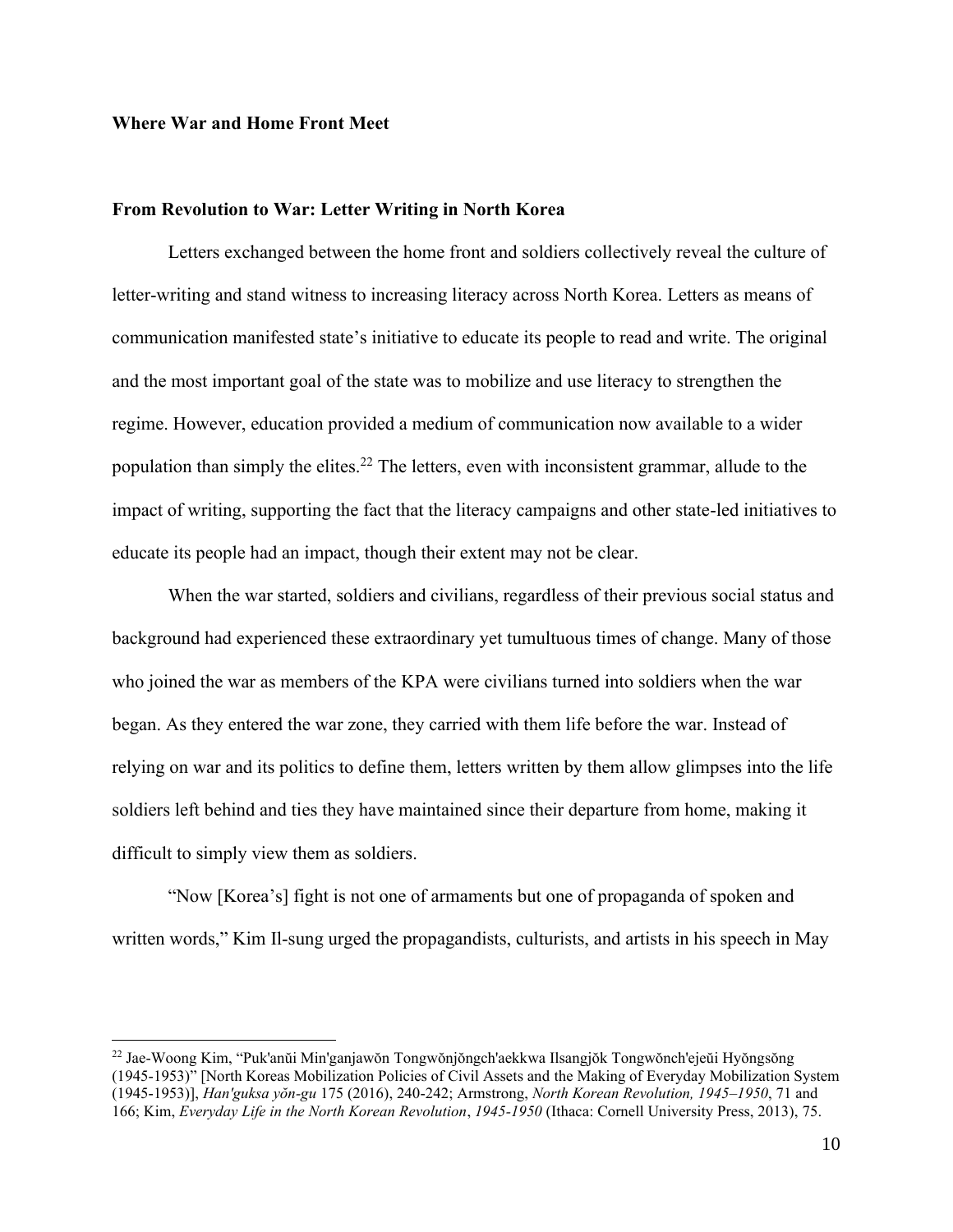## Where War and Home Front Meet

### From Revolution to War: Letter Writing in North Korea

Letters exchanged between the home front and soldiers collectively reveal the culture of letter-writing and stand witness to increasing literacy across North Korea. Letters as means of communication manifested state's initiative to educate its people to read and write. The original and the most important goal of the state was to mobilize and use literacy to strengthen the regime. However, education provided a medium of communication now available to a wider population than simply the elites.[22] The letters, even with inconsistent grammar, allude to the impact of writing, supporting the fact that the literacy campaigns and other state-led initiatives to educate its people had an impact, though their extent may not be clear.

When the war started, soldiers and civilians, regardless of their previous social status and background had experienced these extraordinary yet tumultuous times of change. Many of those who joined the war as members of the KPA were civilians turned into soldiers when the war began. As they entered the war zone, they carried with them life before the war. Instead of relying on war and its politics to define them, letters written by them allow glimpses into the life soldiers left behind and ties they have maintained since their departure from home, making it difficult to simply view them as soldiers.

"Now [Korea's] fight is not one of armaments but one of propaganda of spoken and written words," Kim Il-sung urged the propagandists, culturists, and artists in his speech in May

---

[22] Jae-Woong Kim, "Puk'anŭi Min'ganjawŏn Tongwŏnjŏngch'aekkwa Ilsangjŏk Tongwŏnch'ejeŭi Hyŏngsŏng (1945-1953)" [North Koreas Mobilization Policies of Civil Assets and the Making of Everyday Mobilization System (1945-1953)], *Han'guksa yŏn-gu* 175 (2016), 240-242; Armstrong, *North Korean Revolution, 1945–1950*, 71 and 166; Kim, *Everyday Life in the North Korean Revolution*, *1945-1950* (Ithaca: Cornell University Press, 2013), 75.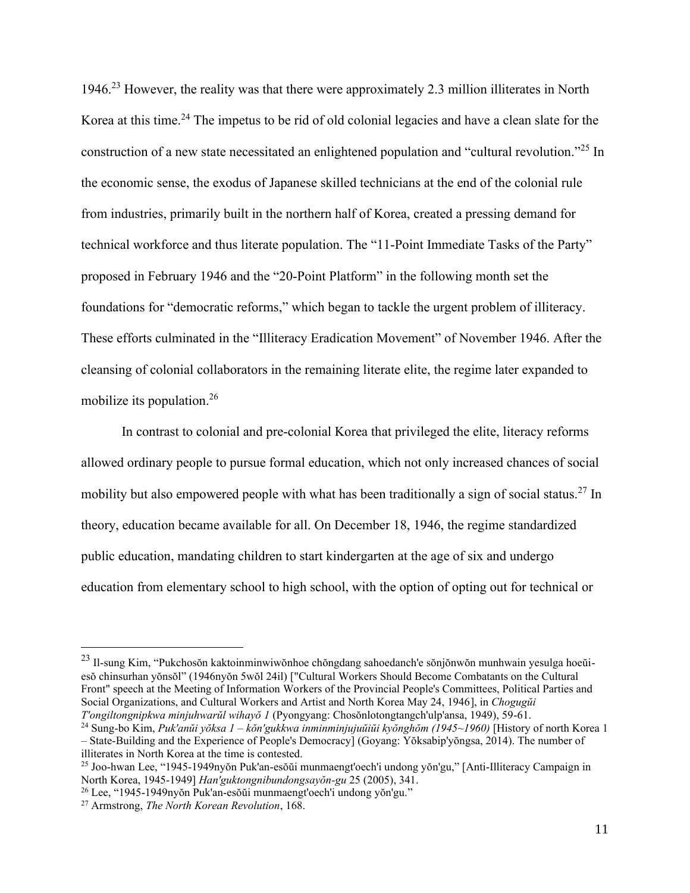1946.[23] However, the reality was that there were approximately 2.3 million illiterates in North Korea at this time.[24] The impetus to be rid of old colonial legacies and have a clean slate for the construction of a new state necessitated an enlightened population and "cultural revolution."[25] In the economic sense, the exodus of Japanese skilled technicians at the end of the colonial rule from industries, primarily built in the northern half of Korea, created a pressing demand for technical workforce and thus literate population. The "11-Point Immediate Tasks of the Party" proposed in February 1946 and the "20-Point Platform" in the following month set the foundations for "democratic reforms," which began to tackle the urgent problem of illiteracy. These efforts culminated in the "Illiteracy Eradication Movement" of November 1946. After the cleansing of colonial collaborators in the remaining literate elite, the regime later expanded to mobilize its population.[26]

In contrast to colonial and pre-colonial Korea that privileged the elite, literacy reforms allowed ordinary people to pursue formal education, which not only increased chances of social mobility but also empowered people with what has been traditionally a sign of social status.[27] In theory, education became available for all. On December 18, 1946, the regime standardized public education, mandating children to start kindergarten at the age of six and undergo education from elementary school to high school, with the option of opting out for technical or

---

[23] Il-sung Kim, "Pukchosŏn kaktoinminwiwŏnhoe chŏngdang sahoedanch'e sŏnjŏnwŏn munhwain yesulga hoeŭi-esŏ chinsurhan yŏnsŏl" (1946nyŏn 5wŏl 24il) ["Cultural Workers Should Become Combatants on the Cultural Front" speech at the Meeting of Information Workers of the Provincial People's Committees, Political Parties and Social Organizations, and Cultural Workers and Artist and North Korea May 24, 1946], in *Chogugŭi T'ongiltongnipkwa minjuhwarŭl wihayŏ 1* (Pyongyang: Chosŏnlotongtangch'ulp'ansa, 1949), 59-61.

[24] Sung-bo Kim, *Puk'anŭi yŏksa 1 – kŏn'gukkwa inminminjujuŭiŭi kyŏnghŏm (1945~1960)* [History of north Korea 1 – State-Building and the Experience of People's Democracy] (Goyang: Yŏksabip'yŏngsa, 2014). The number of illiterates in North Korea at the time is contested.

[25] Joo-hwan Lee, "1945-1949nyŏn Puk'an-esŏŭi munmaengt'oech'i undong yŏn'gu," [Anti-Illiteracy Campaign in North Korea, 1945-1949] *Han'guktongnibundongsayŏn-gu* 25 (2005), 341.

[26] Lee, "1945-1949nyŏn Puk'an-esŏŭi munmaengt'oech'i undong yŏn'gu."

[27] Armstrong, *The North Korean Revolution*, 168.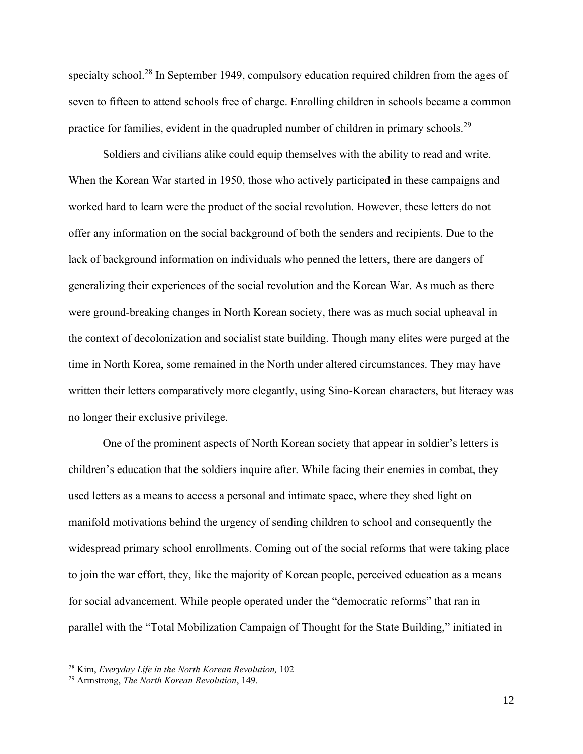specialty school.[28] In September 1949, compulsory education required children from the ages of seven to fifteen to attend schools free of charge. Enrolling children in schools became a common practice for families, evident in the quadrupled number of children in primary schools.[29]

Soldiers and civilians alike could equip themselves with the ability to read and write. When the Korean War started in 1950, those who actively participated in these campaigns and worked hard to learn were the product of the social revolution. However, these letters do not offer any information on the social background of both the senders and recipients. Due to the lack of background information on individuals who penned the letters, there are dangers of generalizing their experiences of the social revolution and the Korean War. As much as there were ground-breaking changes in North Korean society, there was as much social upheaval in the context of decolonization and socialist state building. Though many elites were purged at the time in North Korea, some remained in the North under altered circumstances. They may have written their letters comparatively more elegantly, using Sino-Korean characters, but literacy was no longer their exclusive privilege.

One of the prominent aspects of North Korean society that appear in soldier's letters is children's education that the soldiers inquire after. While facing their enemies in combat, they used letters as a means to access a personal and intimate space, where they shed light on manifold motivations behind the urgency of sending children to school and consequently the widespread primary school enrollments. Coming out of the social reforms that were taking place to join the war effort, they, like the majority of Korean people, perceived education as a means for social advancement. While people operated under the "democratic reforms" that ran in parallel with the "Total Mobilization Campaign of Thought for the State Building," initiated in

[28] Kim, *Everyday Life in the North Korean Revolution,* 102

[29] Armstrong, *The North Korean Revolution*, 149.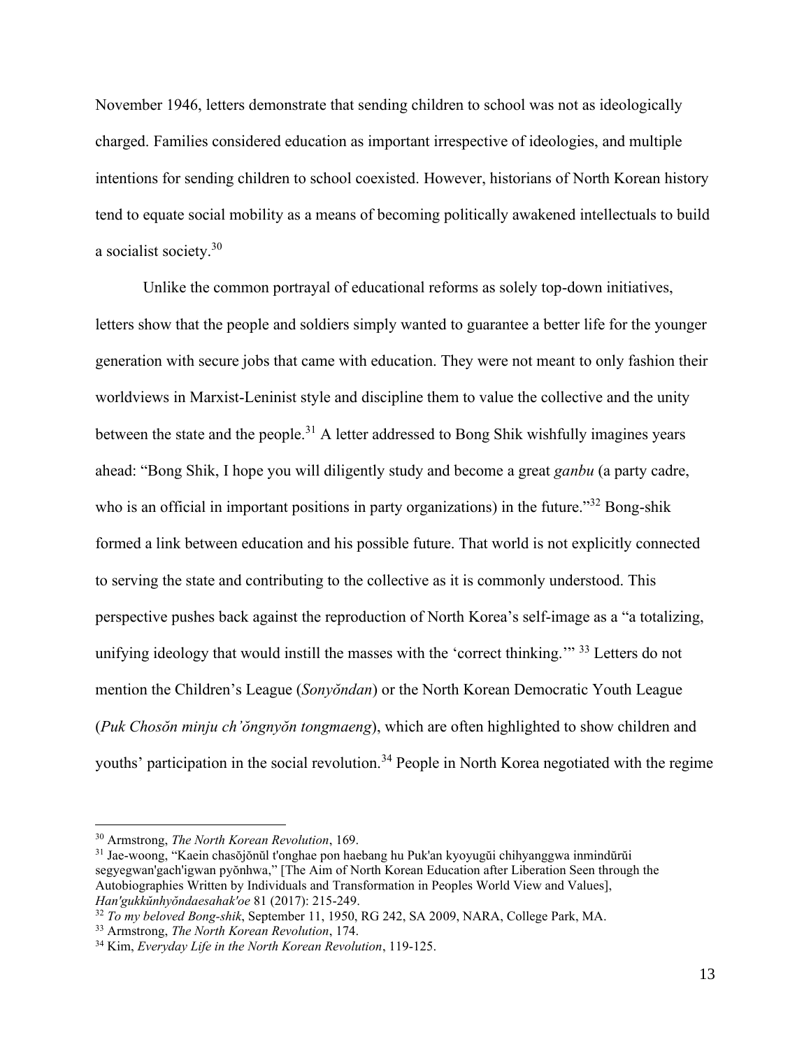November 1946, letters demonstrate that sending children to school was not as ideologically charged. Families considered education as important irrespective of ideologies, and multiple intentions for sending children to school coexisted. However, historians of North Korean history tend to equate social mobility as a means of becoming politically awakened intellectuals to build a socialist society.[30]

Unlike the common portrayal of educational reforms as solely top-down initiatives, letters show that the people and soldiers simply wanted to guarantee a better life for the younger generation with secure jobs that came with education. They were not meant to only fashion their worldviews in Marxist-Leninist style and discipline them to value the collective and the unity between the state and the people.[31] A letter addressed to Bong Shik wishfully imagines years ahead: "Bong Shik, I hope you will diligently study and become a great *ganbu* (a party cadre, who is an official in important positions in party organizations) in the future."[32] Bong-shik formed a link between education and his possible future. That world is not explicitly connected to serving the state and contributing to the collective as it is commonly understood. This perspective pushes back against the reproduction of North Korea's self-image as a "a totalizing, unifying ideology that would instill the masses with the 'correct thinking.'"[33] Letters do not mention the Children's League (*Sonyŏndan*) or the North Korean Democratic Youth League (*Puk Chosŏn minju ch'ŏngnyŏn tongmaeng*), which are often highlighted to show children and youths' participation in the social revolution.[34] People in North Korea negotiated with the regime

---

[30] Armstrong, *The North Korean Revolution*, 169.

[31] Jae-woong, "Kaein chasŏjŏnŭl t'onghae pon haebang hu Puk'an kyoyugŭi chihyanggwa inmindŭrŭi segyegwan'gach'igwan pyŏnhwa," [The Aim of North Korean Education after Liberation Seen through the Autobiographies Written by Individuals and Transformation in Peoples World View and Values], *Han'gukkŭnhyŏndaesahak'oe* 81 (2017): 215-249.

[32] *To my beloved Bong-shik*, September 11, 1950, RG 242, SA 2009, NARA, College Park, MA.

[33] Armstrong, *The North Korean Revolution*, 174.

[34] Kim, *Everyday Life in the North Korean Revolution*, 119-125.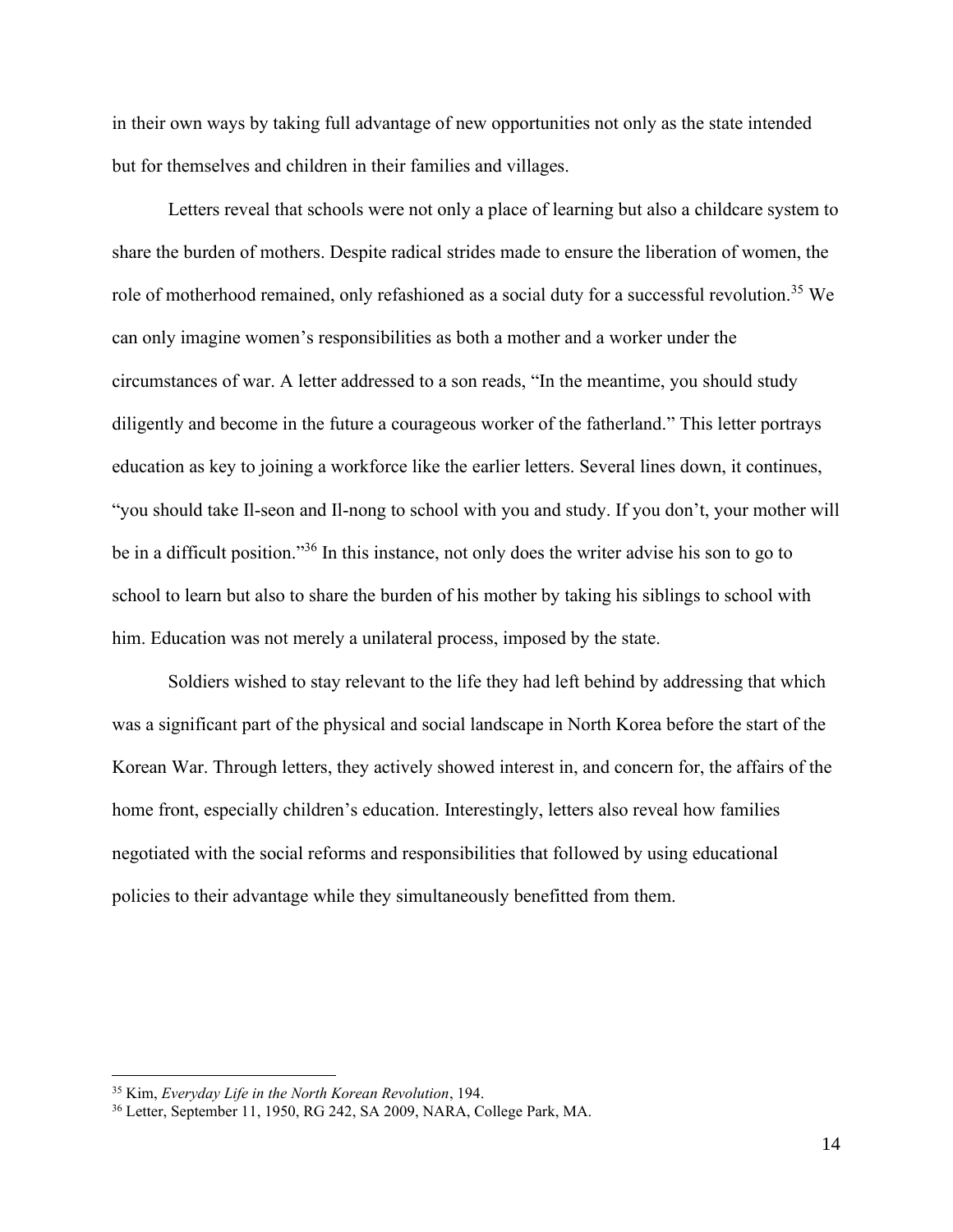in their own ways by taking full advantage of new opportunities not only as the state intended but for themselves and children in their families and villages.

Letters reveal that schools were not only a place of learning but also a childcare system to share the burden of mothers. Despite radical strides made to ensure the liberation of women, the role of motherhood remained, only refashioned as a social duty for a successful revolution.[35] We can only imagine women's responsibilities as both a mother and a worker under the circumstances of war. A letter addressed to a son reads, "In the meantime, you should study diligently and become in the future a courageous worker of the fatherland." This letter portrays education as key to joining a workforce like the earlier letters. Several lines down, it continues, "you should take Il-seon and Il-nong to school with you and study. If you don't, your mother will be in a difficult position."[36] In this instance, not only does the writer advise his son to go to school to learn but also to share the burden of his mother by taking his siblings to school with him. Education was not merely a unilateral process, imposed by the state.

Soldiers wished to stay relevant to the life they had left behind by addressing that which was a significant part of the physical and social landscape in North Korea before the start of the Korean War. Through letters, they actively showed interest in, and concern for, the affairs of the home front, especially children's education. Interestingly, letters also reveal how families negotiated with the social reforms and responsibilities that followed by using educational policies to their advantage while they simultaneously benefitted from them.

---

[35] Kim, *Everyday Life in the North Korean Revolution*, 194.

[36] Letter, September 11, 1950, RG 242, SA 2009, NARA, College Park, MA.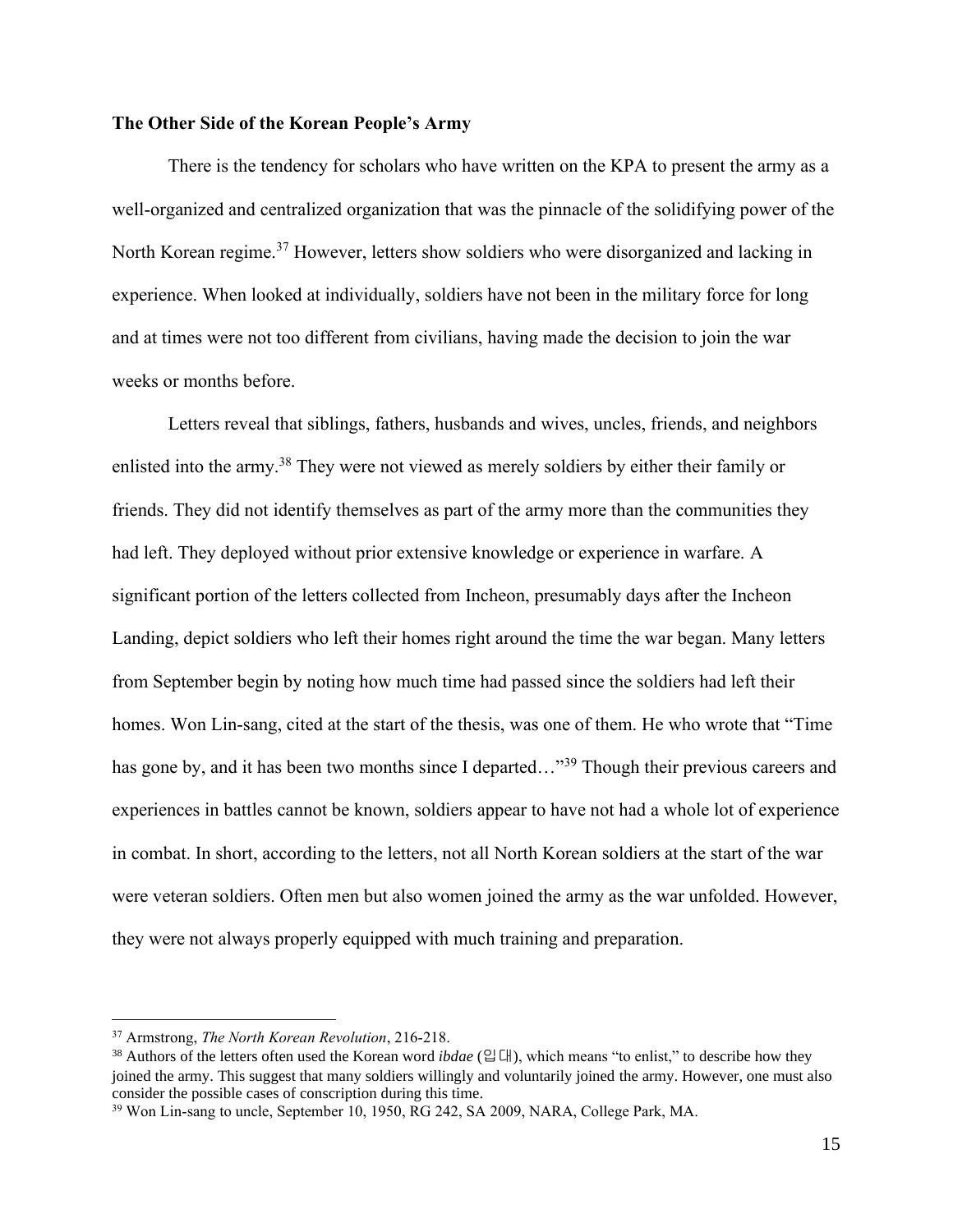**The Other Side of the Korean People's Army**

There is the tendency for scholars who have written on the KPA to present the army as a well-organized and centralized organization that was the pinnacle of the solidifying power of the North Korean regime.[37] However, letters show soldiers who were disorganized and lacking in experience. When looked at individually, soldiers have not been in the military force for long and at times were not too different from civilians, having made the decision to join the war weeks or months before.

Letters reveal that siblings, fathers, husbands and wives, uncles, friends, and neighbors enlisted into the army.[38] They were not viewed as merely soldiers by either their family or friends. They did not identify themselves as part of the army more than the communities they had left. They deployed without prior extensive knowledge or experience in warfare. A significant portion of the letters collected from Incheon, presumably days after the Incheon Landing, depict soldiers who left their homes right around the time the war began. Many letters from September begin by noting how much time had passed since the soldiers had left their homes. Won Lin-sang, cited at the start of the thesis, was one of them. He who wrote that "Time has gone by, and it has been two months since I departed…"[39] Though their previous careers and experiences in battles cannot be known, soldiers appear to have not had a whole lot of experience in combat. In short, according to the letters, not all North Korean soldiers at the start of the war were veteran soldiers. Often men but also women joined the army as the war unfolded. However, they were not always properly equipped with much training and preparation.

---

[37] Armstrong, *The North Korean Revolution*, 216-218.

[38] Authors of the letters often used the Korean word *ibdae* (입대), which means "to enlist," to describe how they joined the army. This suggest that many soldiers willingly and voluntarily joined the army. However, one must also consider the possible cases of conscription during this time.

[39] Won Lin-sang to uncle, September 10, 1950, RG 242, SA 2009, NARA, College Park, MA.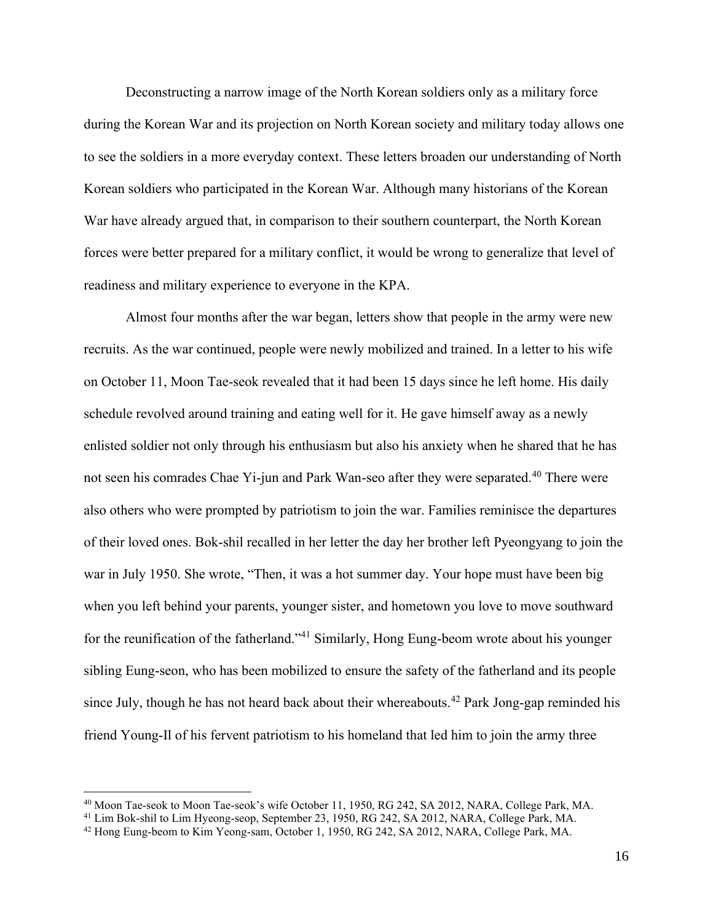Deconstructing a narrow image of the North Korean soldiers only as a military force during the Korean War and its projection on North Korean society and military today allows one to see the soldiers in a more everyday context. These letters broaden our understanding of North Korean soldiers who participated in the Korean War. Although many historians of the Korean War have already argued that, in comparison to their southern counterpart, the North Korean forces were better prepared for a military conflict, it would be wrong to generalize that level of readiness and military experience to everyone in the KPA.

Almost four months after the war began, letters show that people in the army were new recruits. As the war continued, people were newly mobilized and trained. In a letter to his wife on October 11, Moon Tae-seok revealed that it had been 15 days since he left home. His daily schedule revolved around training and eating well for it. He gave himself away as a newly enlisted soldier not only through his enthusiasm but also his anxiety when he shared that he has not seen his comrades Chae Yi-jun and Park Wan-seo after they were separated.[40] There were also others who were prompted by patriotism to join the war. Families reminisce the departures of their loved ones. Bok-shil recalled in her letter the day her brother left Pyeongyang to join the war in July 1950. She wrote, "Then, it was a hot summer day. Your hope must have been big when you left behind your parents, younger sister, and hometown you love to move southward for the reunification of the fatherland."[41] Similarly, Hong Eung-beom wrote about his younger sibling Eung-seon, who has been mobilized to ensure the safety of the fatherland and its people since July, though he has not heard back about their whereabouts.[42] Park Jong-gap reminded his friend Young-Il of his fervent patriotism to his homeland that led him to join the army three

---

[40] Moon Tae-seok to Moon Tae-seok's wife October 11, 1950, RG 242, SA 2012, NARA, College Park, MA.

[41] Lim Bok-shil to Lim Hyeong-seop, September 23, 1950, RG 242, SA 2012, NARA, College Park, MA.

[42] Hong Eung-beom to Kim Yeong-sam, October 1, 1950, RG 242, SA 2012, NARA, College Park, MA.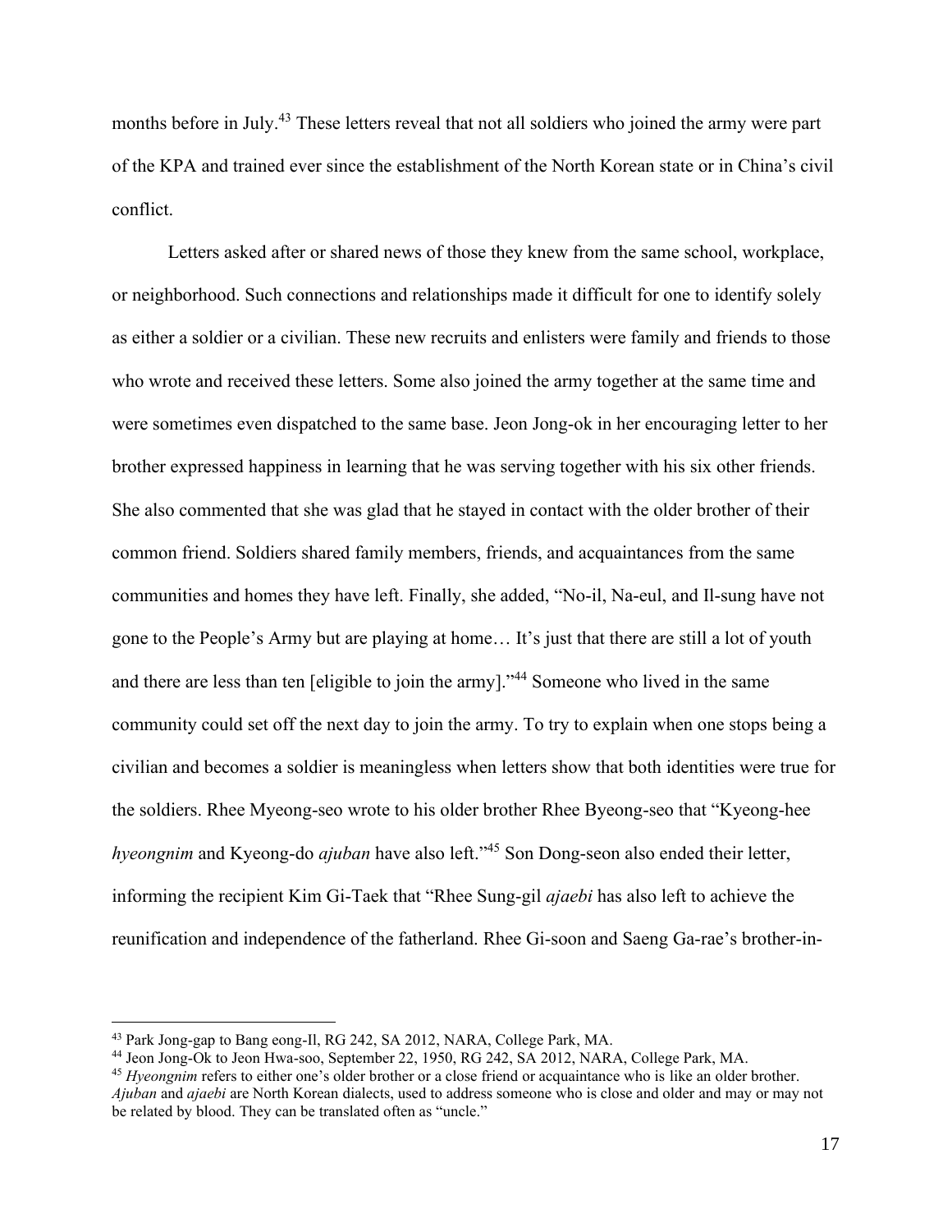months before in July.[43] These letters reveal that not all soldiers who joined the army were part of the KPA and trained ever since the establishment of the North Korean state or in China's civil conflict.

Letters asked after or shared news of those they knew from the same school, workplace, or neighborhood. Such connections and relationships made it difficult for one to identify solely as either a soldier or a civilian. These new recruits and enlisters were family and friends to those who wrote and received these letters. Some also joined the army together at the same time and were sometimes even dispatched to the same base. Jeon Jong-ok in her encouraging letter to her brother expressed happiness in learning that he was serving together with his six other friends. She also commented that she was glad that he stayed in contact with the older brother of their common friend. Soldiers shared family members, friends, and acquaintances from the same communities and homes they have left. Finally, she added, "No-il, Na-eul, and Il-sung have not gone to the People's Army but are playing at home… It's just that there are still a lot of youth and there are less than ten [eligible to join the army]."[44] Someone who lived in the same community could set off the next day to join the army. To try to explain when one stops being a civilian and becomes a soldier is meaningless when letters show that both identities were true for the soldiers. Rhee Myeong-seo wrote to his older brother Rhee Byeong-seo that "Kyeong-hee *hyeongnim* and Kyeong-do *ajuban* have also left."[45] Son Dong-seon also ended their letter, informing the recipient Kim Gi-Taek that "Rhee Sung-gil *ajaebi* has also left to achieve the reunification and independence of the fatherland. Rhee Gi-soon and Saeng Ga-rae's brother-in-

---

[43] Park Jong-gap to Bang eong-Il, RG 242, SA 2012, NARA, College Park, MA.

[44] Jeon Jong-Ok to Jeon Hwa-soo, September 22, 1950, RG 242, SA 2012, NARA, College Park, MA.

[45] *Hyeongnim* refers to either one's older brother or a close friend or acquaintance who is like an older brother. *Ajuban* and *ajaebi* are North Korean dialects, used to address someone who is close and older and may or may not be related by blood. They can be translated often as "uncle."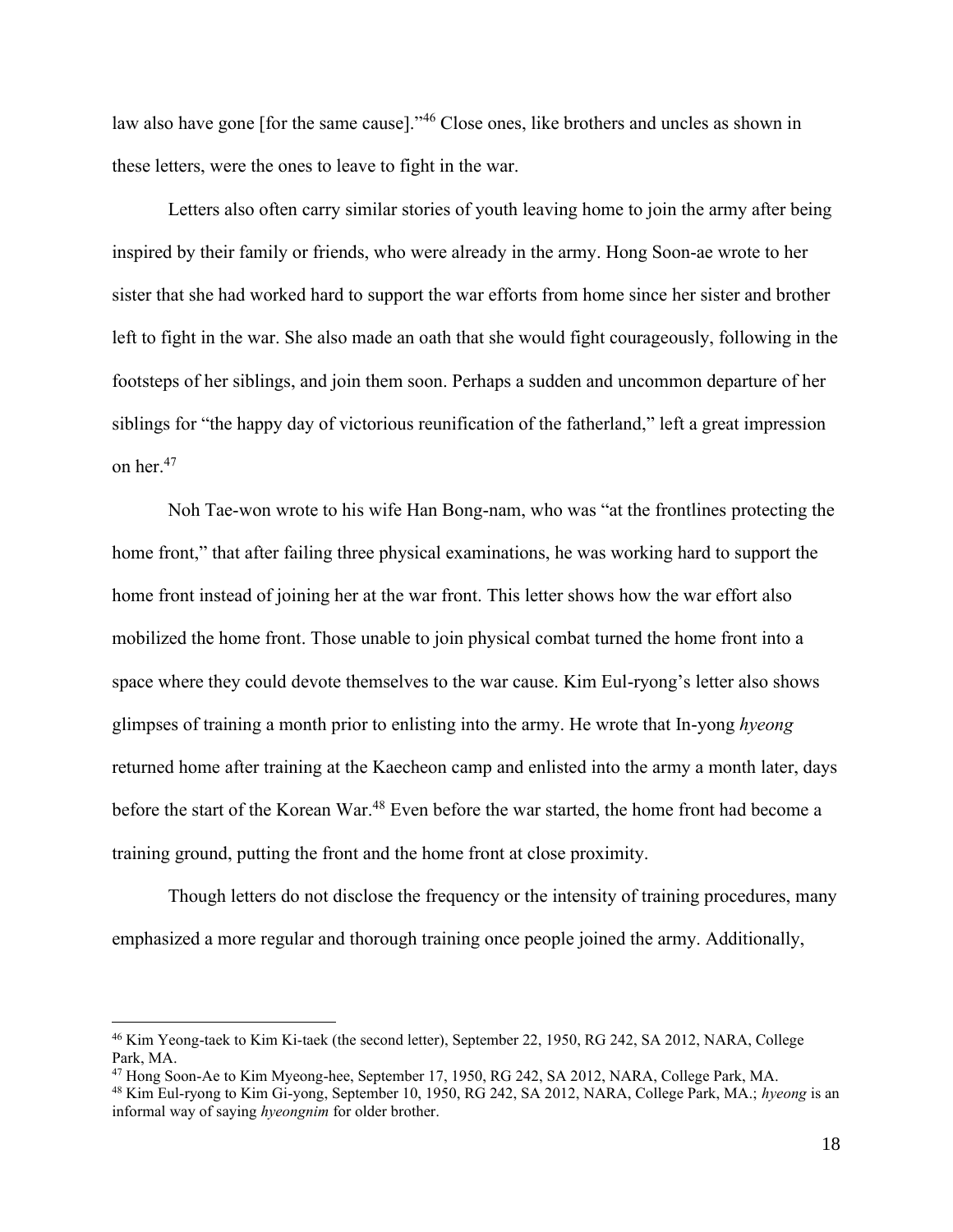law also have gone [for the same cause]."[46] Close ones, like brothers and uncles as shown in these letters, were the ones to leave to fight in the war.

Letters also often carry similar stories of youth leaving home to join the army after being inspired by their family or friends, who were already in the army. Hong Soon-ae wrote to her sister that she had worked hard to support the war efforts from home since her sister and brother left to fight in the war. She also made an oath that she would fight courageously, following in the footsteps of her siblings, and join them soon. Perhaps a sudden and uncommon departure of her siblings for "the happy day of victorious reunification of the fatherland," left a great impression on her.[47]

Noh Tae-won wrote to his wife Han Bong-nam, who was "at the frontlines protecting the home front," that after failing three physical examinations, he was working hard to support the home front instead of joining her at the war front. This letter shows how the war effort also mobilized the home front. Those unable to join physical combat turned the home front into a space where they could devote themselves to the war cause. Kim Eul-ryong's letter also shows glimpses of training a month prior to enlisting into the army. He wrote that In-yong *hyeong* returned home after training at the Kaecheon camp and enlisted into the army a month later, days before the start of the Korean War.[48] Even before the war started, the home front had become a training ground, putting the front and the home front at close proximity.

Though letters do not disclose the frequency or the intensity of training procedures, many emphasized a more regular and thorough training once people joined the army. Additionally,

---

[46] Kim Yeong-taek to Kim Ki-taek (the second letter), September 22, 1950, RG 242, SA 2012, NARA, College Park, MA.

[47] Hong Soon-Ae to Kim Myeong-hee, September 17, 1950, RG 242, SA 2012, NARA, College Park, MA.

[48] Kim Eul-ryong to Kim Gi-yong, September 10, 1950, RG 242, SA 2012, NARA, College Park, MA.; *hyeong* is an informal way of saying *hyeongnim* for older brother.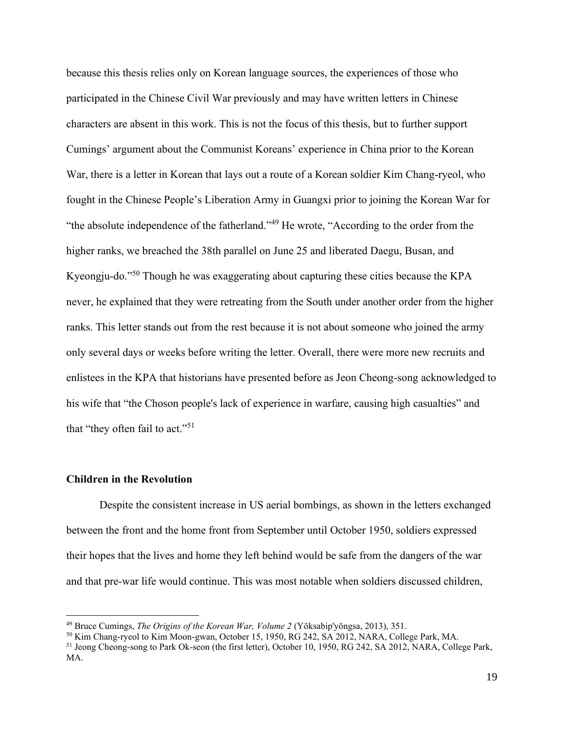because this thesis relies only on Korean language sources, the experiences of those who participated in the Chinese Civil War previously and may have written letters in Chinese characters are absent in this work. This is not the focus of this thesis, but to further support Cumings' argument about the Communist Koreans' experience in China prior to the Korean War, there is a letter in Korean that lays out a route of a Korean soldier Kim Chang-ryeol, who fought in the Chinese People's Liberation Army in Guangxi prior to joining the Korean War for "the absolute independence of the fatherland."[49] He wrote, "According to the order from the higher ranks, we breached the 38th parallel on June 25 and liberated Daegu, Busan, and Kyeongju-do."[50] Though he was exaggerating about capturing these cities because the KPA never, he explained that they were retreating from the South under another order from the higher ranks. This letter stands out from the rest because it is not about someone who joined the army only several days or weeks before writing the letter. Overall, there were more new recruits and enlistees in the KPA that historians have presented before as Jeon Cheong-song acknowledged to his wife that "the Choson people's lack of experience in warfare, causing high casualties" and that "they often fail to act."[51]

### Children in the Revolution

Despite the consistent increase in US aerial bombings, as shown in the letters exchanged between the front and the home front from September until October 1950, soldiers expressed their hopes that the lives and home they left behind would be safe from the dangers of the war and that pre-war life would continue. This was most notable when soldiers discussed children,

---

[49] Bruce Cumings, *The Origins of the Korean War, Volume 2* (Yŏksabip'yŏngsa, 2013), 351.

[50] Kim Chang-ryeol to Kim Moon-gwan, October 15, 1950, RG 242, SA 2012, NARA, College Park, MA.

[51] Jeong Cheong-song to Park Ok-seon (the first letter), October 10, 1950, RG 242, SA 2012, NARA, College Park, MA.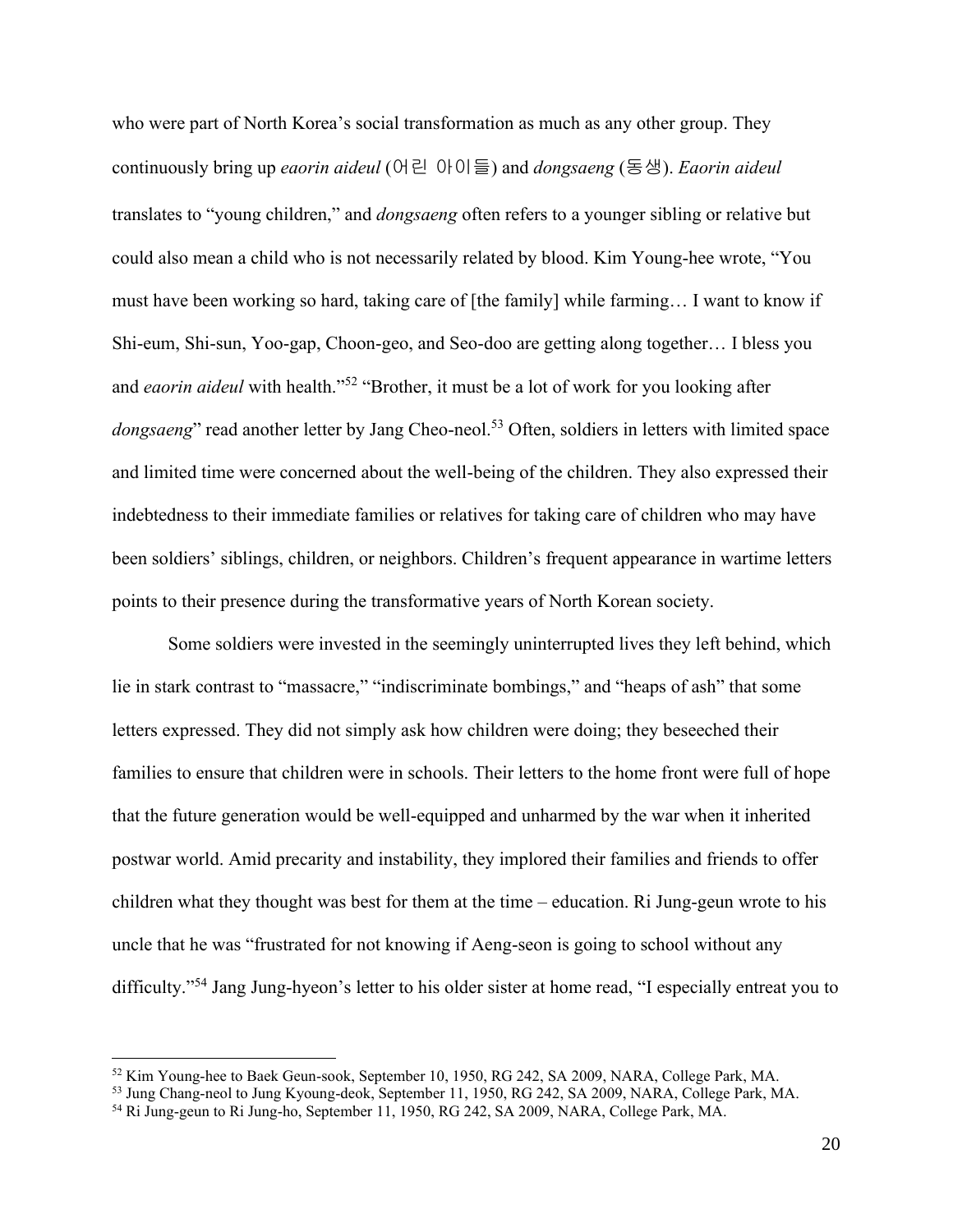who were part of North Korea's social transformation as much as any other group. They continuously bring up *eaorin aideul* (어린 아이들) and *dongsaeng* (동생). *Eaorin aideul* translates to "young children," and *dongsaeng* often refers to a younger sibling or relative but could also mean a child who is not necessarily related by blood. Kim Young-hee wrote, "You must have been working so hard, taking care of [the family] while farming… I want to know if Shi-eum, Shi-sun, Yoo-gap, Choon-geo, and Seo-doo are getting along together… I bless you and *eaorin aideul* with health."[52] "Brother, it must be a lot of work for you looking after *dongsaeng*" read another letter by Jang Cheo-neol.[53] Often, soldiers in letters with limited space and limited time were concerned about the well-being of the children. They also expressed their indebtedness to their immediate families or relatives for taking care of children who may have been soldiers' siblings, children, or neighbors. Children's frequent appearance in wartime letters points to their presence during the transformative years of North Korean society.

Some soldiers were invested in the seemingly uninterrupted lives they left behind, which lie in stark contrast to "massacre," "indiscriminate bombings," and "heaps of ash" that some letters expressed. They did not simply ask how children were doing; they beseeched their families to ensure that children were in schools. Their letters to the home front were full of hope that the future generation would be well-equipped and unharmed by the war when it inherited postwar world. Amid precarity and instability, they implored their families and friends to offer children what they thought was best for them at the time – education. Ri Jung-geun wrote to his uncle that he was "frustrated for not knowing if Aeng-seon is going to school without any difficulty."[54] Jang Jung-hyeon's letter to his older sister at home read, "I especially entreat you to

---

[52] Kim Young-hee to Baek Geun-sook, September 10, 1950, RG 242, SA 2009, NARA, College Park, MA.

[53] Jung Chang-neol to Jung Kyoung-deok, September 11, 1950, RG 242, SA 2009, NARA, College Park, MA.

[54] Ri Jung-geun to Ri Jung-ho, September 11, 1950, RG 242, SA 2009, NARA, College Park, MA.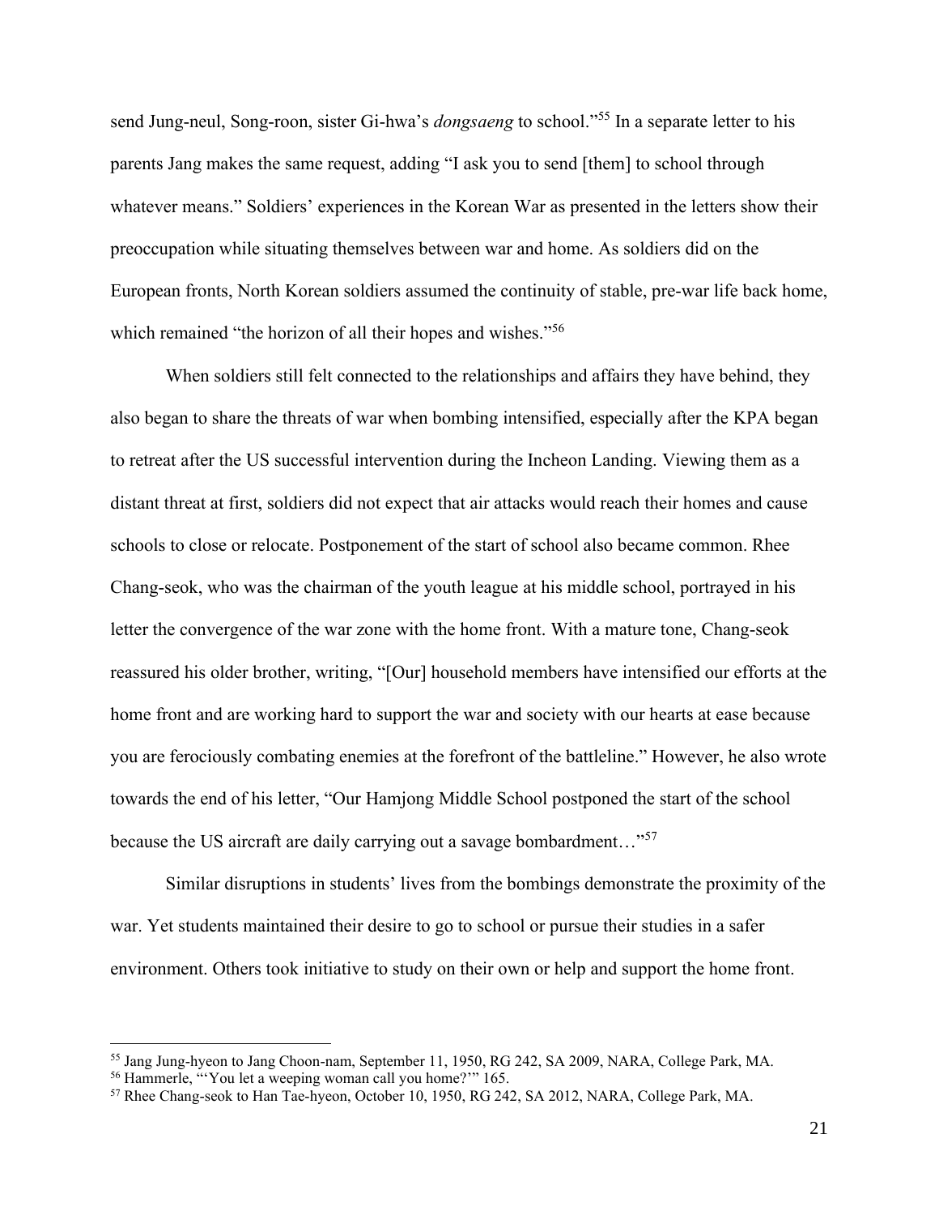send Jung-neul, Song-roon, sister Gi-hwa's *dongsaeng* to school."[55] In a separate letter to his parents Jang makes the same request, adding "I ask you to send [them] to school through whatever means." Soldiers' experiences in the Korean War as presented in the letters show their preoccupation while situating themselves between war and home. As soldiers did on the European fronts, North Korean soldiers assumed the continuity of stable, pre-war life back home, which remained "the horizon of all their hopes and wishes."[56]

When soldiers still felt connected to the relationships and affairs they have behind, they also began to share the threats of war when bombing intensified, especially after the KPA began to retreat after the US successful intervention during the Incheon Landing. Viewing them as a distant threat at first, soldiers did not expect that air attacks would reach their homes and cause schools to close or relocate. Postponement of the start of school also became common. Rhee Chang-seok, who was the chairman of the youth league at his middle school, portrayed in his letter the convergence of the war zone with the home front. With a mature tone, Chang-seok reassured his older brother, writing, "[Our] household members have intensified our efforts at the home front and are working hard to support the war and society with our hearts at ease because you are ferociously combating enemies at the forefront of the battleline." However, he also wrote towards the end of his letter, "Our Hamjong Middle School postponed the start of the school because the US aircraft are daily carrying out a savage bombardment…"[57]

Similar disruptions in students' lives from the bombings demonstrate the proximity of the war. Yet students maintained their desire to go to school or pursue their studies in a safer environment. Others took initiative to study on their own or help and support the home front.

---

[55] Jang Jung-hyeon to Jang Choon-nam, September 11, 1950, RG 242, SA 2009, NARA, College Park, MA.

[56] Hammerle, "'You let a weeping woman call you home?'" 165.

[57] Rhee Chang-seok to Han Tae-hyeon, October 10, 1950, RG 242, SA 2012, NARA, College Park, MA.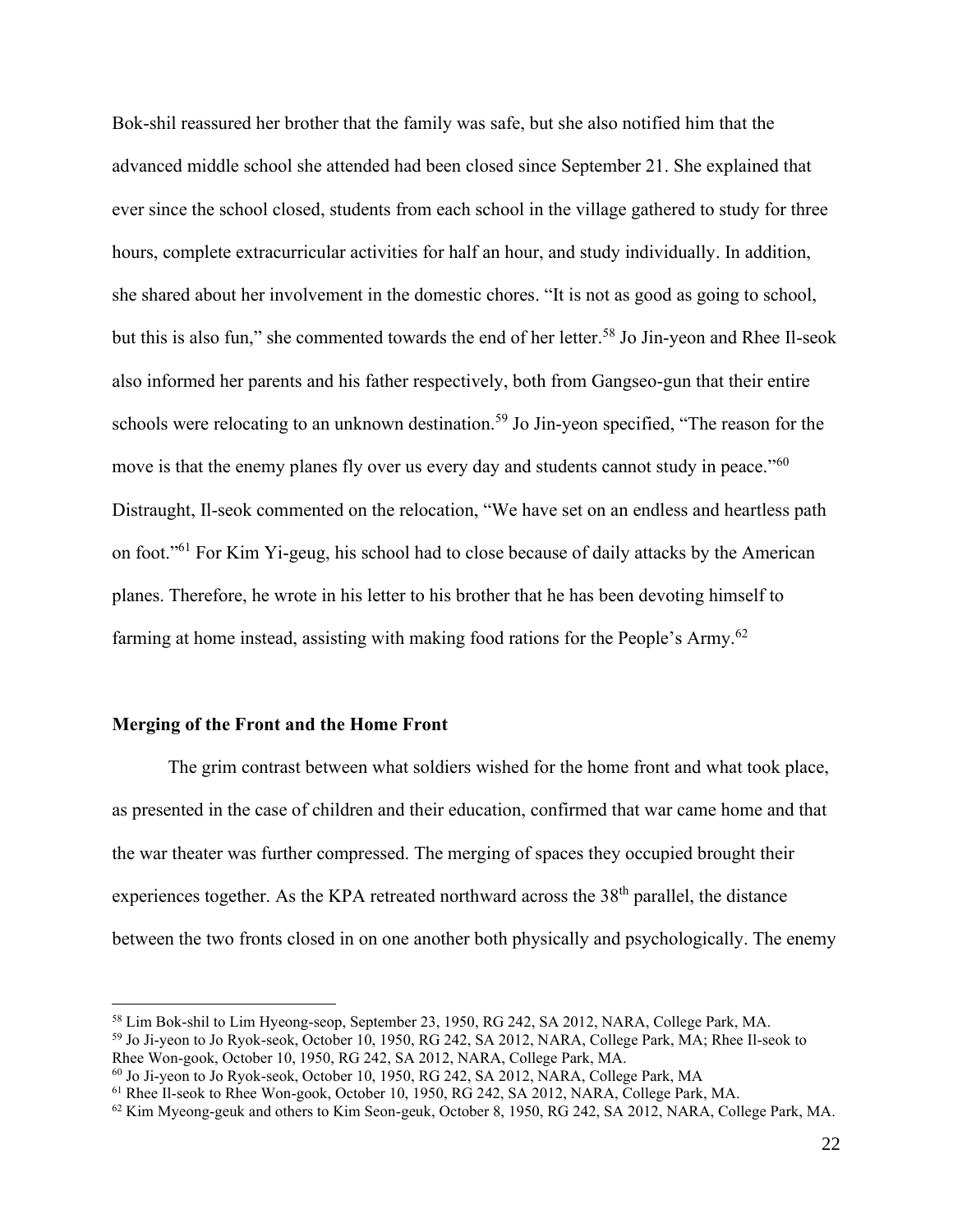Bok-shil reassured her brother that the family was safe, but she also notified him that the advanced middle school she attended had been closed since September 21. She explained that ever since the school closed, students from each school in the village gathered to study for three hours, complete extracurricular activities for half an hour, and study individually. In addition, she shared about her involvement in the domestic chores. “It is not as good as going to school, but this is also fun,” she commented towards the end of her letter.[58] Jo Jin-yeon and Rhee Il-seok also informed her parents and his father respectively, both from Gangseo-gun that their entire schools were relocating to an unknown destination.[59] Jo Jin-yeon specified, “The reason for the move is that the enemy planes fly over us every day and students cannot study in peace.”[60] Distraught, Il-seok commented on the relocation, “We have set on an endless and heartless path on foot.”[61] For Kim Yi-geug, his school had to close because of daily attacks by the American planes. Therefore, he wrote in his letter to his brother that he has been devoting himself to farming at home instead, assisting with making food rations for the People’s Army.[62]

### Merging of the Front and the Home Front

The grim contrast between what soldiers wished for the home front and what took place, as presented in the case of children and their education, confirmed that war came home and that the war theater was further compressed. The merging of spaces they occupied brought their experiences together. As the KPA retreated northward across the 38th parallel, the distance between the two fronts closed in on one another both physically and psychologically. The enemy

---

[58] Lim Bok-shil to Lim Hyeong-seop, September 23, 1950, RG 242, SA 2012, NARA, College Park, MA.

[59] Jo Ji-yeon to Jo Ryok-seok, October 10, 1950, RG 242, SA 2012, NARA, College Park, MA; Rhee Il-seok to Rhee Won-gook, October 10, 1950, RG 242, SA 2012, NARA, College Park, MA.

[60] Jo Ji-yeon to Jo Ryok-seok, October 10, 1950, RG 242, SA 2012, NARA, College Park, MA

[61] Rhee Il-seok to Rhee Won-gook, October 10, 1950, RG 242, SA 2012, NARA, College Park, MA.

[62] Kim Myeong-geuk and others to Kim Seon-geuk, October 8, 1950, RG 242, SA 2012, NARA, College Park, MA.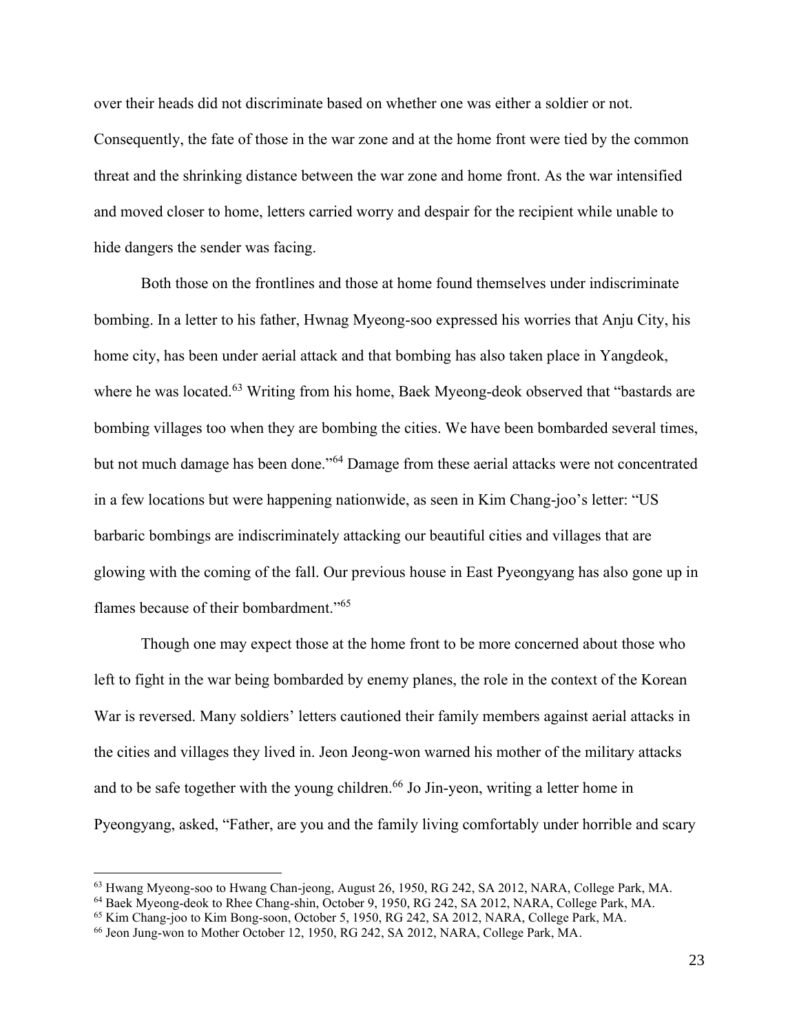over their heads did not discriminate based on whether one was either a soldier or not. Consequently, the fate of those in the war zone and at the home front were tied by the common threat and the shrinking distance between the war zone and home front. As the war intensified and moved closer to home, letters carried worry and despair for the recipient while unable to hide dangers the sender was facing.

Both those on the frontlines and those at home found themselves under indiscriminate bombing. In a letter to his father, Hwnag Myeong-soo expressed his worries that Anju City, his home city, has been under aerial attack and that bombing has also taken place in Yangdeok, where he was located.[63] Writing from his home, Baek Myeong-deok observed that "bastards are bombing villages too when they are bombing the cities. We have been bombarded several times, but not much damage has been done."[64] Damage from these aerial attacks were not concentrated in a few locations but were happening nationwide, as seen in Kim Chang-joo's letter: "US barbaric bombings are indiscriminately attacking our beautiful cities and villages that are glowing with the coming of the fall. Our previous house in East Pyeongyang has also gone up in flames because of their bombardment."[65]

Though one may expect those at the home front to be more concerned about those who left to fight in the war being bombarded by enemy planes, the role in the context of the Korean War is reversed. Many soldiers' letters cautioned their family members against aerial attacks in the cities and villages they lived in. Jeon Jeong-won warned his mother of the military attacks and to be safe together with the young children.[66] Jo Jin-yeon, writing a letter home in Pyeongyang, asked, "Father, are you and the family living comfortably under horrible and scary

---

[63] Hwang Myeong-soo to Hwang Chan-jeong, August 26, 1950, RG 242, SA 2012, NARA, College Park, MA.

[64] Baek Myeong-deok to Rhee Chang-shin, October 9, 1950, RG 242, SA 2012, NARA, College Park, MA.

[65] Kim Chang-joo to Kim Bong-soon, October 5, 1950, RG 242, SA 2012, NARA, College Park, MA.

[66] Jeon Jung-won to Mother October 12, 1950, RG 242, SA 2012, NARA, College Park, MA.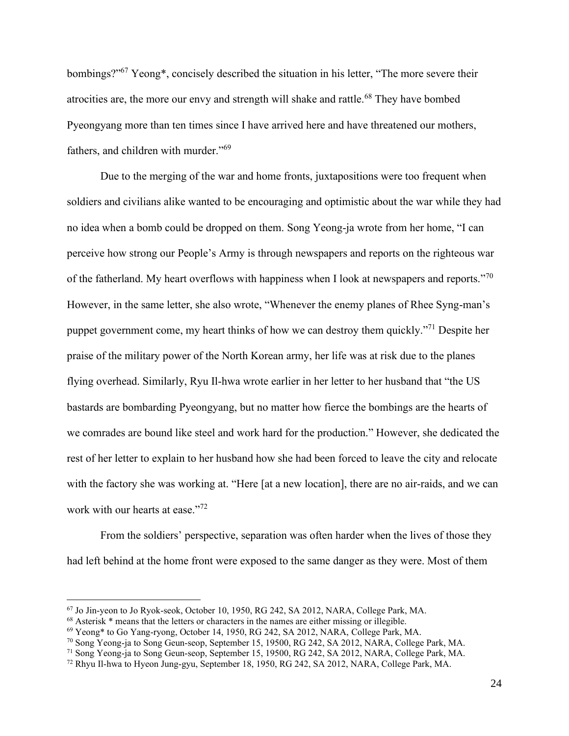bombings?"[67] Yeong*, concisely described the situation in his letter, "The more severe their atrocities are, the more our envy and strength will shake and rattle.[68] They have bombed Pyeongyang more than ten times since I have arrived here and have threatened our mothers, fathers, and children with murder."[69]

Due to the merging of the war and home fronts, juxtapositions were too frequent when soldiers and civilians alike wanted to be encouraging and optimistic about the war while they had no idea when a bomb could be dropped on them. Song Yeong-ja wrote from her home, "I can perceive how strong our People's Army is through newspapers and reports on the righteous war of the fatherland. My heart overflows with happiness when I look at newspapers and reports."[70] However, in the same letter, she also wrote, "Whenever the enemy planes of Rhee Syng-man's puppet government come, my heart thinks of how we can destroy them quickly."[71] Despite her praise of the military power of the North Korean army, her life was at risk due to the planes flying overhead. Similarly, Ryu Il-hwa wrote earlier in her letter to her husband that "the US bastards are bombarding Pyeongyang, but no matter how fierce the bombings are the hearts of we comrades are bound like steel and work hard for the production." However, she dedicated the rest of her letter to explain to her husband how she had been forced to leave the city and relocate with the factory she was working at. "Here [at a new location], there are no air-raids, and we can work with our hearts at ease."[72]

From the soldiers' perspective, separation was often harder when the lives of those they had left behind at the home front were exposed to the same danger as they were. Most of them

---

[67] Jo Jin-yeon to Jo Ryok-seok, October 10, 1950, RG 242, SA 2012, NARA, College Park, MA.

[68] Asterisk * means that the letters or characters in the names are either missing or illegible.

[69] Yeong* to Go Yang-ryong, October 14, 1950, RG 242, SA 2012, NARA, College Park, MA.

[70] Song Yeong-ja to Song Geun-seop, September 15, 19500, RG 242, SA 2012, NARA, College Park, MA.

[71] Song Yeong-ja to Song Geun-seop, September 15, 19500, RG 242, SA 2012, NARA, College Park, MA.

[72] Rhyu Il-hwa to Hyeon Jung-gyu, September 18, 1950, RG 242, SA 2012, NARA, College Park, MA.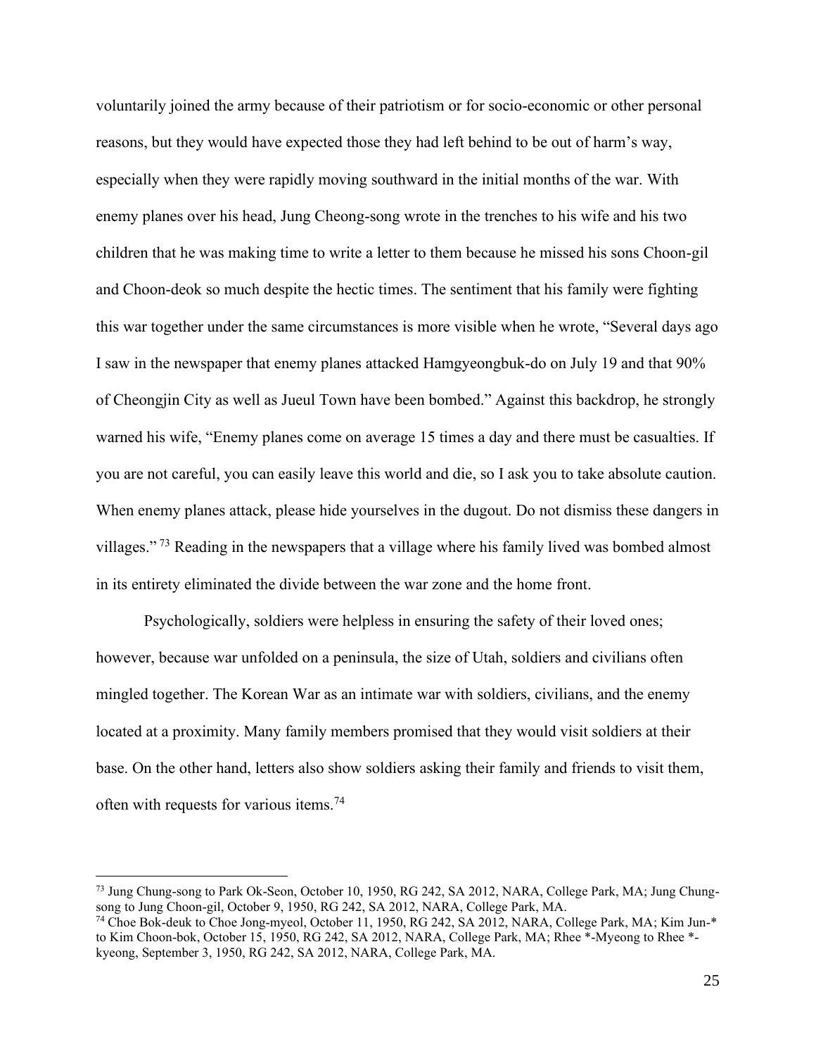voluntarily joined the army because of their patriotism or for socio-economic or other personal reasons, but they would have expected those they had left behind to be out of harm's way, especially when they were rapidly moving southward in the initial months of the war. With enemy planes over his head, Jung Cheong-song wrote in the trenches to his wife and his two children that he was making time to write a letter to them because he missed his sons Choon-gil and Choon-deok so much despite the hectic times. The sentiment that his family were fighting this war together under the same circumstances is more visible when he wrote, "Several days ago I saw in the newspaper that enemy planes attacked Hamgyeongbuk-do on July 19 and that 90% of Cheongjin City as well as Jueul Town have been bombed." Against this backdrop, he strongly warned his wife, "Enemy planes come on average 15 times a day and there must be casualties. If you are not careful, you can easily leave this world and die, so I ask you to take absolute caution. When enemy planes attack, please hide yourselves in the dugout. Do not dismiss these dangers in villages."[73] Reading in the newspapers that a village where his family lived was bombed almost in its entirety eliminated the divide between the war zone and the home front.

Psychologically, soldiers were helpless in ensuring the safety of their loved ones; however, because war unfolded on a peninsula, the size of Utah, soldiers and civilians often mingled together. The Korean War as an intimate war with soldiers, civilians, and the enemy located at a proximity. Many family members promised that they would visit soldiers at their base. On the other hand, letters also show soldiers asking their family and friends to visit them, often with requests for various items.[74]

---

[73] Jung Chung-song to Park Ok-Seon, October 10, 1950, RG 242, SA 2012, NARA, College Park, MA; Jung Chung-song to Jung Choon-gil, October 9, 1950, RG 242, SA 2012, NARA, College Park, MA.

[74] Choe Bok-deuk to Choe Jong-myeol, October 11, 1950, RG 242, SA 2012, NARA, College Park, MA; Kim Jun-* to Kim Choon-bok, October 15, 1950, RG 242, SA 2012, NARA, College Park, MA; Rhee *-Myeong to Rhee *-kyeong, September 3, 1950, RG 242, SA 2012, NARA, College Park, MA.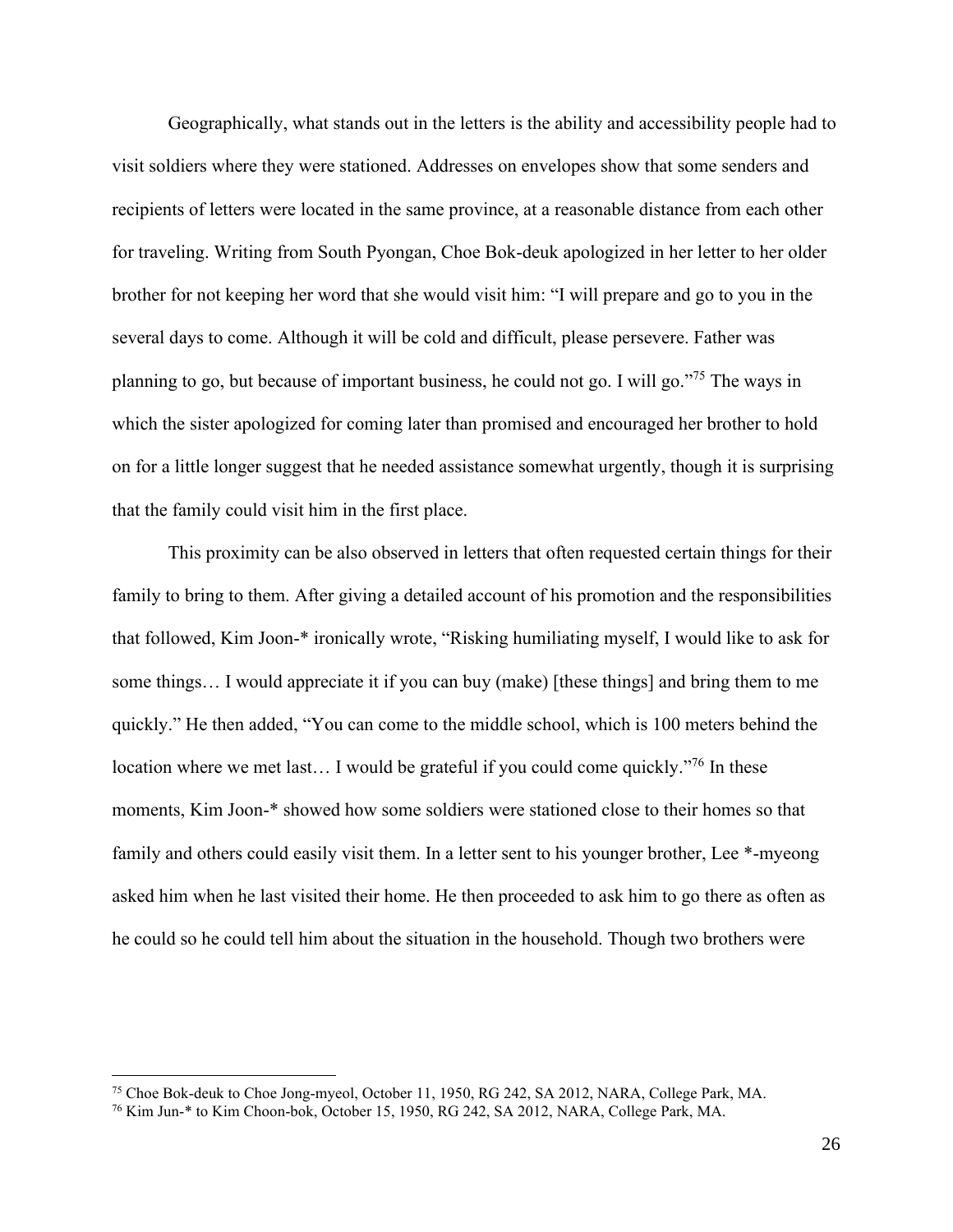Geographically, what stands out in the letters is the ability and accessibility people had to visit soldiers where they were stationed. Addresses on envelopes show that some senders and recipients of letters were located in the same province, at a reasonable distance from each other for traveling. Writing from South Pyongan, Choe Bok-deuk apologized in her letter to her older brother for not keeping her word that she would visit him: "I will prepare and go to you in the several days to come. Although it will be cold and difficult, please persevere. Father was planning to go, but because of important business, he could not go. I will go."[75] The ways in which the sister apologized for coming later than promised and encouraged her brother to hold on for a little longer suggest that he needed assistance somewhat urgently, though it is surprising that the family could visit him in the first place.

This proximity can be also observed in letters that often requested certain things for their family to bring to them. After giving a detailed account of his promotion and the responsibilities that followed, Kim Joon-* ironically wrote, "Risking humiliating myself, I would like to ask for some things… I would appreciate it if you can buy (make) [these things] and bring them to me quickly." He then added, "You can come to the middle school, which is 100 meters behind the location where we met last… I would be grateful if you could come quickly."[76] In these moments, Kim Joon-* showed how some soldiers were stationed close to their homes so that family and others could easily visit them. In a letter sent to his younger brother, Lee *-myeong asked him when he last visited their home. He then proceeded to ask him to go there as often as he could so he could tell him about the situation in the household. Though two brothers were

---

[75] Choe Bok-deuk to Choe Jong-myeol, October 11, 1950, RG 242, SA 2012, NARA, College Park, MA.

[76] Kim Jun-* to Kim Choon-bok, October 15, 1950, RG 242, SA 2012, NARA, College Park, MA.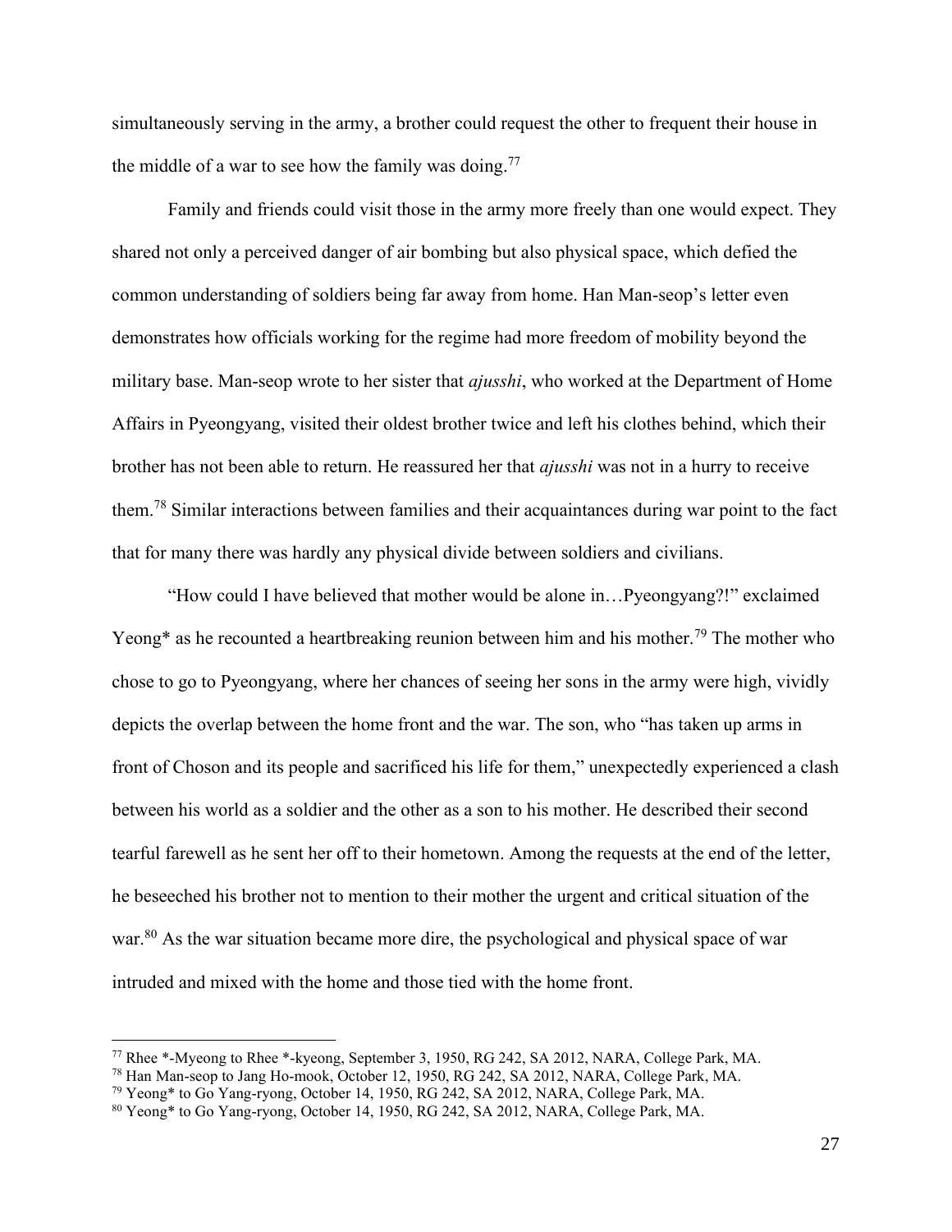simultaneously serving in the army, a brother could request the other to frequent their house in the middle of a war to see how the family was doing.[77]

Family and friends could visit those in the army more freely than one would expect. They shared not only a perceived danger of air bombing but also physical space, which defied the common understanding of soldiers being far away from home. Han Man-seop's letter even demonstrates how officials working for the regime had more freedom of mobility beyond the military base. Man-seop wrote to her sister that *ajusshi*, who worked at the Department of Home Affairs in Pyeongyang, visited their oldest brother twice and left his clothes behind, which their brother has not been able to return. He reassured her that *ajusshi* was not in a hurry to receive them.[78] Similar interactions between families and their acquaintances during war point to the fact that for many there was hardly any physical divide between soldiers and civilians.

"How could I have believed that mother would be alone in…Pyeongyang?!" exclaimed Yeong* as he recounted a heartbreaking reunion between him and his mother.[79] The mother who chose to go to Pyeongyang, where her chances of seeing her sons in the army were high, vividly depicts the overlap between the home front and the war. The son, who "has taken up arms in front of Choson and its people and sacrificed his life for them," unexpectedly experienced a clash between his world as a soldier and the other as a son to his mother. He described their second tearful farewell as he sent her off to their hometown. Among the requests at the end of the letter, he beseeched his brother not to mention to their mother the urgent and critical situation of the war.[80] As the war situation became more dire, the psychological and physical space of war intruded and mixed with the home and those tied with the home front.

---

[77] Rhee *-Myeong to Rhee *-kyeong, September 3, 1950, RG 242, SA 2012, NARA, College Park, MA.

[78] Han Man-seop to Jang Ho-mook, October 12, 1950, RG 242, SA 2012, NARA, College Park, MA.

[79] Yeong* to Go Yang-ryong, October 14, 1950, RG 242, SA 2012, NARA, College Park, MA.

[80] Yeong* to Go Yang-ryong, October 14, 1950, RG 242, SA 2012, NARA, College Park, MA.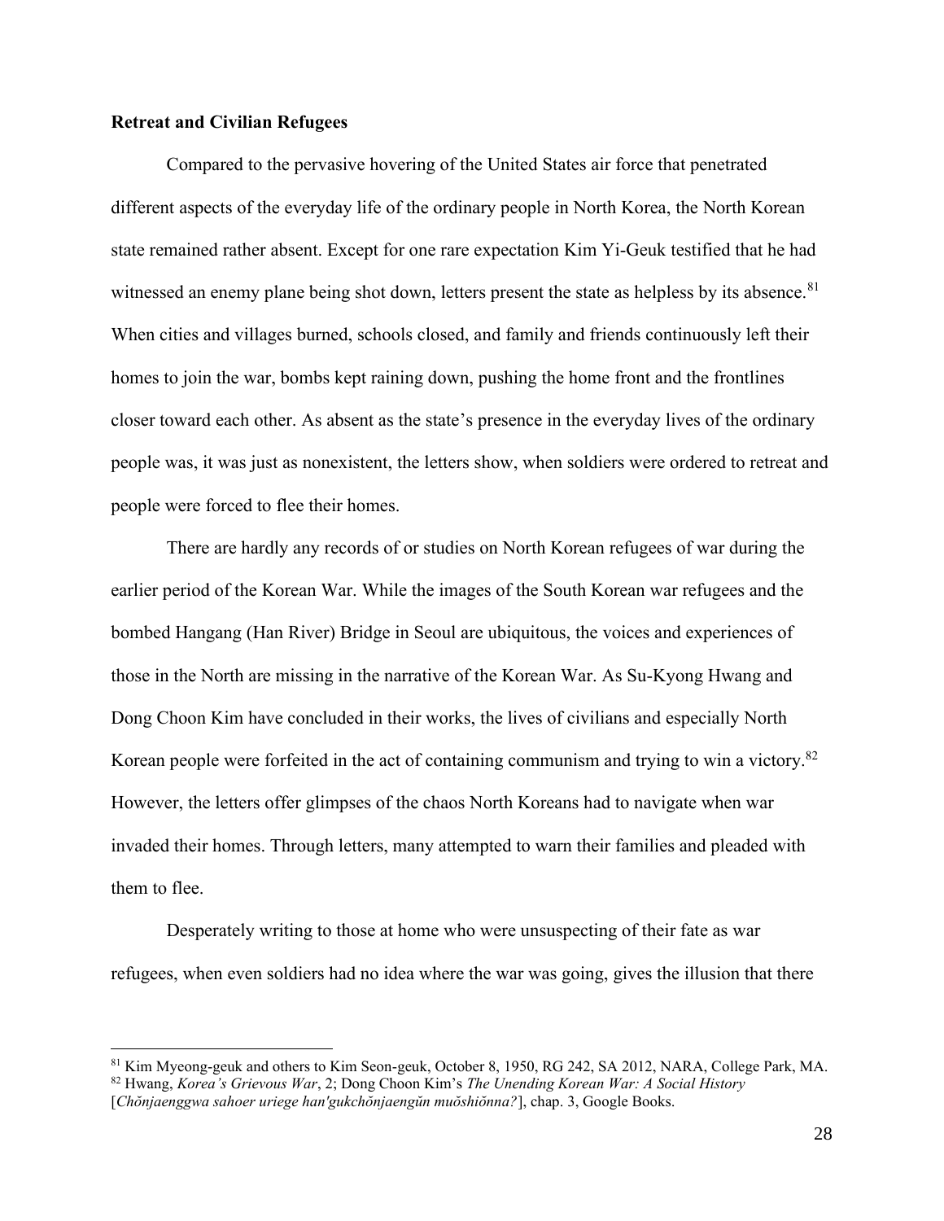**Retreat and Civilian Refugees**

Compared to the pervasive hovering of the United States air force that penetrated different aspects of the everyday life of the ordinary people in North Korea, the North Korean state remained rather absent. Except for one rare expectation Kim Yi-Geuk testified that he had witnessed an enemy plane being shot down, letters present the state as helpless by its absence.[81] When cities and villages burned, schools closed, and family and friends continuously left their homes to join the war, bombs kept raining down, pushing the home front and the frontlines closer toward each other. As absent as the state's presence in the everyday lives of the ordinary people was, it was just as nonexistent, the letters show, when soldiers were ordered to retreat and people were forced to flee their homes.

There are hardly any records of or studies on North Korean refugees of war during the earlier period of the Korean War. While the images of the South Korean war refugees and the bombed Hangang (Han River) Bridge in Seoul are ubiquitous, the voices and experiences of those in the North are missing in the narrative of the Korean War. As Su-Kyong Hwang and Dong Choon Kim have concluded in their works, the lives of civilians and especially North Korean people were forfeited in the act of containing communism and trying to win a victory.[82] However, the letters offer glimpses of the chaos North Koreans had to navigate when war invaded their homes. Through letters, many attempted to warn their families and pleaded with them to flee.

Desperately writing to those at home who were unsuspecting of their fate as war refugees, when even soldiers had no idea where the war was going, gives the illusion that there

---

[81] Kim Myeong-geuk and others to Kim Seon-geuk, October 8, 1950, RG 242, SA 2012, NARA, College Park, MA.

[82] Hwang, *Korea's Grievous War*, 2; Dong Choon Kim's *The Unending Korean War: A Social History* [*Chŏnjaenggwa sahoer uriege han'gukchŏnjaengŭn muŏshiŏnna?*], chap. 3, Google Books.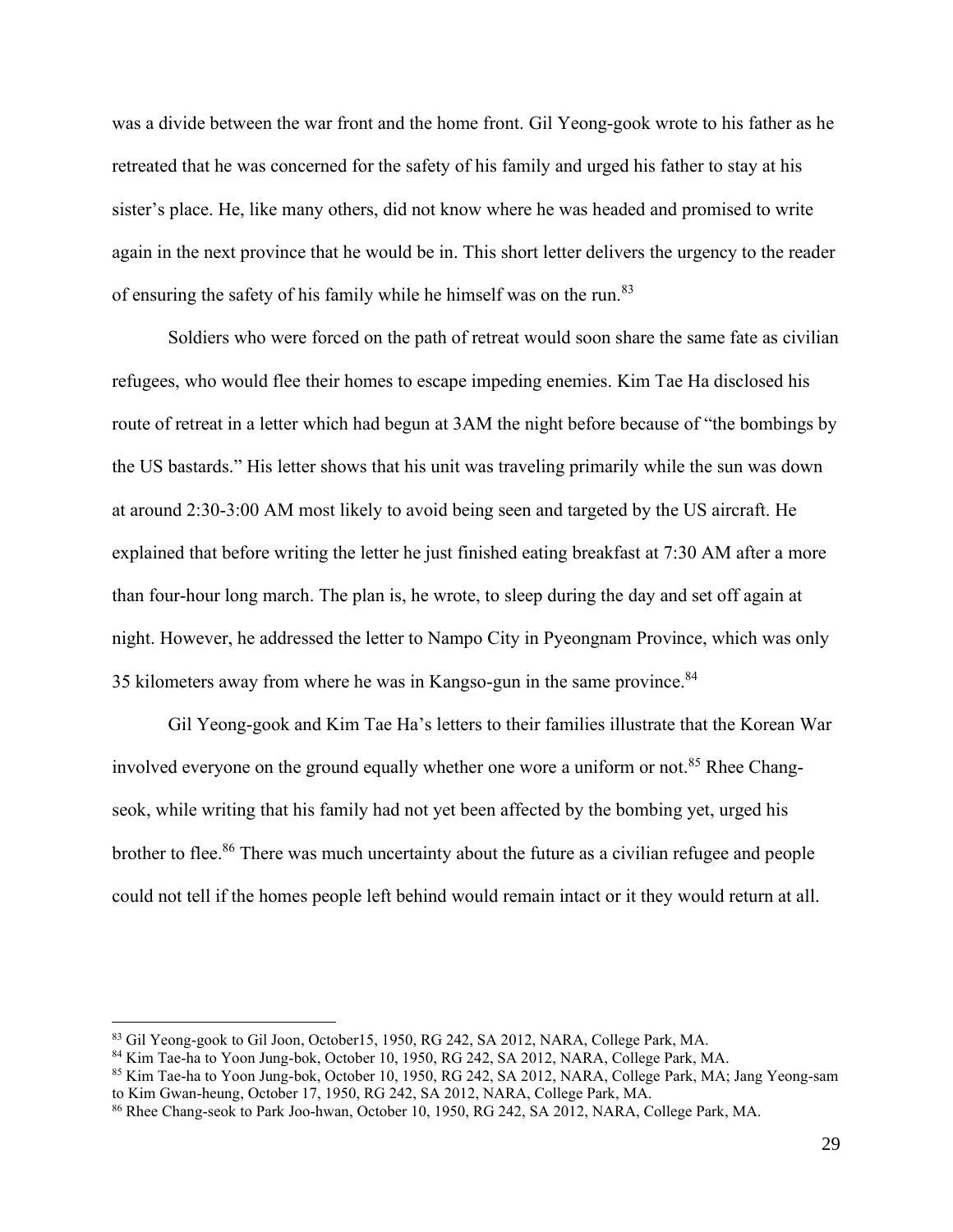was a divide between the war front and the home front. Gil Yeong-gook wrote to his father as he retreated that he was concerned for the safety of his family and urged his father to stay at his sister's place. He, like many others, did not know where he was headed and promised to write again in the next province that he would be in. This short letter delivers the urgency to the reader of ensuring the safety of his family while he himself was on the run.[83]

Soldiers who were forced on the path of retreat would soon share the same fate as civilian refugees, who would flee their homes to escape impeding enemies. Kim Tae Ha disclosed his route of retreat in a letter which had begun at 3AM the night before because of "the bombings by the US bastards." His letter shows that his unit was traveling primarily while the sun was down at around 2:30-3:00 AM most likely to avoid being seen and targeted by the US aircraft. He explained that before writing the letter he just finished eating breakfast at 7:30 AM after a more than four-hour long march. The plan is, he wrote, to sleep during the day and set off again at night. However, he addressed the letter to Nampo City in Pyeongnam Province, which was only 35 kilometers away from where he was in Kangso-gun in the same province.[84]

Gil Yeong-gook and Kim Tae Ha's letters to their families illustrate that the Korean War involved everyone on the ground equally whether one wore a uniform or not.[85] Rhee Chang-seok, while writing that his family had not yet been affected by the bombing yet, urged his brother to flee.[86] There was much uncertainty about the future as a civilian refugee and people could not tell if the homes people left behind would remain intact or it they would return at all.

---

[83] Gil Yeong-gook to Gil Joon, October15, 1950, RG 242, SA 2012, NARA, College Park, MA.

[84] Kim Tae-ha to Yoon Jung-bok, October 10, 1950, RG 242, SA 2012, NARA, College Park, MA.

[85] Kim Tae-ha to Yoon Jung-bok, October 10, 1950, RG 242, SA 2012, NARA, College Park, MA; Jang Yeong-sam to Kim Gwan-heung, October 17, 1950, RG 242, SA 2012, NARA, College Park, MA.

[86] Rhee Chang-seok to Park Joo-hwan, October 10, 1950, RG 242, SA 2012, NARA, College Park, MA.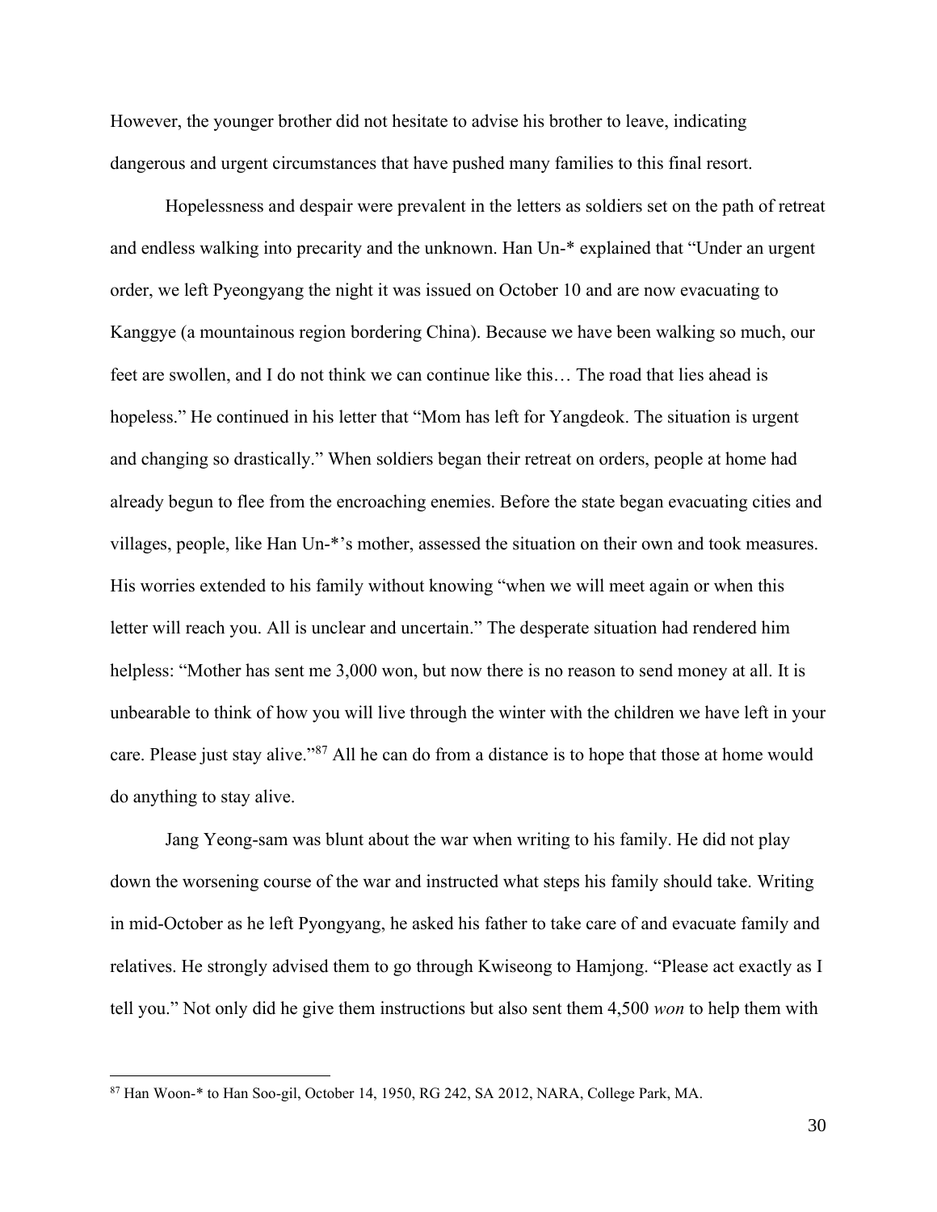However, the younger brother did not hesitate to advise his brother to leave, indicating dangerous and urgent circumstances that have pushed many families to this final resort.

Hopelessness and despair were prevalent in the letters as soldiers set on the path of retreat and endless walking into precarity and the unknown. Han Un-* explained that "Under an urgent order, we left Pyeongyang the night it was issued on October 10 and are now evacuating to Kanggye (a mountainous region bordering China). Because we have been walking so much, our feet are swollen, and I do not think we can continue like this… The road that lies ahead is hopeless." He continued in his letter that "Mom has left for Yangdeok. The situation is urgent and changing so drastically." When soldiers began their retreat on orders, people at home had already begun to flee from the encroaching enemies. Before the state began evacuating cities and villages, people, like Han Un-*'s mother, assessed the situation on their own and took measures. His worries extended to his family without knowing "when we will meet again or when this letter will reach you. All is unclear and uncertain." The desperate situation had rendered him helpless: "Mother has sent me 3,000 won, but now there is no reason to send money at all. It is unbearable to think of how you will live through the winter with the children we have left in your care. Please just stay alive."[87] All he can do from a distance is to hope that those at home would do anything to stay alive.

Jang Yeong-sam was blunt about the war when writing to his family. He did not play down the worsening course of the war and instructed what steps his family should take. Writing in mid-October as he left Pyongyang, he asked his father to take care of and evacuate family and relatives. He strongly advised them to go through Kwiseong to Hamjong. "Please act exactly as I tell you." Not only did he give them instructions but also sent them 4,500 *won* to help them with

[87] Han Woon-* to Han Soo-gil, October 14, 1950, RG 242, SA 2012, NARA, College Park, MA.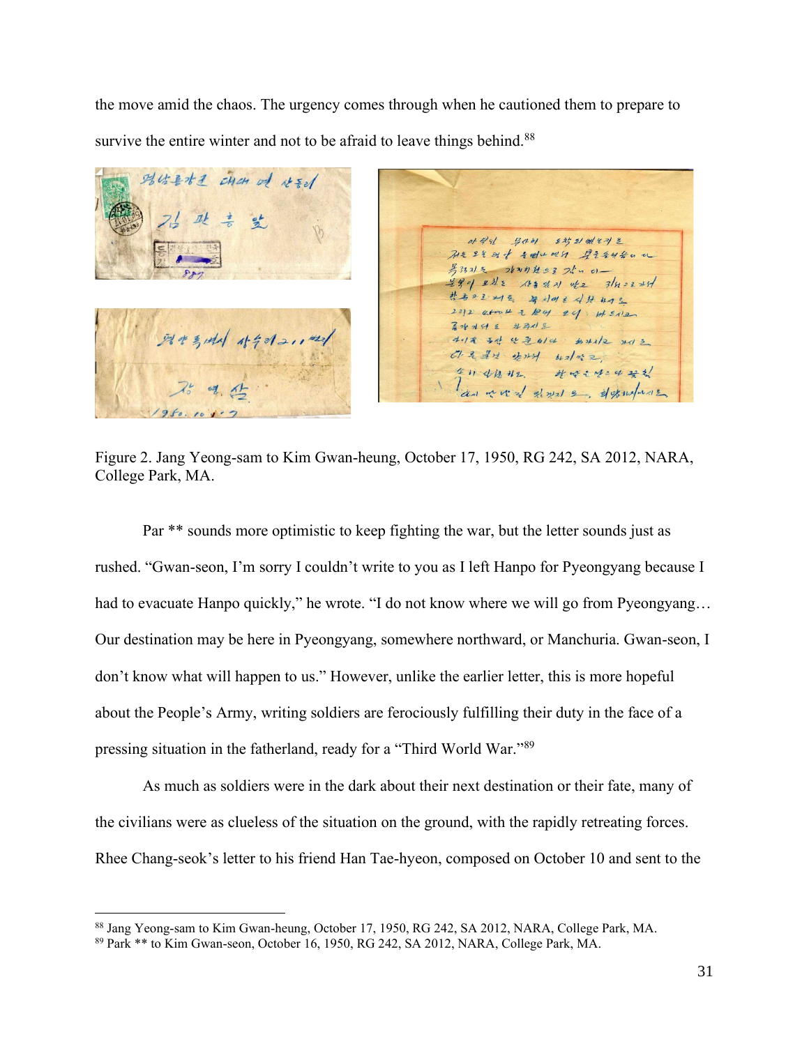the move amid the chaos. The urgency comes through when he cautioned them to prepare to survive the entire winter and not to be afraid to leave things behind.[88]

Figure 2. Jang Yeong-sam to Kim Gwan-heung, October 17, 1950, RG 242, SA 2012, NARA, College Park, MA.

Par ** sounds more optimistic to keep fighting the war, but the letter sounds just as rushed. "Gwan-seon, I'm sorry I couldn't write to you as I left Hanpo for Pyeongyang because I had to evacuate Hanpo quickly," he wrote. "I do not know where we will go from Pyeongyang… Our destination may be here in Pyeongyang, somewhere northward, or Manchuria. Gwan-seon, I don't know what will happen to us." However, unlike the earlier letter, this is more hopeful about the People's Army, writing soldiers are ferociously fulfilling their duty in the face of a pressing situation in the fatherland, ready for a "Third World War."[89]

As much as soldiers were in the dark about their next destination or their fate, many of the civilians were as clueless of the situation on the ground, with the rapidly retreating forces. Rhee Chang-seok's letter to his friend Han Tae-hyeon, composed on October 10 and sent to the

---

[88] Jang Yeong-sam to Kim Gwan-heung, October 17, 1950, RG 242, SA 2012, NARA, College Park, MA.

[89] Park ** to Kim Gwan-seon, October 16, 1950, RG 242, SA 2012, NARA, College Park, MA.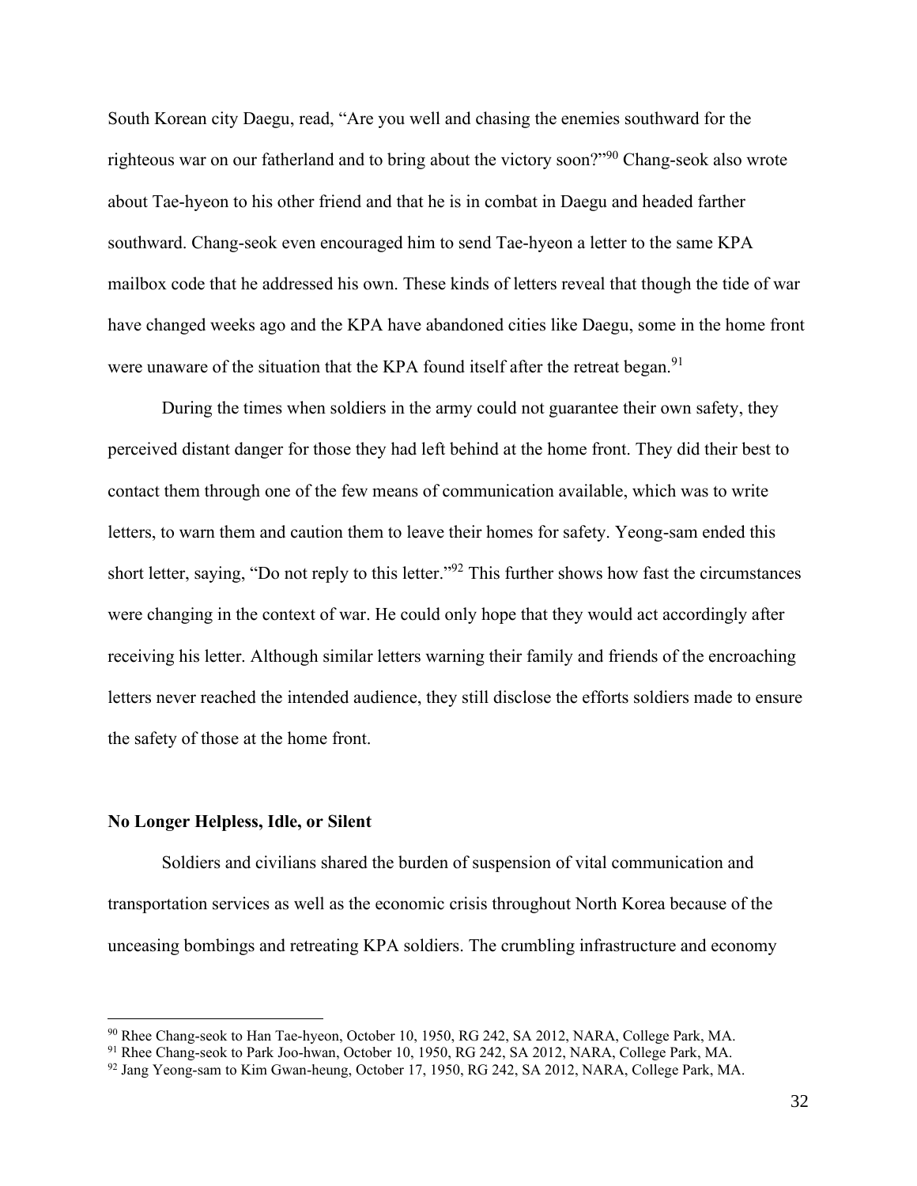South Korean city Daegu, read, "Are you well and chasing the enemies southward for the righteous war on our fatherland and to bring about the victory soon?"[90] Chang-seok also wrote about Tae-hyeon to his other friend and that he is in combat in Daegu and headed farther southward. Chang-seok even encouraged him to send Tae-hyeon a letter to the same KPA mailbox code that he addressed his own. These kinds of letters reveal that though the tide of war have changed weeks ago and the KPA have abandoned cities like Daegu, some in the home front were unaware of the situation that the KPA found itself after the retreat began.[91]

During the times when soldiers in the army could not guarantee their own safety, they perceived distant danger for those they had left behind at the home front. They did their best to contact them through one of the few means of communication available, which was to write letters, to warn them and caution them to leave their homes for safety. Yeong-sam ended this short letter, saying, "Do not reply to this letter."[92] This further shows how fast the circumstances were changing in the context of war. He could only hope that they would act accordingly after receiving his letter. Although similar letters warning their family and friends of the encroaching letters never reached the intended audience, they still disclose the efforts soldiers made to ensure the safety of those at the home front.

### No Longer Helpless, Idle, or Silent

Soldiers and civilians shared the burden of suspension of vital communication and transportation services as well as the economic crisis throughout North Korea because of the unceasing bombings and retreating KPA soldiers. The crumbling infrastructure and economy

---

[90] Rhee Chang-seok to Han Tae-hyeon, October 10, 1950, RG 242, SA 2012, NARA, College Park, MA.

[91] Rhee Chang-seok to Park Joo-hwan, October 10, 1950, RG 242, SA 2012, NARA, College Park, MA.

[92] Jang Yeong-sam to Kim Gwan-heung, October 17, 1950, RG 242, SA 2012, NARA, College Park, MA.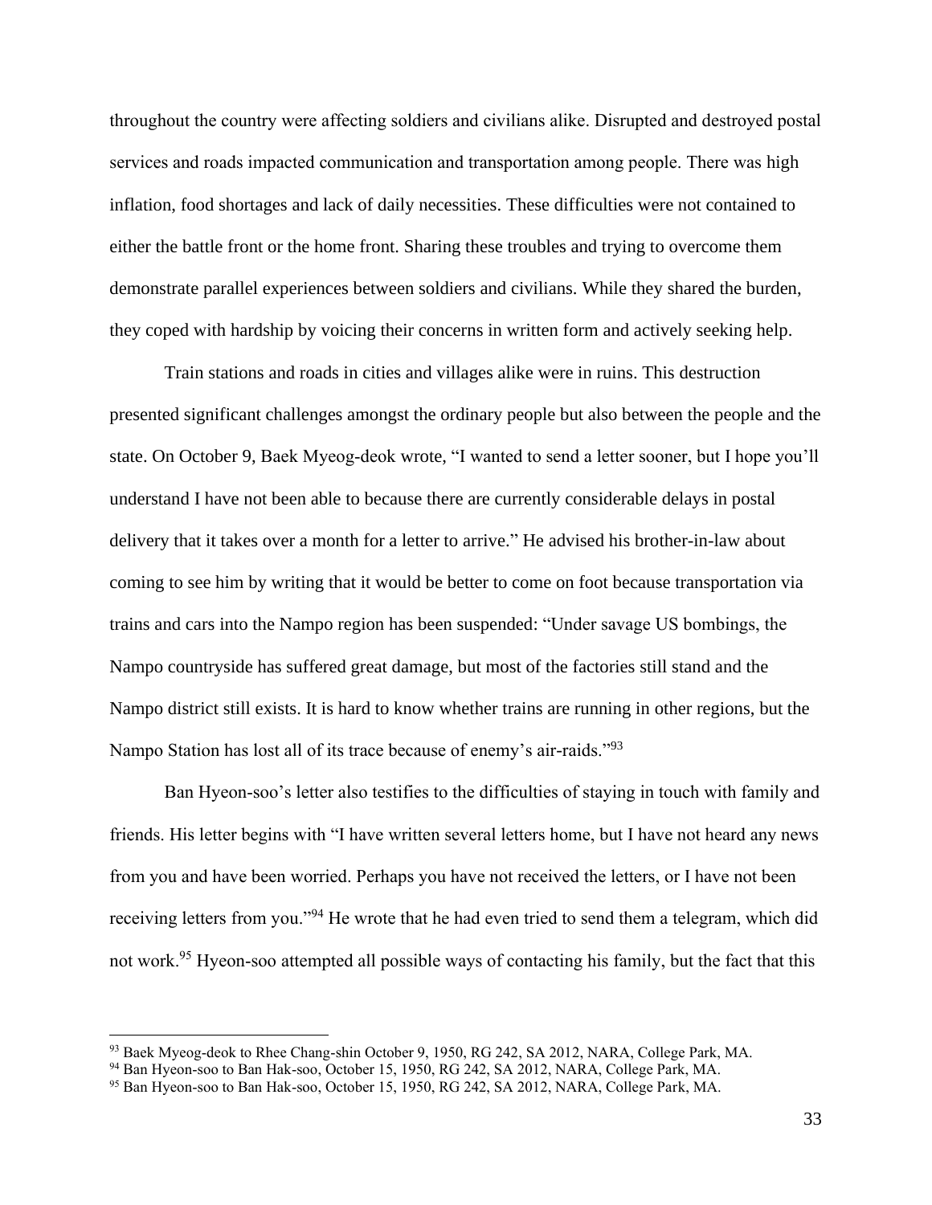throughout the country were affecting soldiers and civilians alike. Disrupted and destroyed postal services and roads impacted communication and transportation among people. There was high inflation, food shortages and lack of daily necessities. These difficulties were not contained to either the battle front or the home front. Sharing these troubles and trying to overcome them demonstrate parallel experiences between soldiers and civilians. While they shared the burden, they coped with hardship by voicing their concerns in written form and actively seeking help.

Train stations and roads in cities and villages alike were in ruins. This destruction presented significant challenges amongst the ordinary people but also between the people and the state. On October 9, Baek Myeog-deok wrote, "I wanted to send a letter sooner, but I hope you'll understand I have not been able to because there are currently considerable delays in postal delivery that it takes over a month for a letter to arrive." He advised his brother-in-law about coming to see him by writing that it would be better to come on foot because transportation via trains and cars into the Nampo region has been suspended: "Under savage US bombings, the Nampo countryside has suffered great damage, but most of the factories still stand and the Nampo district still exists. It is hard to know whether trains are running in other regions, but the Nampo Station has lost all of its trace because of enemy's air-raids."[93]

Ban Hyeon-soo's letter also testifies to the difficulties of staying in touch with family and friends. His letter begins with "I have written several letters home, but I have not heard any news from you and have been worried. Perhaps you have not received the letters, or I have not been receiving letters from you."[94] He wrote that he had even tried to send them a telegram, which did not work.[95] Hyeon-soo attempted all possible ways of contacting his family, but the fact that this

---

[93] Baek Myeog-deok to Rhee Chang-shin October 9, 1950, RG 242, SA 2012, NARA, College Park, MA.

[94] Ban Hyeon-soo to Ban Hak-soo, October 15, 1950, RG 242, SA 2012, NARA, College Park, MA.

[95] Ban Hyeon-soo to Ban Hak-soo, October 15, 1950, RG 242, SA 2012, NARA, College Park, MA.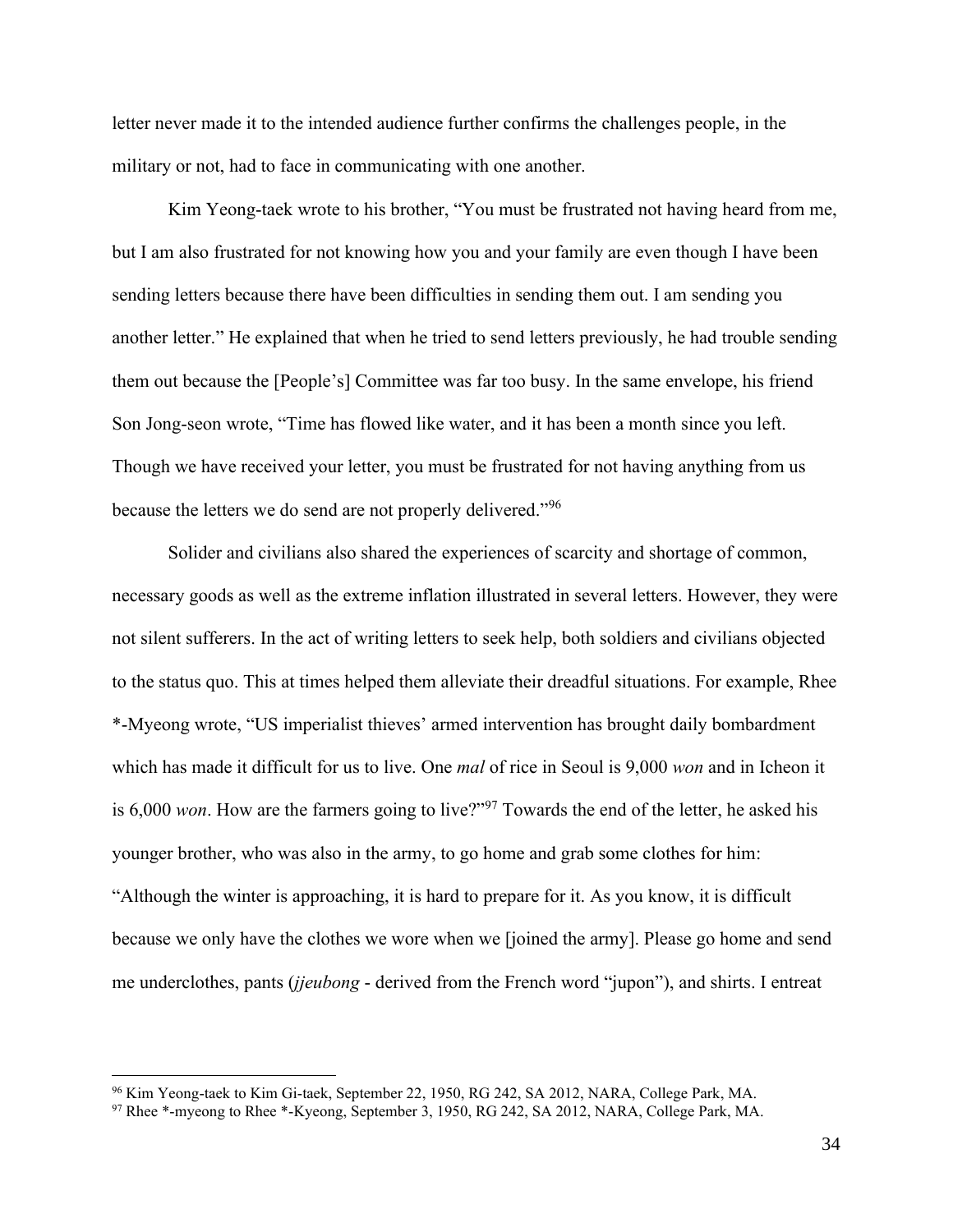letter never made it to the intended audience further confirms the challenges people, in the military or not, had to face in communicating with one another.

Kim Yeong-taek wrote to his brother, "You must be frustrated not having heard from me, but I am also frustrated for not knowing how you and your family are even though I have been sending letters because there have been difficulties in sending them out. I am sending you another letter." He explained that when he tried to send letters previously, he had trouble sending them out because the [People's] Committee was far too busy. In the same envelope, his friend Son Jong-seon wrote, "Time has flowed like water, and it has been a month since you left. Though we have received your letter, you must be frustrated for not having anything from us because the letters we do send are not properly delivered."[96]

Solider and civilians also shared the experiences of scarcity and shortage of common, necessary goods as well as the extreme inflation illustrated in several letters. However, they were not silent sufferers. In the act of writing letters to seek help, both soldiers and civilians objected to the status quo. This at times helped them alleviate their dreadful situations. For example, Rhee *-Myeong wrote, "US imperialist thieves' armed intervention has brought daily bombardment which has made it difficult for us to live. One *mal* of rice in Seoul is 9,000 *won* and in Icheon it is 6,000 *won*. How are the farmers going to live?"[97] Towards the end of the letter, he asked his younger brother, who was also in the army, to go home and grab some clothes for him: "Although the winter is approaching, it is hard to prepare for it. As you know, it is difficult because we only have the clothes we wore when we [joined the army]. Please go home and send me underclothes, pants (*jjeubong* - derived from the French word "jupon"), and shirts. I entreat

---

[96] Kim Yeong-taek to Kim Gi-taek, September 22, 1950, RG 242, SA 2012, NARA, College Park, MA.

[97] Rhee *-myeong to Rhee *-Kyeong, September 3, 1950, RG 242, SA 2012, NARA, College Park, MA.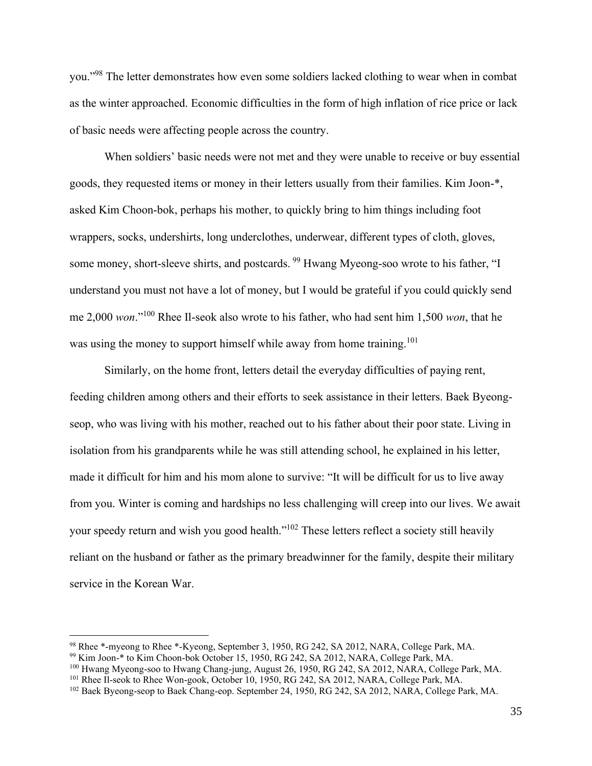you."[98] The letter demonstrates how even some soldiers lacked clothing to wear when in combat as the winter approached. Economic difficulties in the form of high inflation of rice price or lack of basic needs were affecting people across the country.

When soldiers' basic needs were not met and they were unable to receive or buy essential goods, they requested items or money in their letters usually from their families. Kim Joon-*, asked Kim Choon-bok, perhaps his mother, to quickly bring to him things including foot wrappers, socks, undershirts, long underclothes, underwear, different types of cloth, gloves, some money, short-sleeve shirts, and postcards. [99] Hwang Myeong-soo wrote to his father, "I understand you must not have a lot of money, but I would be grateful if you could quickly send me 2,000 *won*."[100] Rhee Il-seok also wrote to his father, who had sent him 1,500 *won*, that he was using the money to support himself while away from home training.[101]

Similarly, on the home front, letters detail the everyday difficulties of paying rent, feeding children among others and their efforts to seek assistance in their letters. Baek Byeong-seop, who was living with his mother, reached out to his father about their poor state. Living in isolation from his grandparents while he was still attending school, he explained in his letter, made it difficult for him and his mom alone to survive: "It will be difficult for us to live away from you. Winter is coming and hardships no less challenging will creep into our lives. We await your speedy return and wish you good health."[102] These letters reflect a society still heavily reliant on the husband or father as the primary breadwinner for the family, despite their military service in the Korean War.

---

[98] Rhee *-myeong to Rhee *-Kyeong, September 3, 1950, RG 242, SA 2012, NARA, College Park, MA.

[99] Kim Joon-* to Kim Choon-bok October 15, 1950, RG 242, SA 2012, NARA, College Park, MA.

[100] Hwang Myeong-soo to Hwang Chang-jung, August 26, 1950, RG 242, SA 2012, NARA, College Park, MA.

[101] Rhee Il-seok to Rhee Won-gook, October 10, 1950, RG 242, SA 2012, NARA, College Park, MA.

[102] Baek Byeong-seop to Baek Chang-eop. September 24, 1950, RG 242, SA 2012, NARA, College Park, MA.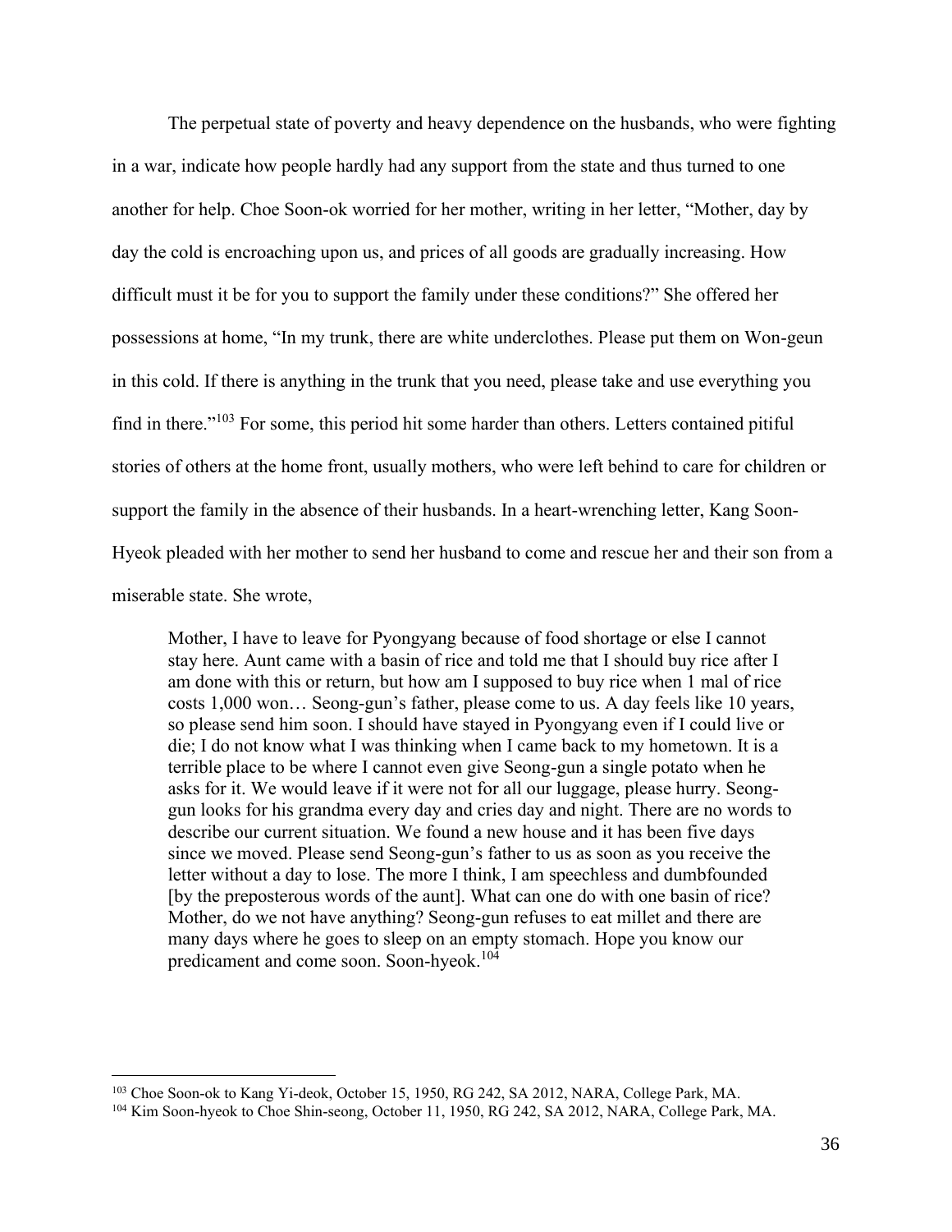The perpetual state of poverty and heavy dependence on the husbands, who were fighting in a war, indicate how people hardly had any support from the state and thus turned to one another for help. Choe Soon-ok worried for her mother, writing in her letter, "Mother, day by day the cold is encroaching upon us, and prices of all goods are gradually increasing. How difficult must it be for you to support the family under these conditions?" She offered her possessions at home, "In my trunk, there are white underclothes. Please put them on Won-geun in this cold. If there is anything in the trunk that you need, please take and use everything you find in there."[103] For some, this period hit some harder than others. Letters contained pitiful stories of others at the home front, usually mothers, who were left behind to care for children or support the family in the absence of their husbands. In a heart-wrenching letter, Kang Soon-Hyeok pleaded with her mother to send her husband to come and rescue her and their son from a miserable state. She wrote,

> Mother, I have to leave for Pyongyang because of food shortage or else I cannot stay here. Aunt came with a basin of rice and told me that I should buy rice after I am done with this or return, but how am I supposed to buy rice when 1 mal of rice costs 1,000 won… Seong-gun's father, please come to us. A day feels like 10 years, so please send him soon. I should have stayed in Pyongyang even if I could live or die; I do not know what I was thinking when I came back to my hometown. It is a terrible place to be where I cannot even give Seong-gun a single potato when he asks for it. We would leave if it were not for all our luggage, please hurry. Seong-gun looks for his grandma every day and cries day and night. There are no words to describe our current situation. We found a new house and it has been five days since we moved. Please send Seong-gun's father to us as soon as you receive the letter without a day to lose. The more I think, I am speechless and dumbfounded [by the preposterous words of the aunt]. What can one do with one basin of rice? Mother, do we not have anything? Seong-gun refuses to eat millet and there are many days where he goes to sleep on an empty stomach. Hope you know our predicament and come soon. Soon-hyeok.[104]

---

[103] Choe Soon-ok to Kang Yi-deok, October 15, 1950, RG 242, SA 2012, NARA, College Park, MA.

[104] Kim Soon-hyeok to Choe Shin-seong, October 11, 1950, RG 242, SA 2012, NARA, College Park, MA.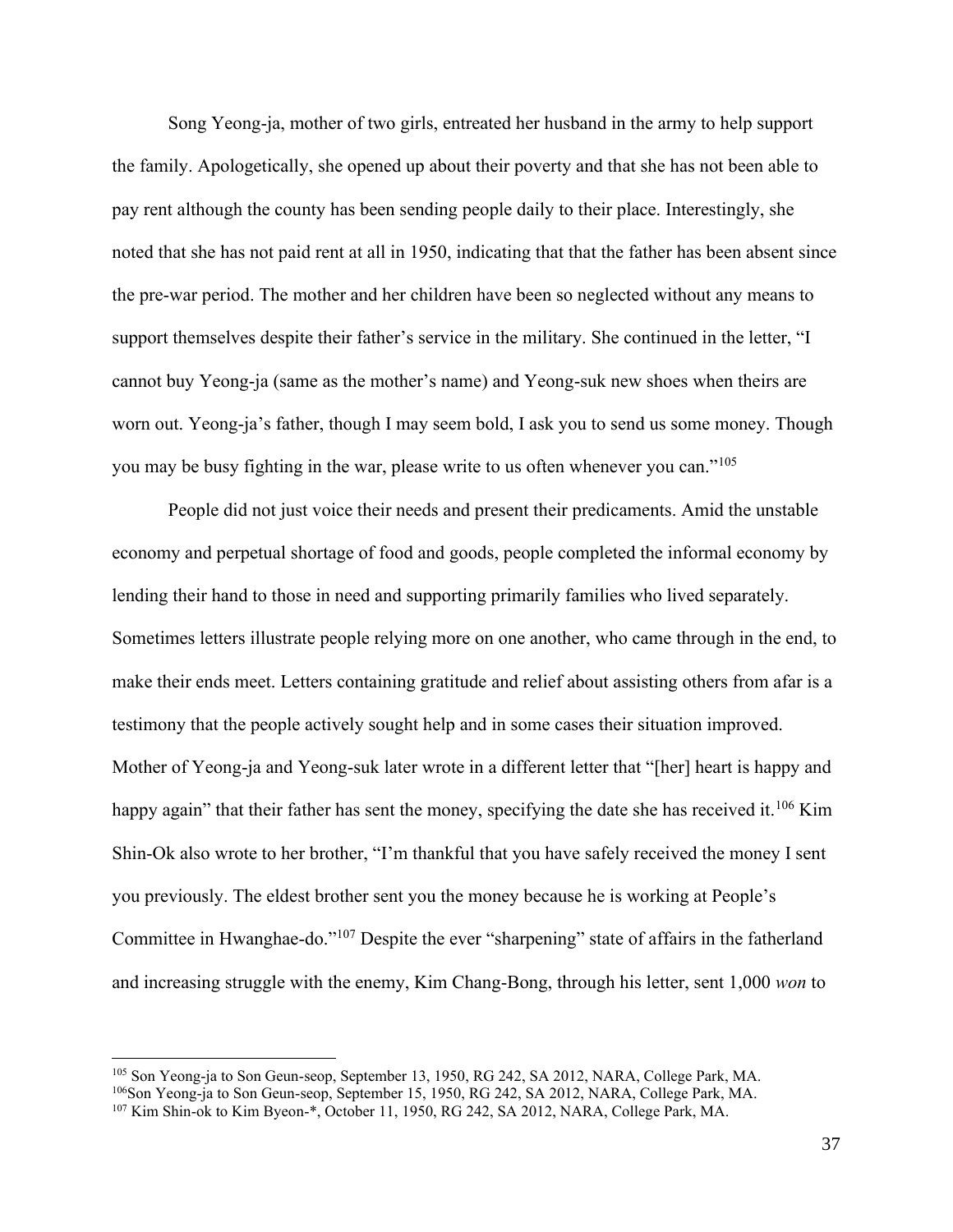Song Yeong-ja, mother of two girls, entreated her husband in the army to help support the family. Apologetically, she opened up about their poverty and that she has not been able to pay rent although the county has been sending people daily to their place. Interestingly, she noted that she has not paid rent at all in 1950, indicating that that the father has been absent since the pre-war period. The mother and her children have been so neglected without any means to support themselves despite their father's service in the military. She continued in the letter, "I cannot buy Yeong-ja (same as the mother's name) and Yeong-suk new shoes when theirs are worn out. Yeong-ja's father, though I may seem bold, I ask you to send us some money. Though you may be busy fighting in the war, please write to us often whenever you can."[105]

People did not just voice their needs and present their predicaments. Amid the unstable economy and perpetual shortage of food and goods, people completed the informal economy by lending their hand to those in need and supporting primarily families who lived separately. Sometimes letters illustrate people relying more on one another, who came through in the end, to make their ends meet. Letters containing gratitude and relief about assisting others from afar is a testimony that the people actively sought help and in some cases their situation improved. Mother of Yeong-ja and Yeong-suk later wrote in a different letter that "[her] heart is happy and happy again" that their father has sent the money, specifying the date she has received it.[106] Kim Shin-Ok also wrote to her brother, "I'm thankful that you have safely received the money I sent you previously. The eldest brother sent you the money because he is working at People's Committee in Hwanghae-do."[107] Despite the ever "sharpening" state of affairs in the fatherland and increasing struggle with the enemy, Kim Chang-Bong, through his letter, sent 1,000 *won* to

---

[105] Son Yeong-ja to Son Geun-seop, September 13, 1950, RG 242, SA 2012, NARA, College Park, MA.

[106] Son Yeong-ja to Son Geun-seop, September 15, 1950, RG 242, SA 2012, NARA, College Park, MA.

[107] Kim Shin-ok to Kim Byeon-*, October 11, 1950, RG 242, SA 2012, NARA, College Park, MA.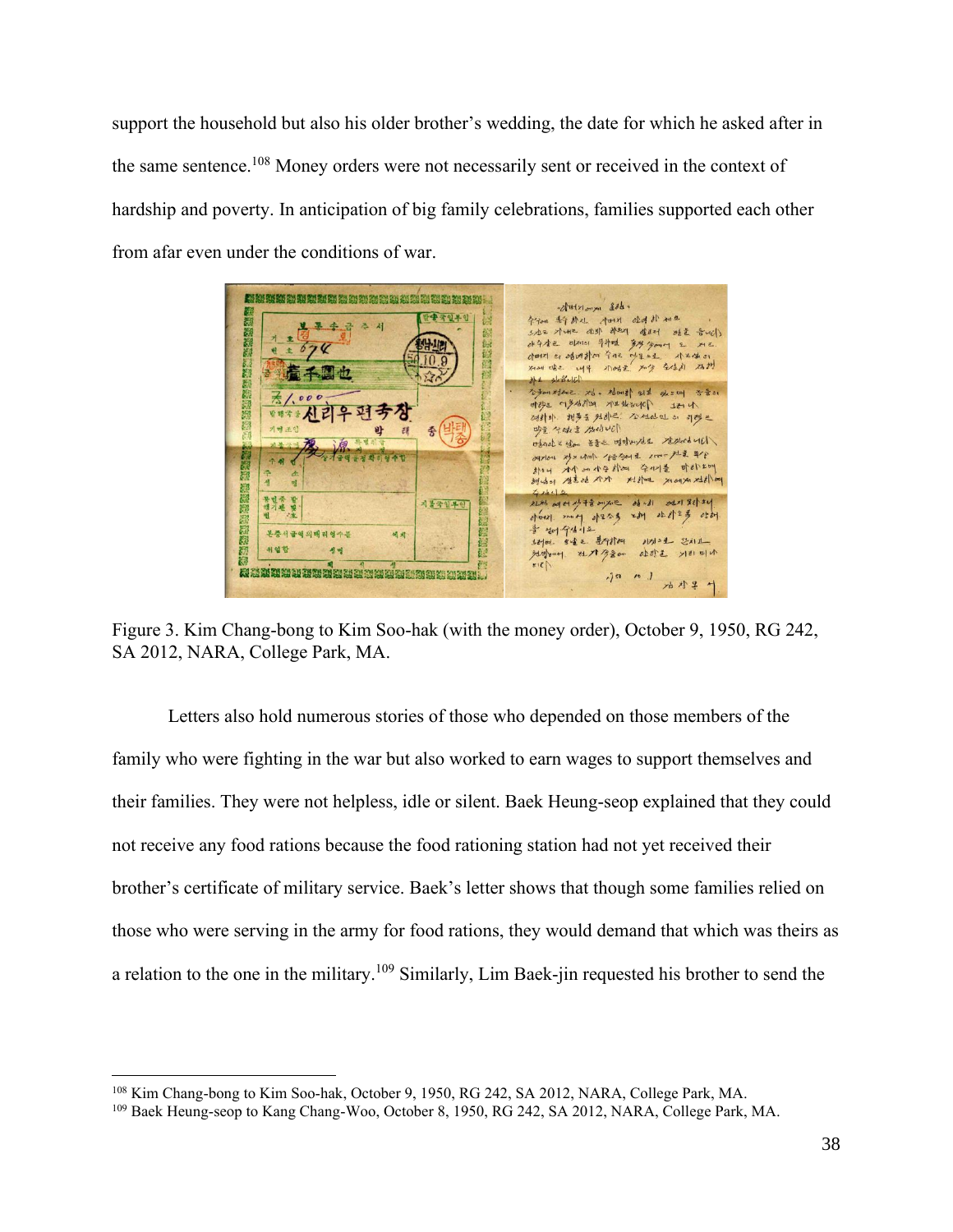support the household but also his older brother's wedding, the date for which he asked after in the same sentence.[108] Money orders were not necessarily sent or received in the context of hardship and poverty. In anticipation of big family celebrations, families supported each other from afar even under the conditions of war.

Figure 3. Kim Chang-bong to Kim Soo-hak (with the money order), October 9, 1950, RG 242, SA 2012, NARA, College Park, MA.

Letters also hold numerous stories of those who depended on those members of the family who were fighting in the war but also worked to earn wages to support themselves and their families. They were not helpless, idle or silent. Baek Heung-seop explained that they could not receive any food rations because the food rationing station had not yet received their brother's certificate of military service. Baek's letter shows that though some families relied on those who were serving in the army for food rations, they would demand that which was theirs as a relation to the one in the military.[109] Similarly, Lim Baek-jin requested his brother to send the

---

[108] Kim Chang-bong to Kim Soo-hak, October 9, 1950, RG 242, SA 2012, NARA, College Park, MA.

[109] Baek Heung-seop to Kang Chang-Woo, October 8, 1950, RG 242, SA 2012, NARA, College Park, MA.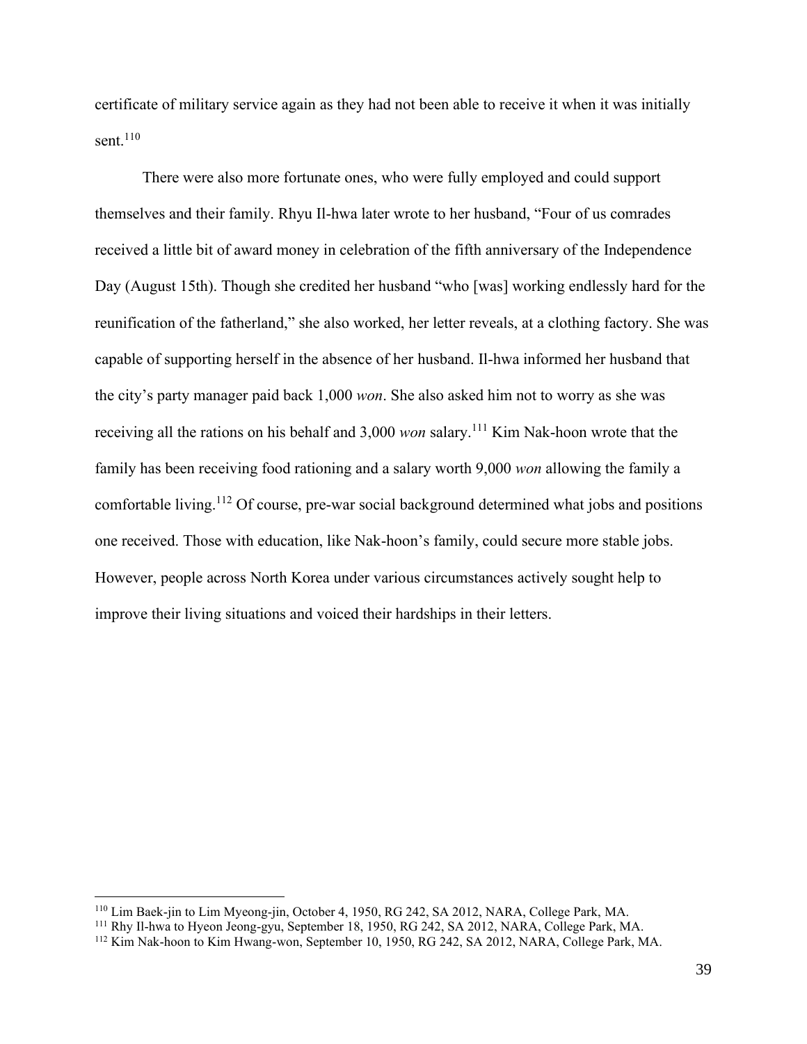certificate of military service again as they had not been able to receive it when it was initially sent.[110]

There were also more fortunate ones, who were fully employed and could support themselves and their family. Rhyu Il-hwa later wrote to her husband, “Four of us comrades received a little bit of award money in celebration of the fifth anniversary of the Independence Day (August 15th). Though she credited her husband “who [was] working endlessly hard for the reunification of the fatherland,” she also worked, her letter reveals, at a clothing factory. She was capable of supporting herself in the absence of her husband. Il-hwa informed her husband that the city’s party manager paid back 1,000 *won*. She also asked him not to worry as she was receiving all the rations on his behalf and 3,000 *won* salary.[111] Kim Nak-hoon wrote that the family has been receiving food rationing and a salary worth 9,000 *won* allowing the family a comfortable living.[112] Of course, pre-war social background determined what jobs and positions one received. Those with education, like Nak-hoon’s family, could secure more stable jobs. However, people across North Korea under various circumstances actively sought help to improve their living situations and voiced their hardships in their letters.

---

[110] Lim Baek-jin to Lim Myeong-jin, October 4, 1950, RG 242, SA 2012, NARA, College Park, MA.

[111] Rhy Il-hwa to Hyeon Jeong-gyu, September 18, 1950, RG 242, SA 2012, NARA, College Park, MA.

[112] Kim Nak-hoon to Kim Hwang-won, September 10, 1950, RG 242, SA 2012, NARA, College Park, MA.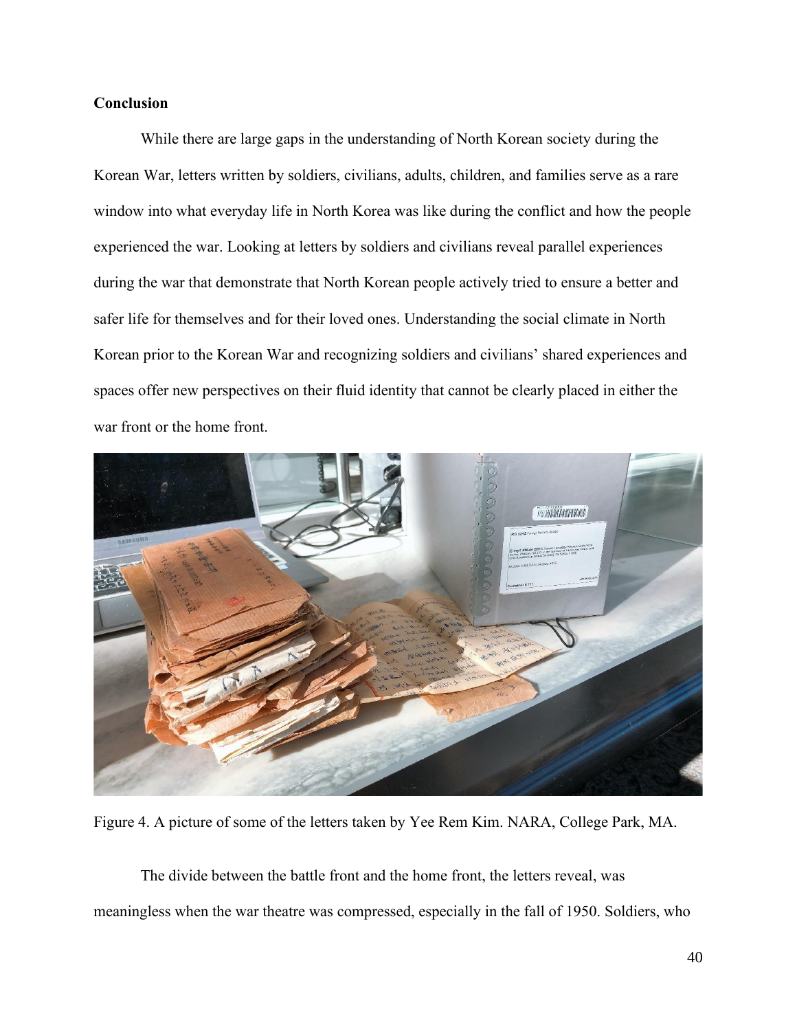## Conclusion

While there are large gaps in the understanding of North Korean society during the Korean War, letters written by soldiers, civilians, adults, children, and families serve as a rare window into what everyday life in North Korea was like during the conflict and how the people experienced the war. Looking at letters by soldiers and civilians reveal parallel experiences during the war that demonstrate that North Korean people actively tried to ensure a better and safer life for themselves and for their loved ones. Understanding the social climate in North Korean prior to the Korean War and recognizing soldiers and civilians' shared experiences and spaces offer new perspectives on their fluid identity that cannot be clearly placed in either the war front or the home front.

Figure 4. A picture of some of the letters taken by Yee Rem Kim. NARA, College Park, MA.

The divide between the battle front and the home front, the letters reveal, was meaningless when the war theatre was compressed, especially in the fall of 1950. Soldiers, who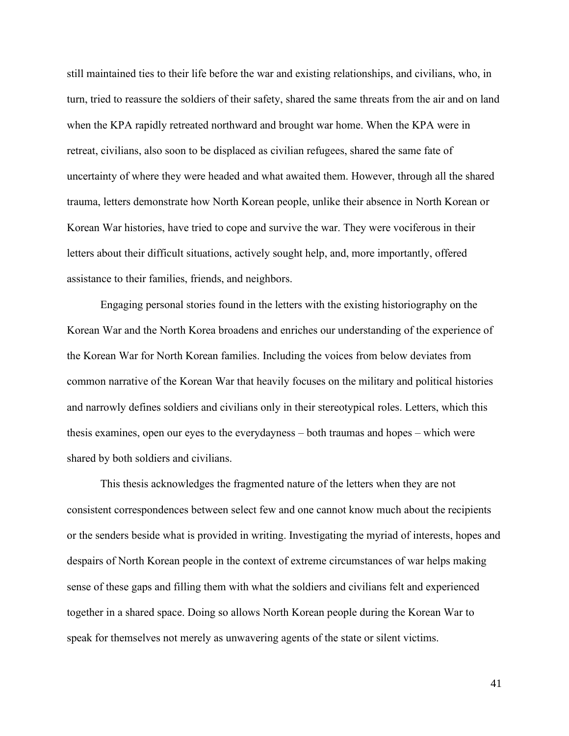still maintained ties to their life before the war and existing relationships, and civilians, who, in turn, tried to reassure the soldiers of their safety, shared the same threats from the air and on land when the KPA rapidly retreated northward and brought war home. When the KPA were in retreat, civilians, also soon to be displaced as civilian refugees, shared the same fate of uncertainty of where they were headed and what awaited them. However, through all the shared trauma, letters demonstrate how North Korean people, unlike their absence in North Korean or Korean War histories, have tried to cope and survive the war. They were vociferous in their letters about their difficult situations, actively sought help, and, more importantly, offered assistance to their families, friends, and neighbors.

Engaging personal stories found in the letters with the existing historiography on the Korean War and the North Korea broadens and enriches our understanding of the experience of the Korean War for North Korean families. Including the voices from below deviates from common narrative of the Korean War that heavily focuses on the military and political histories and narrowly defines soldiers and civilians only in their stereotypical roles. Letters, which this thesis examines, open our eyes to the everydayness – both traumas and hopes – which were shared by both soldiers and civilians.

This thesis acknowledges the fragmented nature of the letters when they are not consistent correspondences between select few and one cannot know much about the recipients or the senders beside what is provided in writing. Investigating the myriad of interests, hopes and despairs of North Korean people in the context of extreme circumstances of war helps making sense of these gaps and filling them with what the soldiers and civilians felt and experienced together in a shared space. Doing so allows North Korean people during the Korean War to speak for themselves not merely as unwavering agents of the state or silent victims.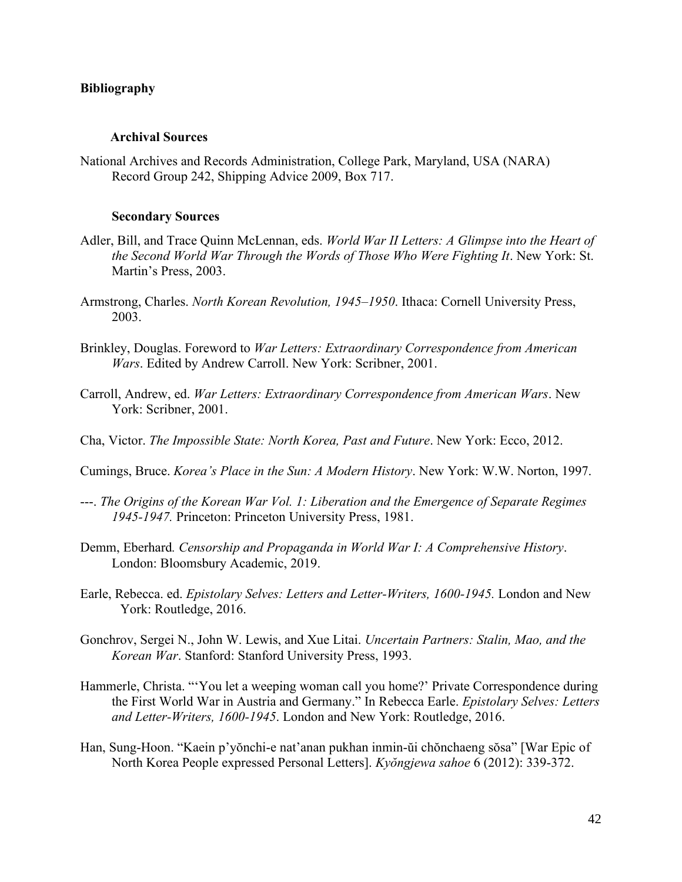## Bibliography

### Archival Sources

National Archives and Records Administration, College Park, Maryland, USA (NARA) Record Group 242, Shipping Advice 2009, Box 717.

### Secondary Sources

Adler, Bill, and Trace Quinn McLennan, eds. *World War II Letters: A Glimpse into the Heart of the Second World War Through the Words of Those Who Were Fighting It*. New York: St. Martin's Press, 2003.

Armstrong, Charles. *North Korean Revolution, 1945–1950*. Ithaca: Cornell University Press, 2003.

Brinkley, Douglas. Foreword to *War Letters: Extraordinary Correspondence from American Wars*. Edited by Andrew Carroll. New York: Scribner, 2001.

Carroll, Andrew, ed. *War Letters: Extraordinary Correspondence from American Wars*. New York: Scribner, 2001.

Cha, Victor. *The Impossible State: North Korea, Past and Future*. New York: Ecco, 2012.

Cumings, Bruce. *Korea's Place in the Sun: A Modern History*. New York: W.W. Norton, 1997.

---. *The Origins of the Korean War Vol. 1: Liberation and the Emergence of Separate Regimes 1945-1947.* Princeton: Princeton University Press, 1981.

Demm, Eberhard. *Censorship and Propaganda in World War I: A Comprehensive History*. London: Bloomsbury Academic, 2019.

Earle, Rebecca. ed. *Epistolary Selves: Letters and Letter-Writers, 1600-1945.* London and New York: Routledge, 2016.

Gonchrov, Sergei N., John W. Lewis, and Xue Litai. *Uncertain Partners: Stalin, Mao, and the Korean War*. Stanford: Stanford University Press, 1993.

Hammerle, Christa. "'You let a weeping woman call you home?' Private Correspondence during the First World War in Austria and Germany." In Rebecca Earle. *Epistolary Selves: Letters and Letter-Writers, 1600-1945*. London and New York: Routledge, 2016.

Han, Sung-Hoon. "Kaein p'yŏnchi-e nat'anan pukhan inmin-ŭi chŏnchaeng sŏsa" [War Epic of North Korea People expressed Personal Letters]. *Kyŏngjewa sahoe* 6 (2012): 339-372.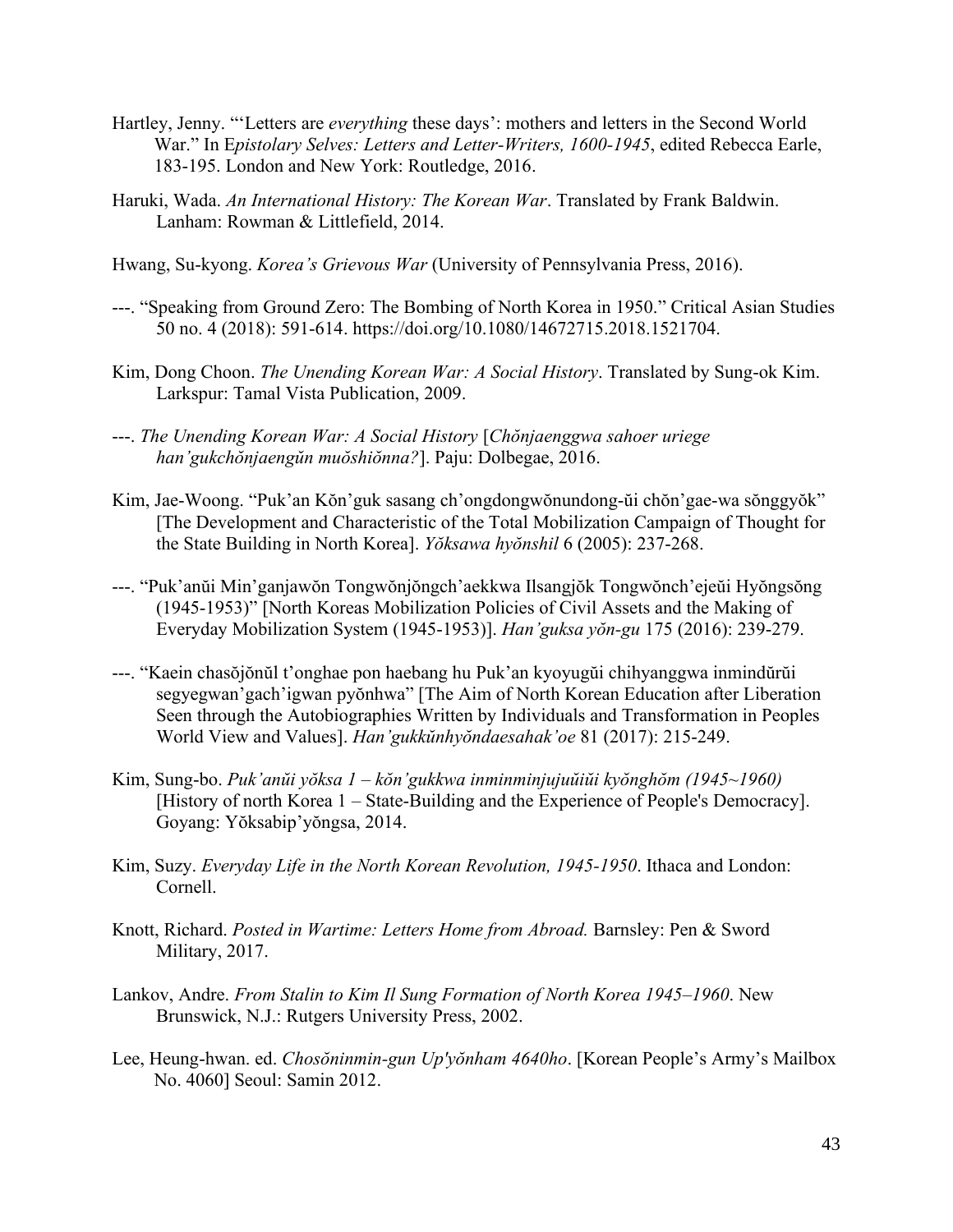Hartley, Jenny. "'Letters are *everything* these days': mothers and letters in the Second World War." In E*pistolary Selves: Letters and Letter-Writers, 1600-1945*, edited Rebecca Earle, 183-195. London and New York: Routledge, 2016.

Haruki, Wada. *An International History: The Korean War*. Translated by Frank Baldwin. Lanham: Rowman & Littlefield, 2014.

Hwang, Su-kyong. *Korea's Grievous War* (University of Pennsylvania Press, 2016).

---. "Speaking from Ground Zero: The Bombing of North Korea in 1950." Critical Asian Studies 50 no. 4 (2018): 591-614. https://doi.org/10.1080/14672715.2018.1521704.

Kim, Dong Choon. *The Unending Korean War: A Social History*. Translated by Sung-ok Kim. Larkspur: Tamal Vista Publication, 2009.

---. *The Unending Korean War: A Social History* [*Chŏnjaenggwa sahoer uriege han'gukchŏnjaengŭn muŏshiŏnna?*]. Paju: Dolbegae, 2016.

Kim, Jae-Woong. "Puk'an Kŏn'guk sasang ch'ongdongwŏnundong-ŭi chŏn'gae-wa sŏnggyŏk" [The Development and Characteristic of the Total Mobilization Campaign of Thought for the State Building in North Korea]. *Yŏksawa hyŏnshil* 6 (2005): 237-268.

---. "Puk'anŭi Min'ganjawŏn Tongwŏnjŏngch'aekkwa Ilsangjŏk Tongwŏnch'ejeŭi Hyŏngsŏng (1945-1953)" [North Koreas Mobilization Policies of Civil Assets and the Making of Everyday Mobilization System (1945-1953)]. *Han'guksa yŏn-gu* 175 (2016): 239-279.

---. "Kaein chasŏjŏnŭl t'onghae pon haebang hu Puk'an kyoyugŭi chihyanggwa inmindŭrŭi segyegwan'gach'igwan pyŏnhwa" [The Aim of North Korean Education after Liberation Seen through the Autobiographies Written by Individuals and Transformation in Peoples World View and Values]. *Han'gukkŭnhyŏndaesahak'oe* 81 (2017): 215-249.

Kim, Sung-bo. *Puk'anŭi yŏksa 1 – kŏn'gukkwa inminminjujuŭiŭi kyŏnghŏm (1945~1960)* [History of north Korea 1 – State-Building and the Experience of People's Democracy]. Goyang: Yŏksabip'yŏngsa, 2014.

Kim, Suzy. *Everyday Life in the North Korean Revolution, 1945-1950*. Ithaca and London: Cornell.

Knott, Richard. *Posted in Wartime: Letters Home from Abroad.* Barnsley: Pen & Sword Military, 2017.

Lankov, Andre. *From Stalin to Kim Il Sung Formation of North Korea 1945–1960*. New Brunswick, N.J.: Rutgers University Press, 2002.

Lee, Heung-hwan. ed. *Chosŏninmin-gun Up'yŏnham 4640ho*. [Korean People's Army's Mailbox No. 4060] Seoul: Samin 2012.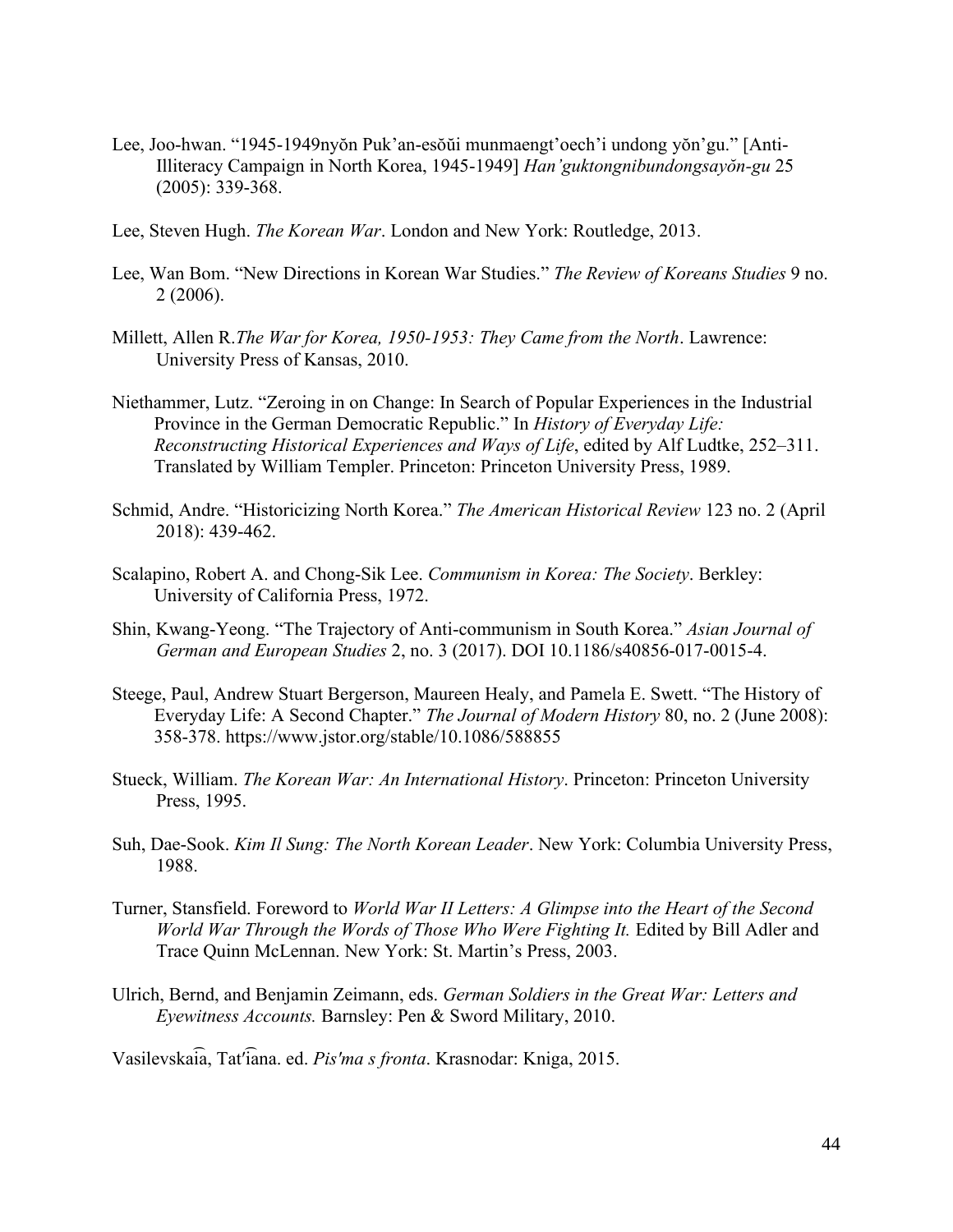Lee, Joo-hwan. "1945-1949nyŏn Puk'an-esŏŭi munmaengt'oech'i undong yŏn'gu." [Anti-Illiteracy Campaign in North Korea, 1945-1949] *Han'guktongnibundongsayŏn-gu* 25 (2005): 339-368.

Lee, Steven Hugh. *The Korean War*. London and New York: Routledge, 2013.

Lee, Wan Bom. "New Directions in Korean War Studies." *The Review of Koreans Studies* 9 no. 2 (2006).

Millett, Allen R.*The War for Korea, 1950-1953: They Came from the North*. Lawrence: University Press of Kansas, 2010.

Niethammer, Lutz. "Zeroing in on Change: In Search of Popular Experiences in the Industrial Province in the German Democratic Republic." In *History of Everyday Life: Reconstructing Historical Experiences and Ways of Life*, edited by Alf Ludtke, 252–311. Translated by William Templer. Princeton: Princeton University Press, 1989.

Schmid, Andre. "Historicizing North Korea." *The American Historical Review* 123 no. 2 (April 2018): 439-462.

Scalapino, Robert A. and Chong-Sik Lee. *Communism in Korea: The Society*. Berkley: University of California Press, 1972.

Shin, Kwang-Yeong. "The Trajectory of Anti-communism in South Korea." *Asian Journal of German and European Studies* 2, no. 3 (2017). DOI 10.1186/s40856-017-0015-4.

Steege, Paul, Andrew Stuart Bergerson, Maureen Healy, and Pamela E. Swett. "The History of Everyday Life: A Second Chapter." *The Journal of Modern History* 80, no. 2 (June 2008): 358-378. https://www.jstor.org/stable/10.1086/588855

Stueck, William. *The Korean War: An International History*. Princeton: Princeton University Press, 1995.

Suh, Dae-Sook. *Kim Il Sung: The North Korean Leader*. New York: Columbia University Press, 1988.

Turner, Stansfield. Foreword to *World War II Letters: A Glimpse into the Heart of the Second World War Through the Words of Those Who Were Fighting It.* Edited by Bill Adler and Trace Quinn McLennan. New York: St. Martin's Press, 2003.

Ulrich, Bernd, and Benjamin Zeimann, eds. *German Soldiers in the Great War: Letters and Eyewitness Accounts.* Barnsley: Pen & Sword Military, 2010.

Vasilevskai͡a, Tat′i͡ana. ed. *Pis′ma s fronta*. Krasnodar: Kniga, 2015.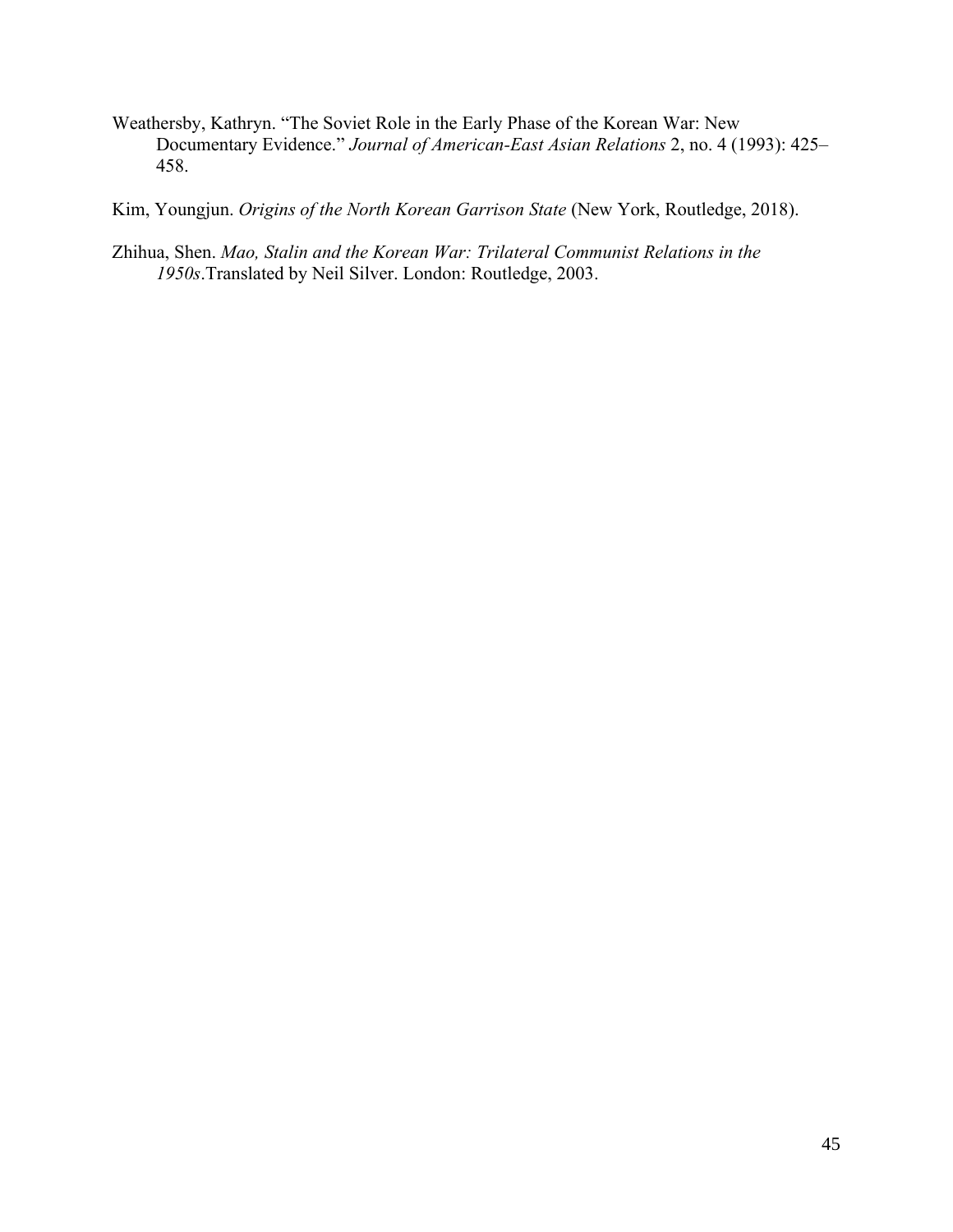Weathersby, Kathryn. "The Soviet Role in the Early Phase of the Korean War: New Documentary Evidence." *Journal of American-East Asian Relations* 2, no. 4 (1993): 425–458.

Kim, Youngjun. *Origins of the North Korean Garrison State* (New York, Routledge, 2018).

Zhihua, Shen. *Mao, Stalin and the Korean War: Trilateral Communist Relations in the 1950s*.Translated by Neil Silver. London: Routledge, 2003.